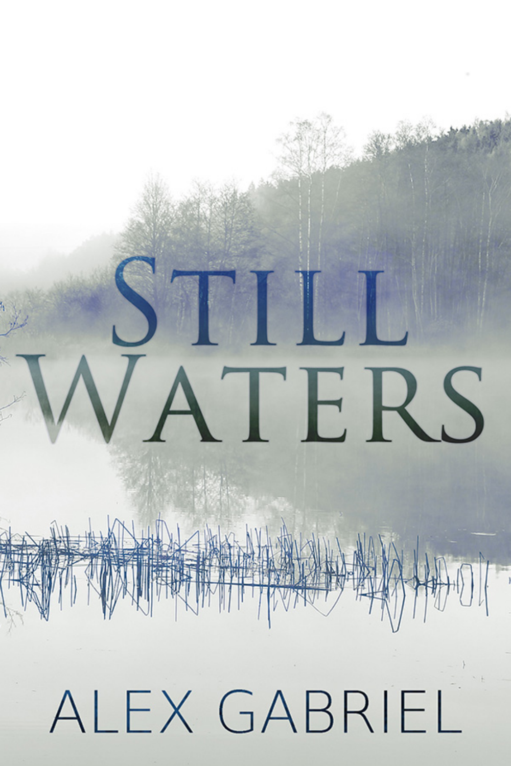# Still Waters

ALEX GABRIEL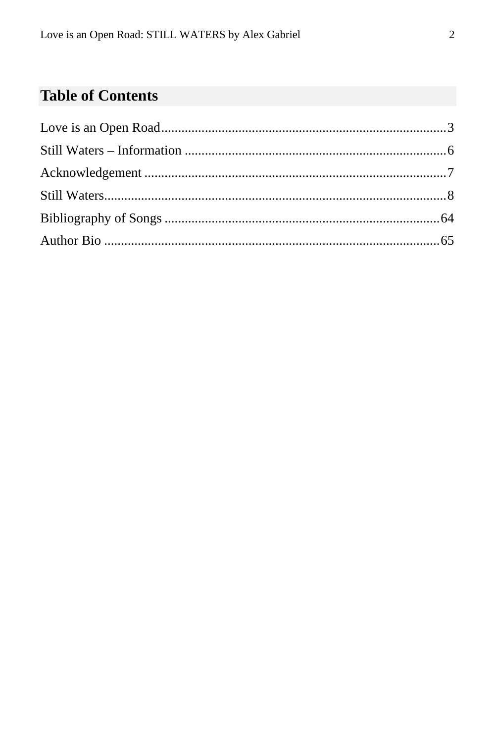## Table of Contents

Love is an Open Road....................................................................................3

Still Waters – Information .............................................................................6

Acknowledgement .........................................................................................7

Still Waters.....................................................................................................8

Bibliography of Songs .................................................................................64

Author Bio ...................................................................................................65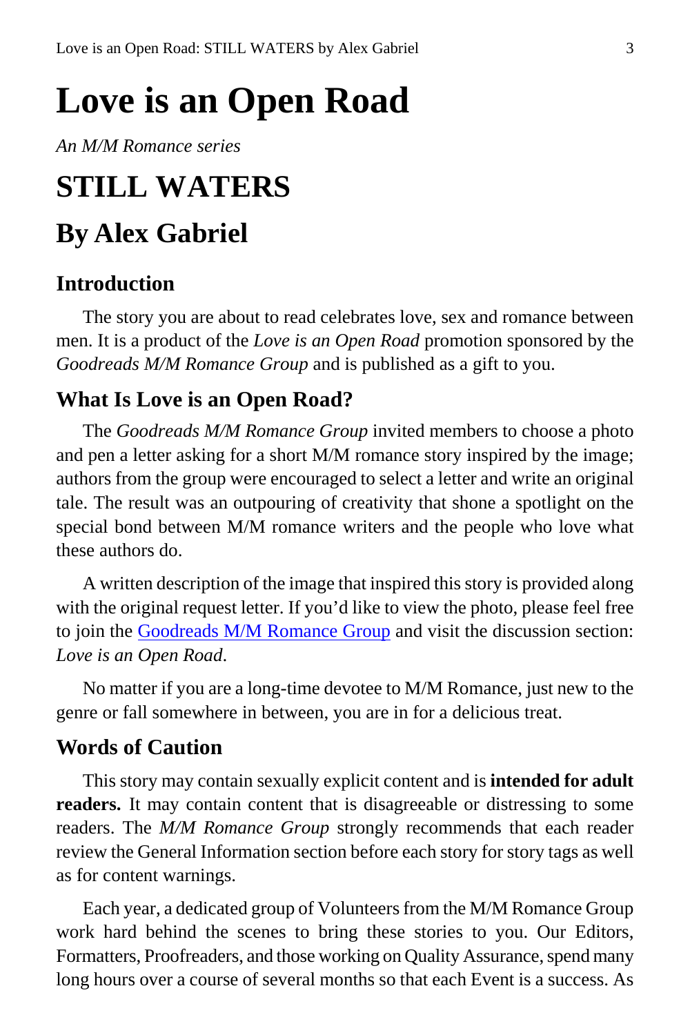# Love is an Open Road

*An M/M Romance series*

# STILL WATERS

## By Alex Gabriel

### Introduction

The story you are about to read celebrates love, sex and romance between men. It is a product of the *Love is an Open Road* promotion sponsored by the *Goodreads M/M Romance Group* and is published as a gift to you.

### What Is Love is an Open Road?

The *Goodreads M/M Romance Group* invited members to choose a photo and pen a letter asking for a short M/M romance story inspired by the image; authors from the group were encouraged to select a letter and write an original tale. The result was an outpouring of creativity that shone a spotlight on the special bond between M/M romance writers and the people who love what these authors do.

A written description of the image that inspired this story is provided along with the original request letter. If you'd like to view the photo, please feel free to join the Goodreads M/M Romance Group and visit the discussion section: *Love is an Open Road*.

No matter if you are a long-time devotee to M/M Romance, just new to the genre or fall somewhere in between, you are in for a delicious treat.

### Words of Caution

This story may contain sexually explicit content and is **intended for adult readers.** It may contain content that is disagreeable or distressing to some readers. The *M/M Romance Group* strongly recommends that each reader review the General Information section before each story for story tags as well as for content warnings.

Each year, a dedicated group of Volunteers from the M/M Romance Group work hard behind the scenes to bring these stories to you. Our Editors, Formatters, Proofreaders, and those working on Quality Assurance, spend many long hours over a course of several months so that each Event is a success. As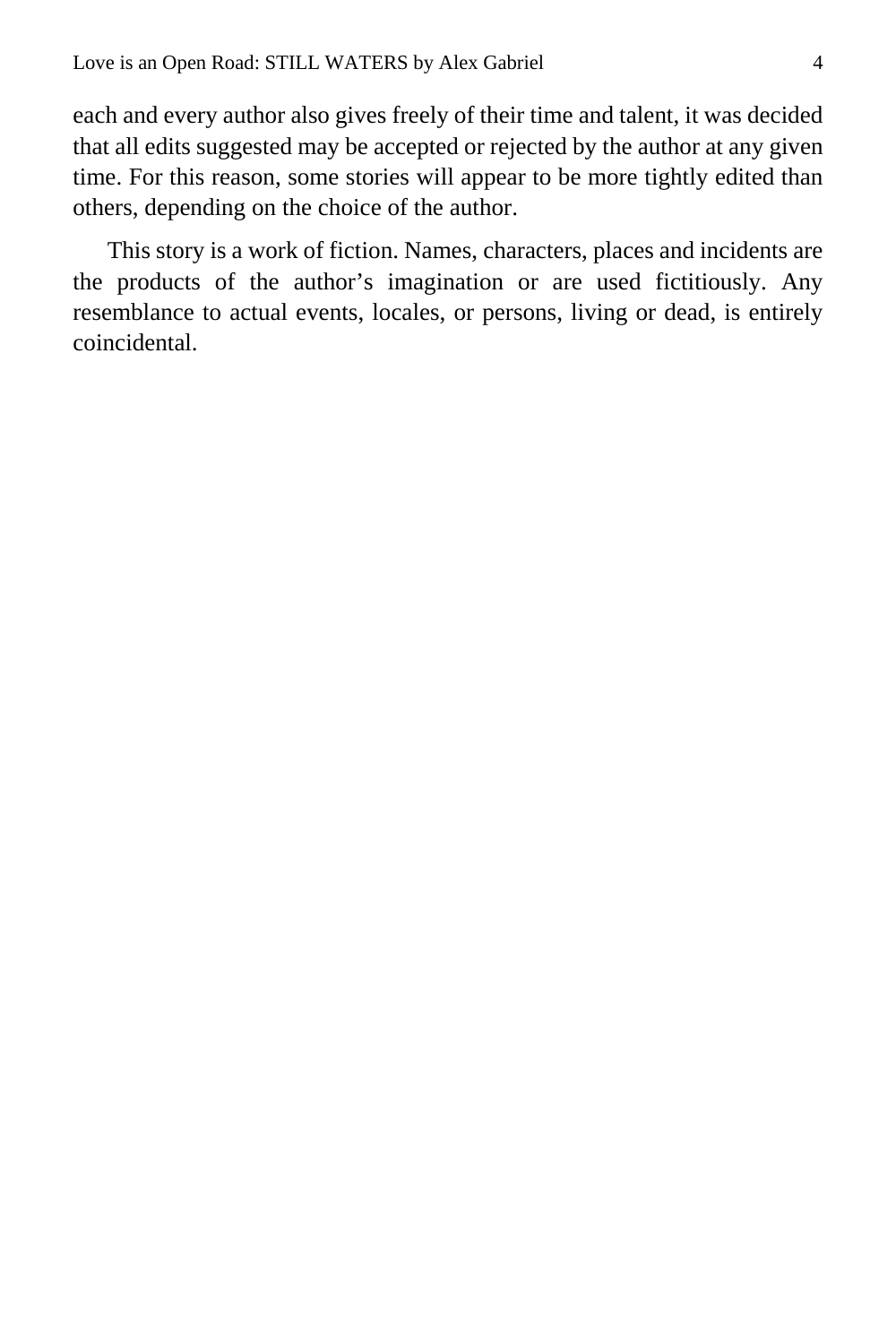each and every author also gives freely of their time and talent, it was decided that all edits suggested may be accepted or rejected by the author at any given time. For this reason, some stories will appear to be more tightly edited than others, depending on the choice of the author.

This story is a work of fiction. Names, characters, places and incidents are the products of the author's imagination or are used fictitiously. Any resemblance to actual events, locales, or persons, living or dead, is entirely coincidental.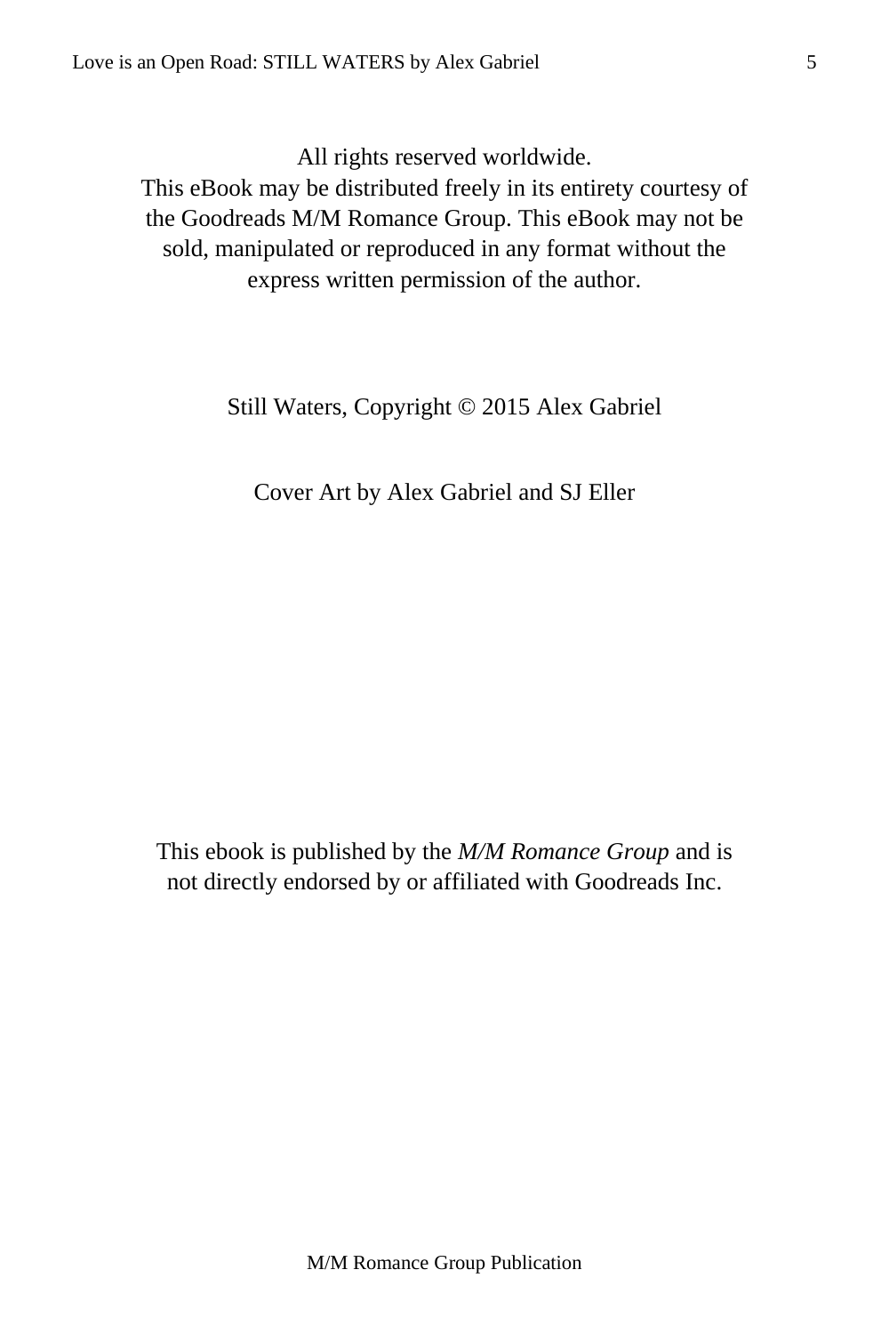All rights reserved worldwide.
This eBook may be distributed freely in its entirety courtesy of the Goodreads M/M Romance Group. This eBook may not be sold, manipulated or reproduced in any format without the express written permission of the author.

Still Waters, Copyright © 2015 Alex Gabriel

Cover Art by Alex Gabriel and SJ Eller

This ebook is published by the *M/M Romance Group* and is not directly endorsed by or affiliated with Goodreads Inc.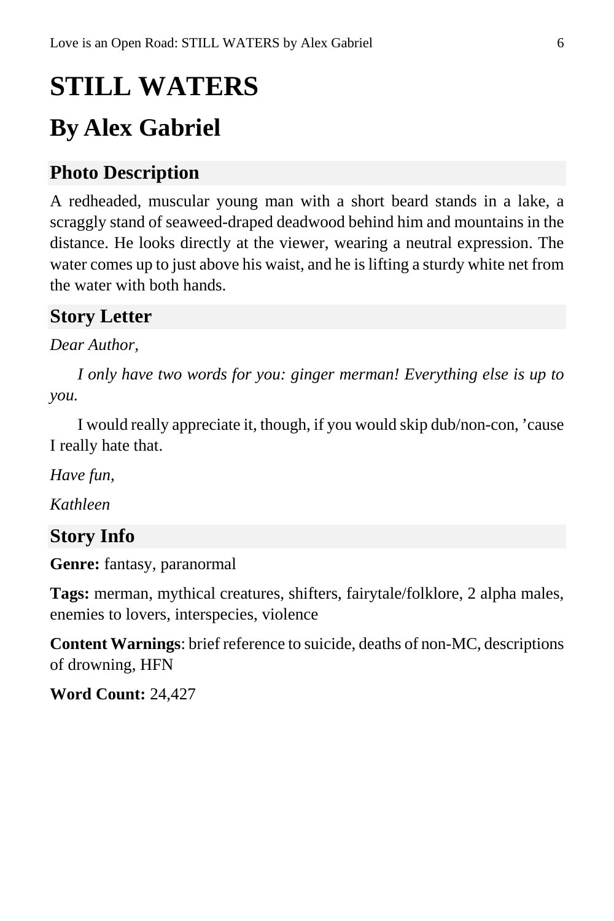# STILL WATERS

## By Alex Gabriel

### Photo Description

A redheaded, muscular young man with a short beard stands in a lake, a scraggly stand of seaweed-draped deadwood behind him and mountains in the distance. He looks directly at the viewer, wearing a neutral expression. The water comes up to just above his waist, and he is lifting a sturdy white net from the water with both hands.

### Story Letter

*Dear Author,*

*I only have two words for you: ginger merman! Everything else is up to you.*

I would really appreciate it, though, if you would skip dub/non-con, ’cause I really hate that.

*Have fun,*

*Kathleen*

### Story Info

**Genre:** fantasy, paranormal

**Tags:** merman, mythical creatures, shifters, fairytale/folklore, 2 alpha males, enemies to lovers, interspecies, violence

**Content Warnings**: brief reference to suicide, deaths of non-MC, descriptions of drowning, HFN

**Word Count:** 24,427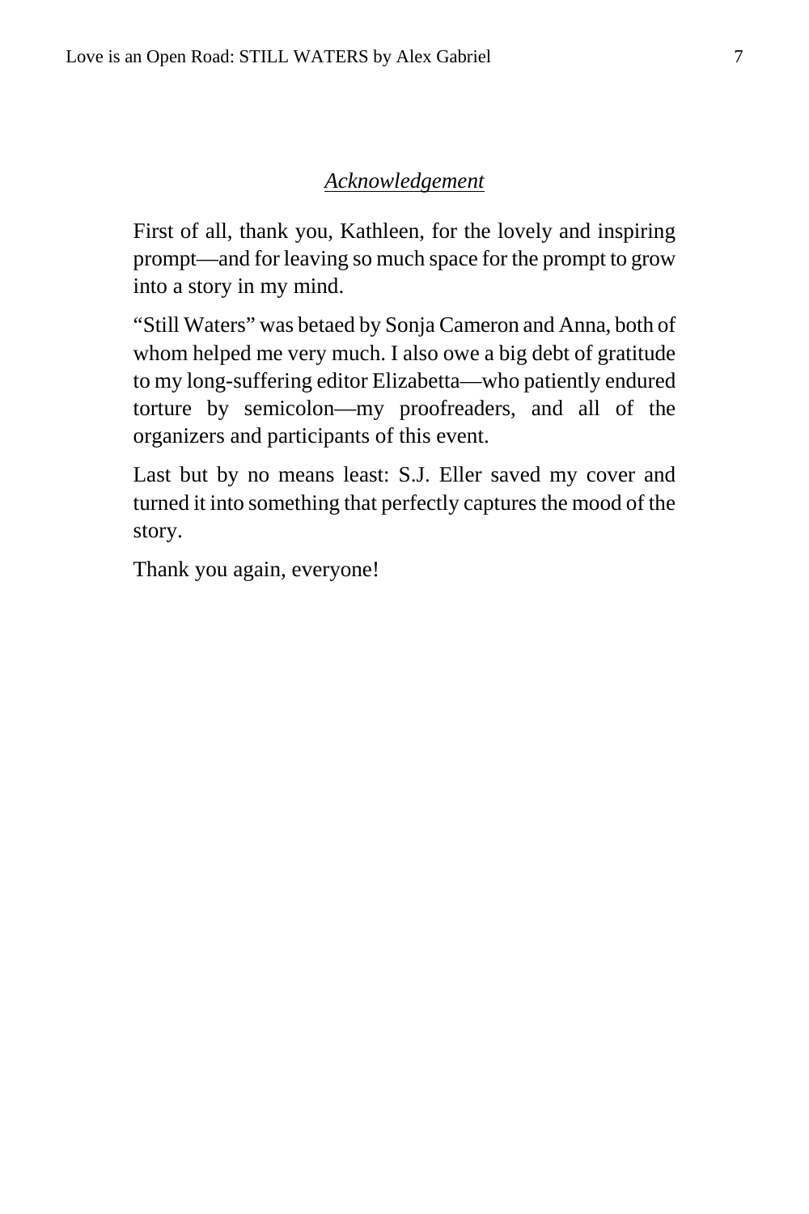## *Acknowledgement*

First of all, thank you, Kathleen, for the lovely and inspiring prompt—and for leaving so much space for the prompt to grow into a story in my mind.

"Still Waters" was betaed by Sonja Cameron and Anna, both of whom helped me very much. I also owe a big debt of gratitude to my long-suffering editor Elizabetta—who patiently endured torture by semicolon—my proofreaders, and all of the organizers and participants of this event.

Last but by no means least: S.J. Eller saved my cover and turned it into something that perfectly captures the mood of the story.

Thank you again, everyone!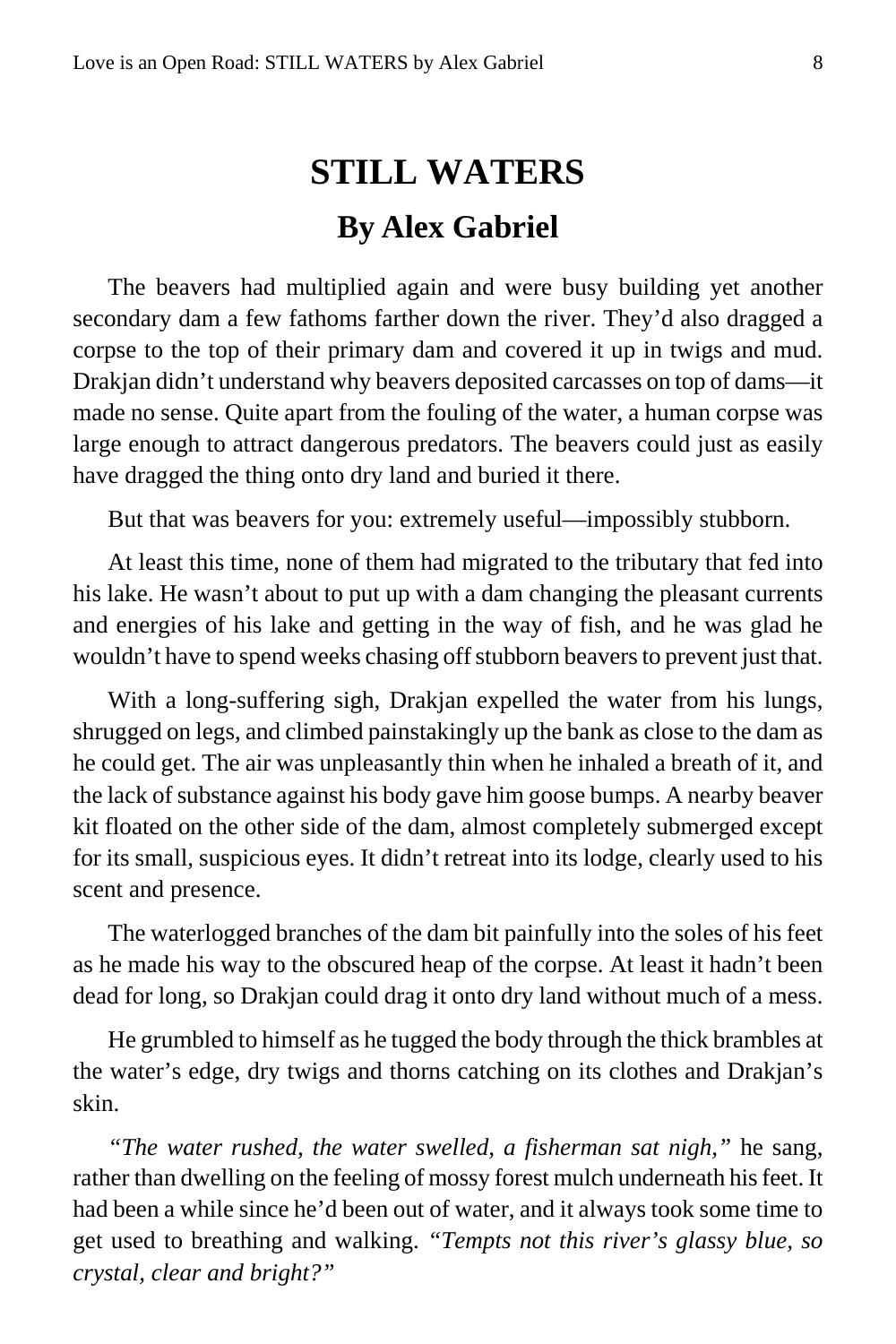# STILL WATERS

## By Alex Gabriel

The beavers had multiplied again and were busy building yet another secondary dam a few fathoms farther down the river. They'd also dragged a corpse to the top of their primary dam and covered it up in twigs and mud. Drakjan didn't understand why beavers deposited carcasses on top of dams—it made no sense. Quite apart from the fouling of the water, a human corpse was large enough to attract dangerous predators. The beavers could just as easily have dragged the thing onto dry land and buried it there.

But that was beavers for you: extremely useful—impossibly stubborn.

At least this time, none of them had migrated to the tributary that fed into his lake. He wasn't about to put up with a dam changing the pleasant currents and energies of his lake and getting in the way of fish, and he was glad he wouldn't have to spend weeks chasing off stubborn beavers to prevent just that.

With a long-suffering sigh, Drakjan expelled the water from his lungs, shrugged on legs, and climbed painstakingly up the bank as close to the dam as he could get. The air was unpleasantly thin when he inhaled a breath of it, and the lack of substance against his body gave him goose bumps. A nearby beaver kit floated on the other side of the dam, almost completely submerged except for its small, suspicious eyes. It didn't retreat into its lodge, clearly used to his scent and presence.

The waterlogged branches of the dam bit painfully into the soles of his feet as he made his way to the obscured heap of the corpse. At least it hadn't been dead for long, so Drakjan could drag it onto dry land without much of a mess.

He grumbled to himself as he tugged the body through the thick brambles at the water's edge, dry twigs and thorns catching on its clothes and Drakjan's skin.

*"The water rushed, the water swelled, a fisherman sat nigh,"* he sang, rather than dwelling on the feeling of mossy forest mulch underneath his feet. It had been a while since he'd been out of water, and it always took some time to get used to breathing and walking. *"Tempts not this river's glassy blue, so crystal, clear and bright?"*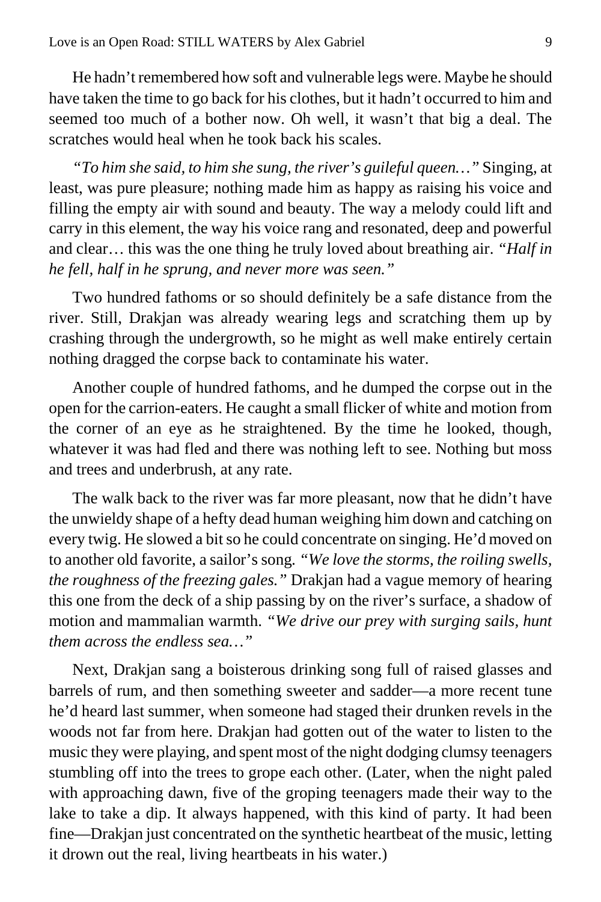He hadn't remembered how soft and vulnerable legs were. Maybe he should have taken the time to go back for his clothes, but it hadn't occurred to him and seemed too much of a bother now. Oh well, it wasn't that big a deal. The scratches would heal when he took back his scales.

*"To him she said, to him she sung, the river's guileful queen…"* Singing, at least, was pure pleasure; nothing made him as happy as raising his voice and filling the empty air with sound and beauty. The way a melody could lift and carry in this element, the way his voice rang and resonated, deep and powerful and clear… this was the one thing he truly loved about breathing air. *"Half in he fell, half in he sprung, and never more was seen."*

Two hundred fathoms or so should definitely be a safe distance from the river. Still, Drakjan was already wearing legs and scratching them up by crashing through the undergrowth, so he might as well make entirely certain nothing dragged the corpse back to contaminate his water.

Another couple of hundred fathoms, and he dumped the corpse out in the open for the carrion-eaters. He caught a small flicker of white and motion from the corner of an eye as he straightened. By the time he looked, though, whatever it was had fled and there was nothing left to see. Nothing but moss and trees and underbrush, at any rate.

The walk back to the river was far more pleasant, now that he didn't have the unwieldy shape of a hefty dead human weighing him down and catching on every twig. He slowed a bit so he could concentrate on singing. He'd moved on to another old favorite, a sailor's song. *"We love the storms, the roiling swells, the roughness of the freezing gales."* Drakjan had a vague memory of hearing this one from the deck of a ship passing by on the river's surface, a shadow of motion and mammalian warmth. *"We drive our prey with surging sails, hunt them across the endless sea…"*

Next, Drakjan sang a boisterous drinking song full of raised glasses and barrels of rum, and then something sweeter and sadder—a more recent tune he'd heard last summer, when someone had staged their drunken revels in the woods not far from here. Drakjan had gotten out of the water to listen to the music they were playing, and spent most of the night dodging clumsy teenagers stumbling off into the trees to grope each other. (Later, when the night paled with approaching dawn, five of the groping teenagers made their way to the lake to take a dip. It always happened, with this kind of party. It had been fine—Drakjan just concentrated on the synthetic heartbeat of the music, letting it drown out the real, living heartbeats in his water.)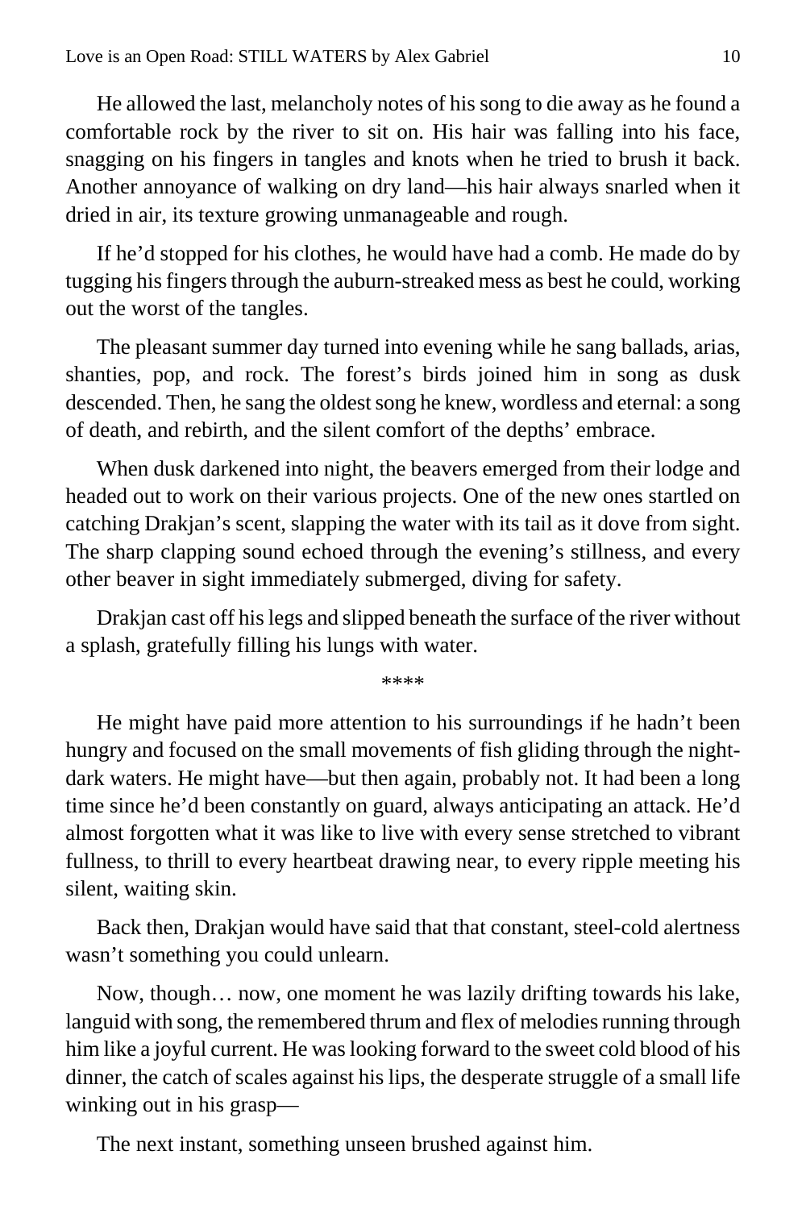He allowed the last, melancholy notes of his song to die away as he found a comfortable rock by the river to sit on. His hair was falling into his face, snagging on his fingers in tangles and knots when he tried to brush it back. Another annoyance of walking on dry land—his hair always snarled when it dried in air, its texture growing unmanageable and rough.

If he'd stopped for his clothes, he would have had a comb. He made do by tugging his fingers through the auburn-streaked mess as best he could, working out the worst of the tangles.

The pleasant summer day turned into evening while he sang ballads, arias, shanties, pop, and rock. The forest's birds joined him in song as dusk descended. Then, he sang the oldest song he knew, wordless and eternal: a song of death, and rebirth, and the silent comfort of the depths' embrace.

When dusk darkened into night, the beavers emerged from their lodge and headed out to work on their various projects. One of the new ones startled on catching Drakjan's scent, slapping the water with its tail as it dove from sight. The sharp clapping sound echoed through the evening's stillness, and every other beaver in sight immediately submerged, diving for safety.

Drakjan cast off his legs and slipped beneath the surface of the river without a splash, gratefully filling his lungs with water.

****

He might have paid more attention to his surroundings if he hadn't been hungry and focused on the small movements of fish gliding through the night-dark waters. He might have—but then again, probably not. It had been a long time since he'd been constantly on guard, always anticipating an attack. He'd almost forgotten what it was like to live with every sense stretched to vibrant fullness, to thrill to every heartbeat drawing near, to every ripple meeting his silent, waiting skin.

Back then, Drakjan would have said that that constant, steel-cold alertness wasn't something you could unlearn.

Now, though… now, one moment he was lazily drifting towards his lake, languid with song, the remembered thrum and flex of melodies running through him like a joyful current. He was looking forward to the sweet cold blood of his dinner, the catch of scales against his lips, the desperate struggle of a small life winking out in his grasp—

The next instant, something unseen brushed against him.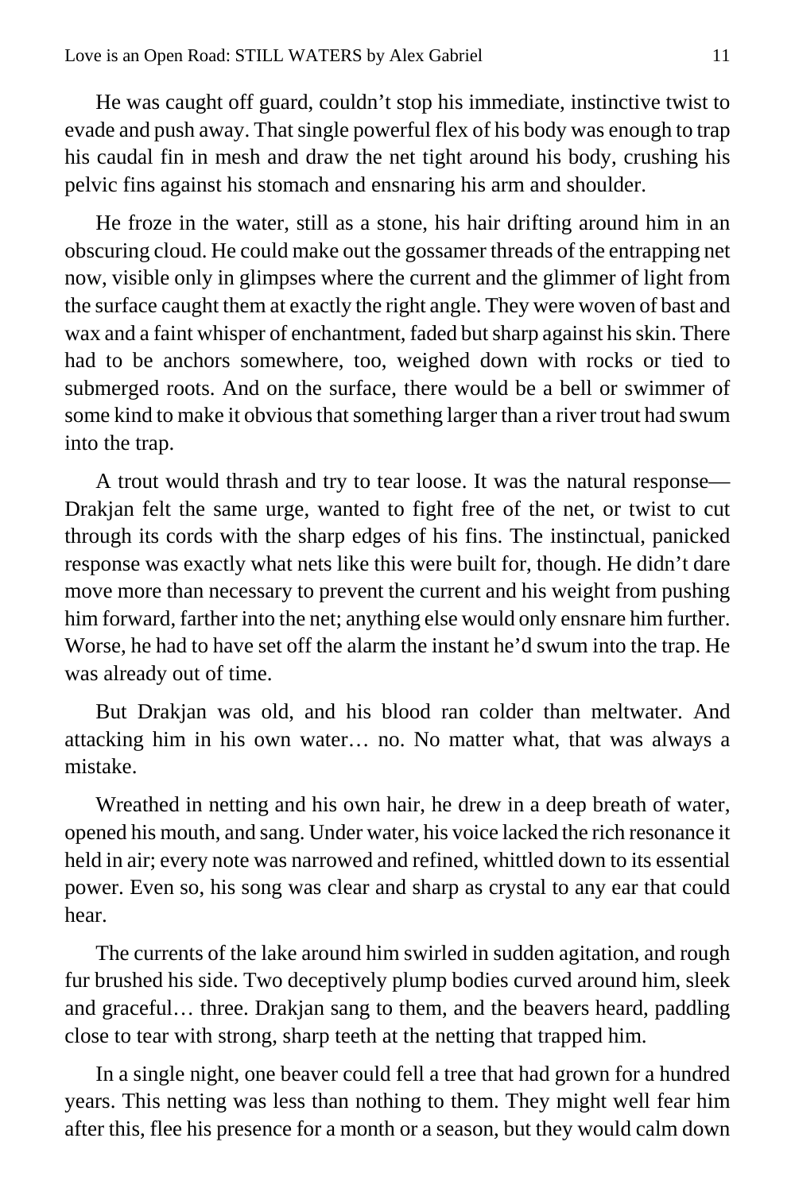He was caught off guard, couldn't stop his immediate, instinctive twist to evade and push away. That single powerful flex of his body was enough to trap his caudal fin in mesh and draw the net tight around his body, crushing his pelvic fins against his stomach and ensnaring his arm and shoulder.

He froze in the water, still as a stone, his hair drifting around him in an obscuring cloud. He could make out the gossamer threads of the entrapping net now, visible only in glimpses where the current and the glimmer of light from the surface caught them at exactly the right angle. They were woven of bast and wax and a faint whisper of enchantment, faded but sharp against his skin. There had to be anchors somewhere, too, weighed down with rocks or tied to submerged roots. And on the surface, there would be a bell or swimmer of some kind to make it obvious that something larger than a river trout had swum into the trap.

A trout would thrash and try to tear loose. It was the natural response—Drakjan felt the same urge, wanted to fight free of the net, or twist to cut through its cords with the sharp edges of his fins. The instinctual, panicked response was exactly what nets like this were built for, though. He didn't dare move more than necessary to prevent the current and his weight from pushing him forward, farther into the net; anything else would only ensnare him further. Worse, he had to have set off the alarm the instant he'd swum into the trap. He was already out of time.

But Drakjan was old, and his blood ran colder than meltwater. And attacking him in his own water… no. No matter what, that was always a mistake.

Wreathed in netting and his own hair, he drew in a deep breath of water, opened his mouth, and sang. Under water, his voice lacked the rich resonance it held in air; every note was narrowed and refined, whittled down to its essential power. Even so, his song was clear and sharp as crystal to any ear that could hear.

The currents of the lake around him swirled in sudden agitation, and rough fur brushed his side. Two deceptively plump bodies curved around him, sleek and graceful… three. Drakjan sang to them, and the beavers heard, paddling close to tear with strong, sharp teeth at the netting that trapped him.

In a single night, one beaver could fell a tree that had grown for a hundred years. This netting was less than nothing to them. They might well fear him after this, flee his presence for a month or a season, but they would calm down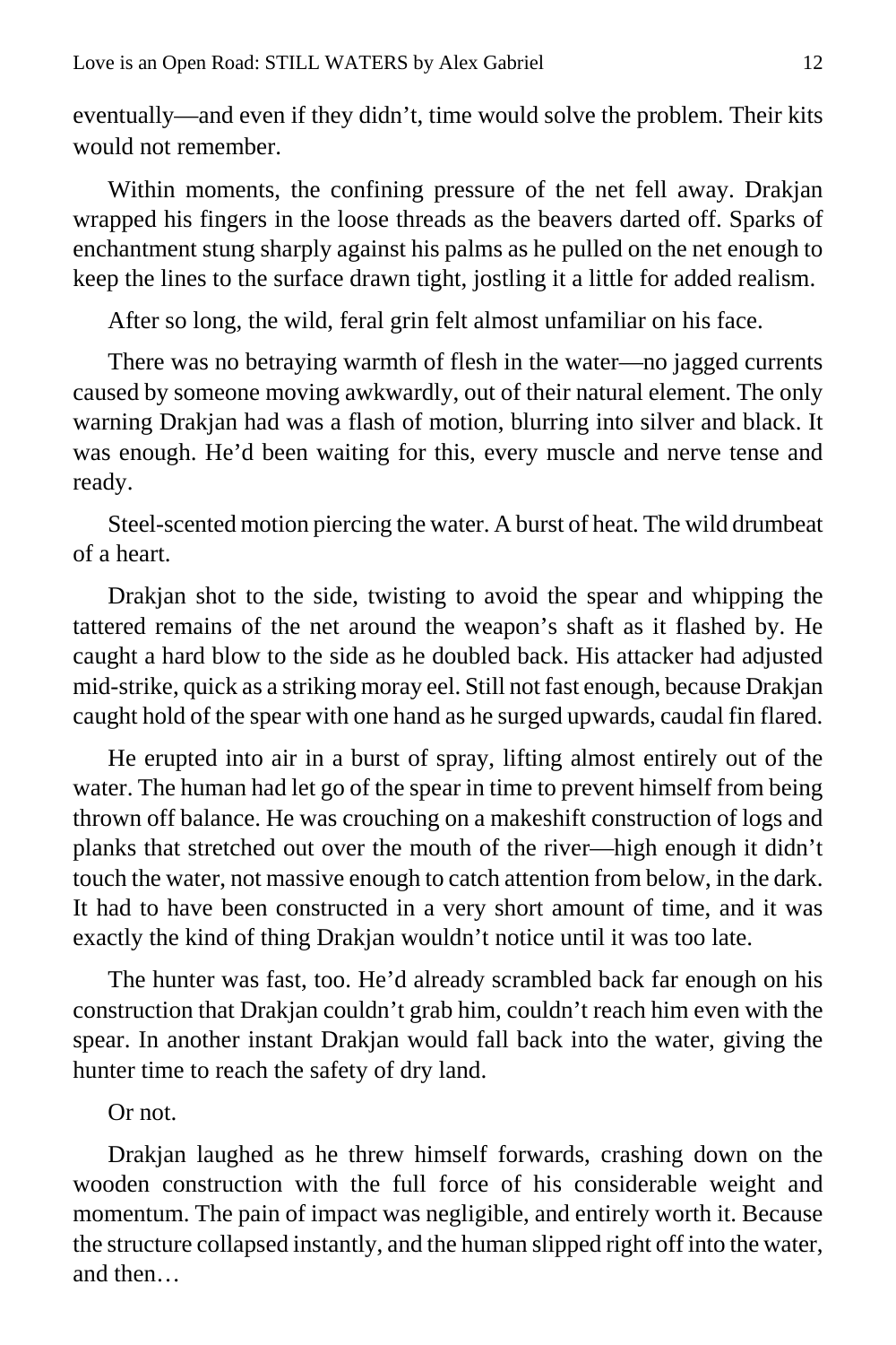eventually—and even if they didn't, time would solve the problem. Their kits would not remember.

Within moments, the confining pressure of the net fell away. Drakjan wrapped his fingers in the loose threads as the beavers darted off. Sparks of enchantment stung sharply against his palms as he pulled on the net enough to keep the lines to the surface drawn tight, jostling it a little for added realism.

After so long, the wild, feral grin felt almost unfamiliar on his face.

There was no betraying warmth of flesh in the water—no jagged currents caused by someone moving awkwardly, out of their natural element. The only warning Drakjan had was a flash of motion, blurring into silver and black. It was enough. He'd been waiting for this, every muscle and nerve tense and ready.

Steel-scented motion piercing the water. A burst of heat. The wild drumbeat of a heart.

Drakjan shot to the side, twisting to avoid the spear and whipping the tattered remains of the net around the weapon's shaft as it flashed by. He caught a hard blow to the side as he doubled back. His attacker had adjusted mid-strike, quick as a striking moray eel. Still not fast enough, because Drakjan caught hold of the spear with one hand as he surged upwards, caudal fin flared.

He erupted into air in a burst of spray, lifting almost entirely out of the water. The human had let go of the spear in time to prevent himself from being thrown off balance. He was crouching on a makeshift construction of logs and planks that stretched out over the mouth of the river—high enough it didn't touch the water, not massive enough to catch attention from below, in the dark. It had to have been constructed in a very short amount of time, and it was exactly the kind of thing Drakjan wouldn't notice until it was too late.

The hunter was fast, too. He'd already scrambled back far enough on his construction that Drakjan couldn't grab him, couldn't reach him even with the spear. In another instant Drakjan would fall back into the water, giving the hunter time to reach the safety of dry land.

Or not.

Drakjan laughed as he threw himself forwards, crashing down on the wooden construction with the full force of his considerable weight and momentum. The pain of impact was negligible, and entirely worth it. Because the structure collapsed instantly, and the human slipped right off into the water, and then…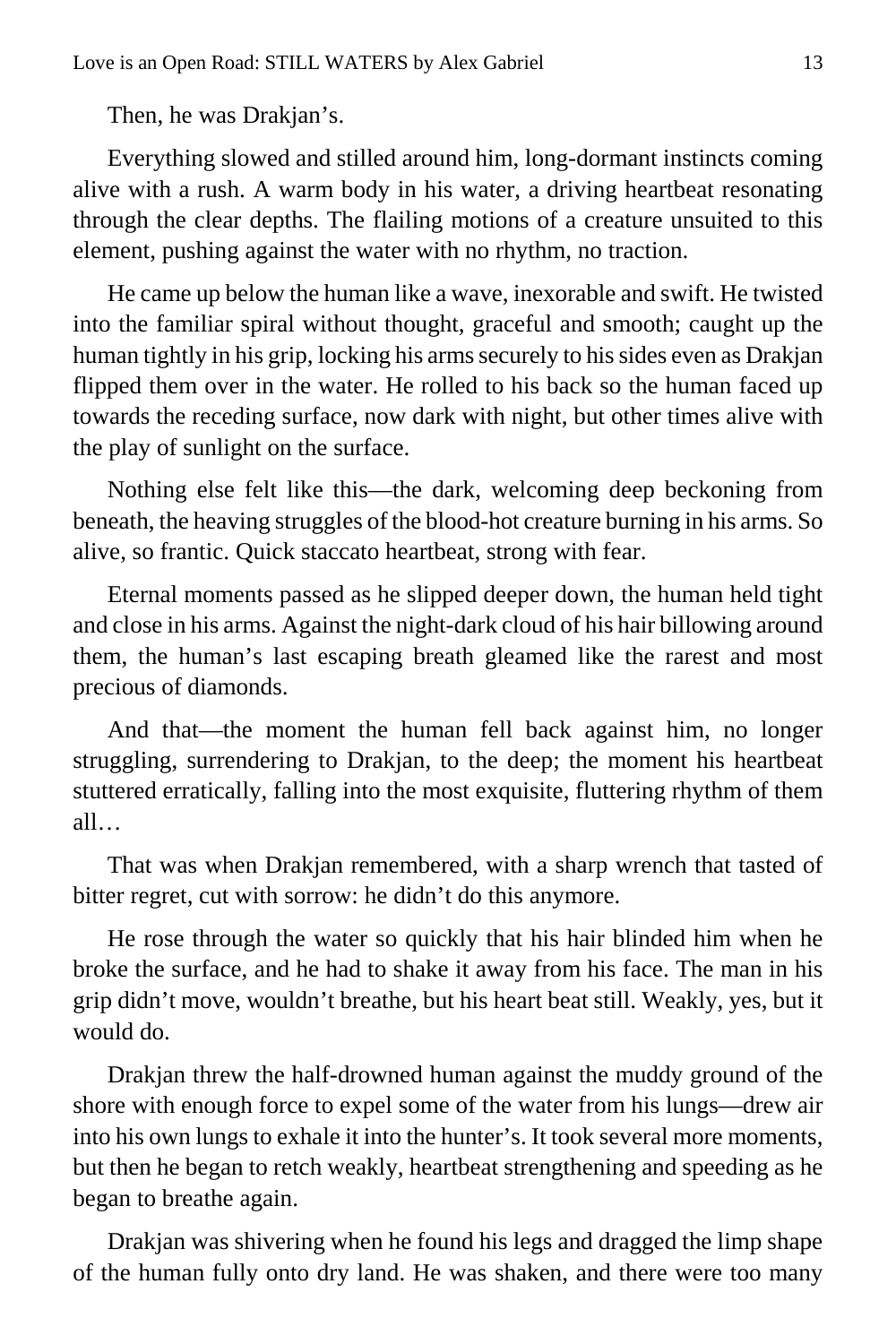Then, he was Drakjan's.

Everything slowed and stilled around him, long-dormant instincts coming alive with a rush. A warm body in his water, a driving heartbeat resonating through the clear depths. The flailing motions of a creature unsuited to this element, pushing against the water with no rhythm, no traction.

He came up below the human like a wave, inexorable and swift. He twisted into the familiar spiral without thought, graceful and smooth; caught up the human tightly in his grip, locking his arms securely to his sides even as Drakjan flipped them over in the water. He rolled to his back so the human faced up towards the receding surface, now dark with night, but other times alive with the play of sunlight on the surface.

Nothing else felt like this—the dark, welcoming deep beckoning from beneath, the heaving struggles of the blood-hot creature burning in his arms. So alive, so frantic. Quick staccato heartbeat, strong with fear.

Eternal moments passed as he slipped deeper down, the human held tight and close in his arms. Against the night-dark cloud of his hair billowing around them, the human's last escaping breath gleamed like the rarest and most precious of diamonds.

And that—the moment the human fell back against him, no longer struggling, surrendering to Drakjan, to the deep; the moment his heartbeat stuttered erratically, falling into the most exquisite, fluttering rhythm of them all…

That was when Drakjan remembered, with a sharp wrench that tasted of bitter regret, cut with sorrow: he didn't do this anymore.

He rose through the water so quickly that his hair blinded him when he broke the surface, and he had to shake it away from his face. The man in his grip didn't move, wouldn't breathe, but his heart beat still. Weakly, yes, but it would do.

Drakjan threw the half-drowned human against the muddy ground of the shore with enough force to expel some of the water from his lungs—drew air into his own lungs to exhale it into the hunter's. It took several more moments, but then he began to retch weakly, heartbeat strengthening and speeding as he began to breathe again.

Drakjan was shivering when he found his legs and dragged the limp shape of the human fully onto dry land. He was shaken, and there were too many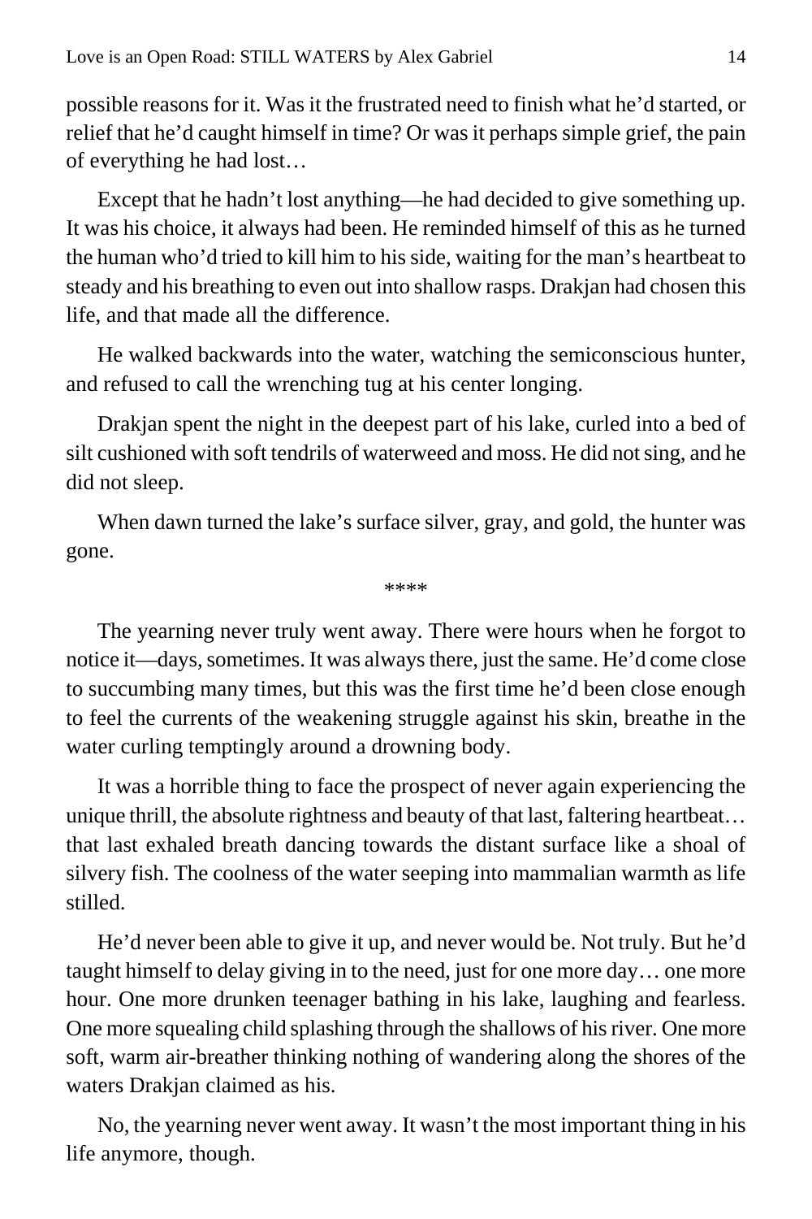possible reasons for it. Was it the frustrated need to finish what he'd started, or relief that he'd caught himself in time? Or was it perhaps simple grief, the pain of everything he had lost…

Except that he hadn't lost anything—he had decided to give something up. It was his choice, it always had been. He reminded himself of this as he turned the human who'd tried to kill him to his side, waiting for the man's heartbeat to steady and his breathing to even out into shallow rasps. Drakjan had chosen this life, and that made all the difference.

He walked backwards into the water, watching the semiconscious hunter, and refused to call the wrenching tug at his center longing.

Drakjan spent the night in the deepest part of his lake, curled into a bed of silt cushioned with soft tendrils of waterweed and moss. He did not sing, and he did not sleep.

When dawn turned the lake's surface silver, gray, and gold, the hunter was gone.

****

The yearning never truly went away. There were hours when he forgot to notice it—days, sometimes. It was always there, just the same. He'd come close to succumbing many times, but this was the first time he'd been close enough to feel the currents of the weakening struggle against his skin, breathe in the water curling temptingly around a drowning body.

It was a horrible thing to face the prospect of never again experiencing the unique thrill, the absolute rightness and beauty of that last, faltering heartbeat… that last exhaled breath dancing towards the distant surface like a shoal of silvery fish. The coolness of the water seeping into mammalian warmth as life stilled.

He'd never been able to give it up, and never would be. Not truly. But he'd taught himself to delay giving in to the need, just for one more day… one more hour. One more drunken teenager bathing in his lake, laughing and fearless. One more squealing child splashing through the shallows of his river. One more soft, warm air-breather thinking nothing of wandering along the shores of the waters Drakjan claimed as his.

No, the yearning never went away. It wasn't the most important thing in his life anymore, though.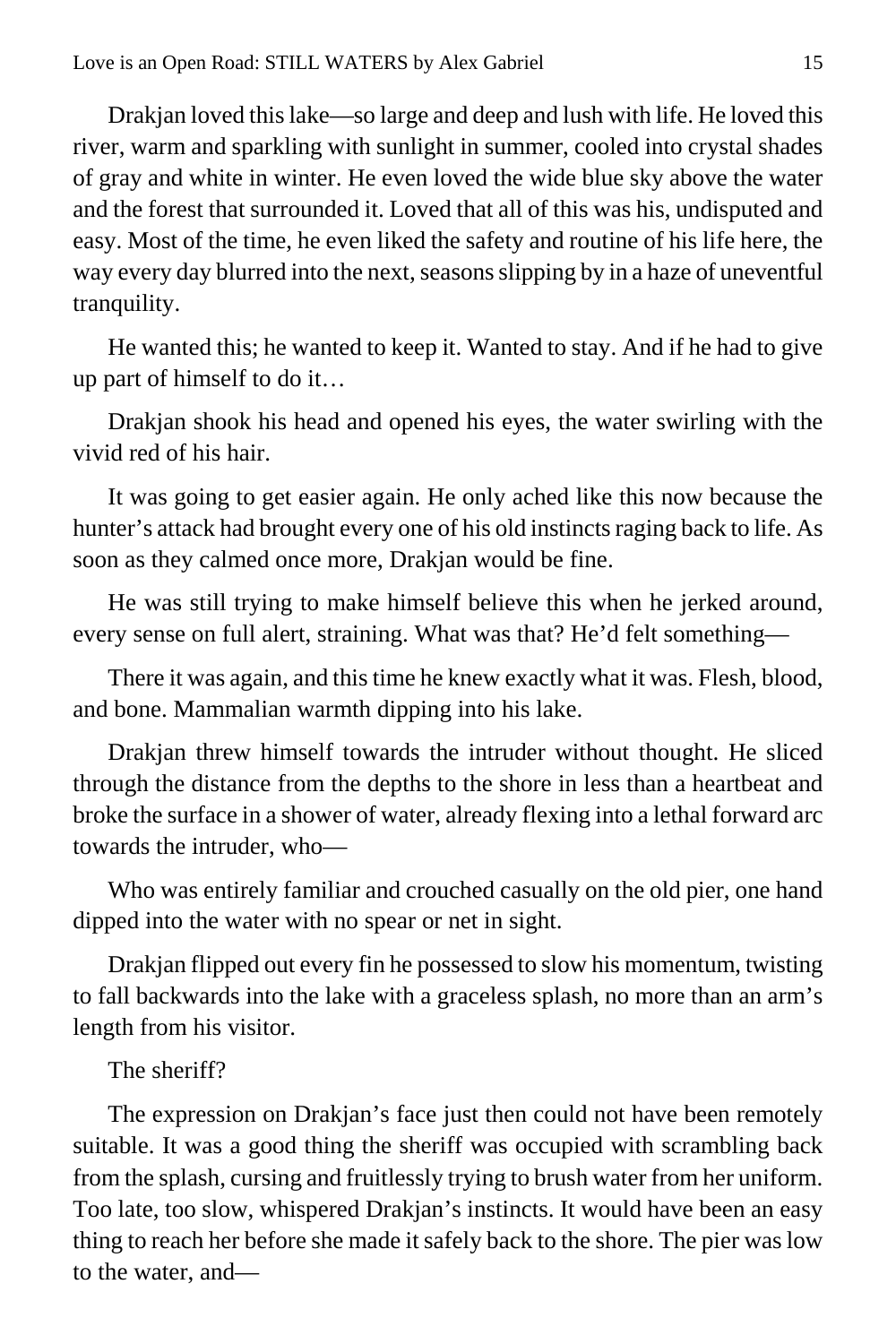Drakjan loved this lake—so large and deep and lush with life. He loved this river, warm and sparkling with sunlight in summer, cooled into crystal shades of gray and white in winter. He even loved the wide blue sky above the water and the forest that surrounded it. Loved that all of this was his, undisputed and easy. Most of the time, he even liked the safety and routine of his life here, the way every day blurred into the next, seasons slipping by in a haze of uneventful tranquility.

He wanted this; he wanted to keep it. Wanted to stay. And if he had to give up part of himself to do it…

Drakjan shook his head and opened his eyes, the water swirling with the vivid red of his hair.

It was going to get easier again. He only ached like this now because the hunter's attack had brought every one of his old instincts raging back to life. As soon as they calmed once more, Drakjan would be fine.

He was still trying to make himself believe this when he jerked around, every sense on full alert, straining. What was that? He'd felt something—

There it was again, and this time he knew exactly what it was. Flesh, blood, and bone. Mammalian warmth dipping into his lake.

Drakjan threw himself towards the intruder without thought. He sliced through the distance from the depths to the shore in less than a heartbeat and broke the surface in a shower of water, already flexing into a lethal forward arc towards the intruder, who—

Who was entirely familiar and crouched casually on the old pier, one hand dipped into the water with no spear or net in sight.

Drakjan flipped out every fin he possessed to slow his momentum, twisting to fall backwards into the lake with a graceless splash, no more than an arm's length from his visitor.

The sheriff?

The expression on Drakjan's face just then could not have been remotely suitable. It was a good thing the sheriff was occupied with scrambling back from the splash, cursing and fruitlessly trying to brush water from her uniform. Too late, too slow, whispered Drakjan's instincts. It would have been an easy thing to reach her before she made it safely back to the shore. The pier was low to the water, and—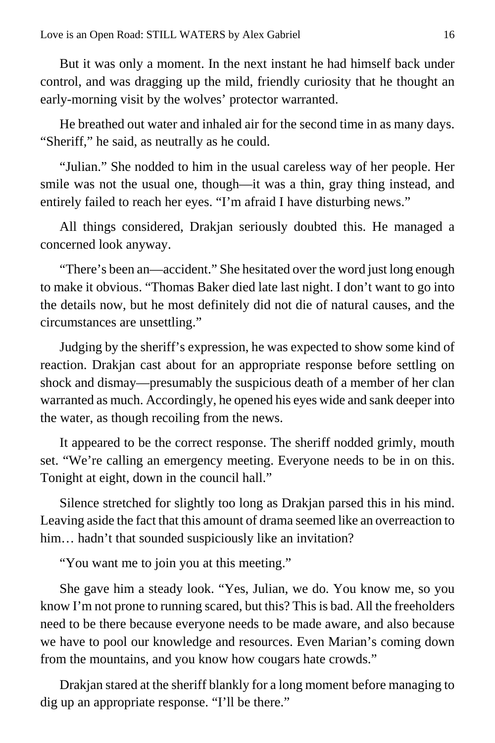But it was only a moment. In the next instant he had himself back under control, and was dragging up the mild, friendly curiosity that he thought an early-morning visit by the wolves' protector warranted.

He breathed out water and inhaled air for the second time in as many days. "Sheriff," he said, as neutrally as he could.

"Julian." She nodded to him in the usual careless way of her people. Her smile was not the usual one, though—it was a thin, gray thing instead, and entirely failed to reach her eyes. "I'm afraid I have disturbing news."

All things considered, Drakjan seriously doubted this. He managed a concerned look anyway.

"There's been an—accident." She hesitated over the word just long enough to make it obvious. "Thomas Baker died late last night. I don't want to go into the details now, but he most definitely did not die of natural causes, and the circumstances are unsettling."

Judging by the sheriff's expression, he was expected to show some kind of reaction. Drakjan cast about for an appropriate response before settling on shock and dismay—presumably the suspicious death of a member of her clan warranted as much. Accordingly, he opened his eyes wide and sank deeper into the water, as though recoiling from the news.

It appeared to be the correct response. The sheriff nodded grimly, mouth set. "We're calling an emergency meeting. Everyone needs to be in on this. Tonight at eight, down in the council hall."

Silence stretched for slightly too long as Drakjan parsed this in his mind. Leaving aside the fact that this amount of drama seemed like an overreaction to him… hadn't that sounded suspiciously like an invitation?

"You want me to join you at this meeting."

She gave him a steady look. "Yes, Julian, we do. You know me, so you know I'm not prone to running scared, but this? This is bad. All the freeholders need to be there because everyone needs to be made aware, and also because we have to pool our knowledge and resources. Even Marian's coming down from the mountains, and you know how cougars hate crowds."

Drakjan stared at the sheriff blankly for a long moment before managing to dig up an appropriate response. "I'll be there."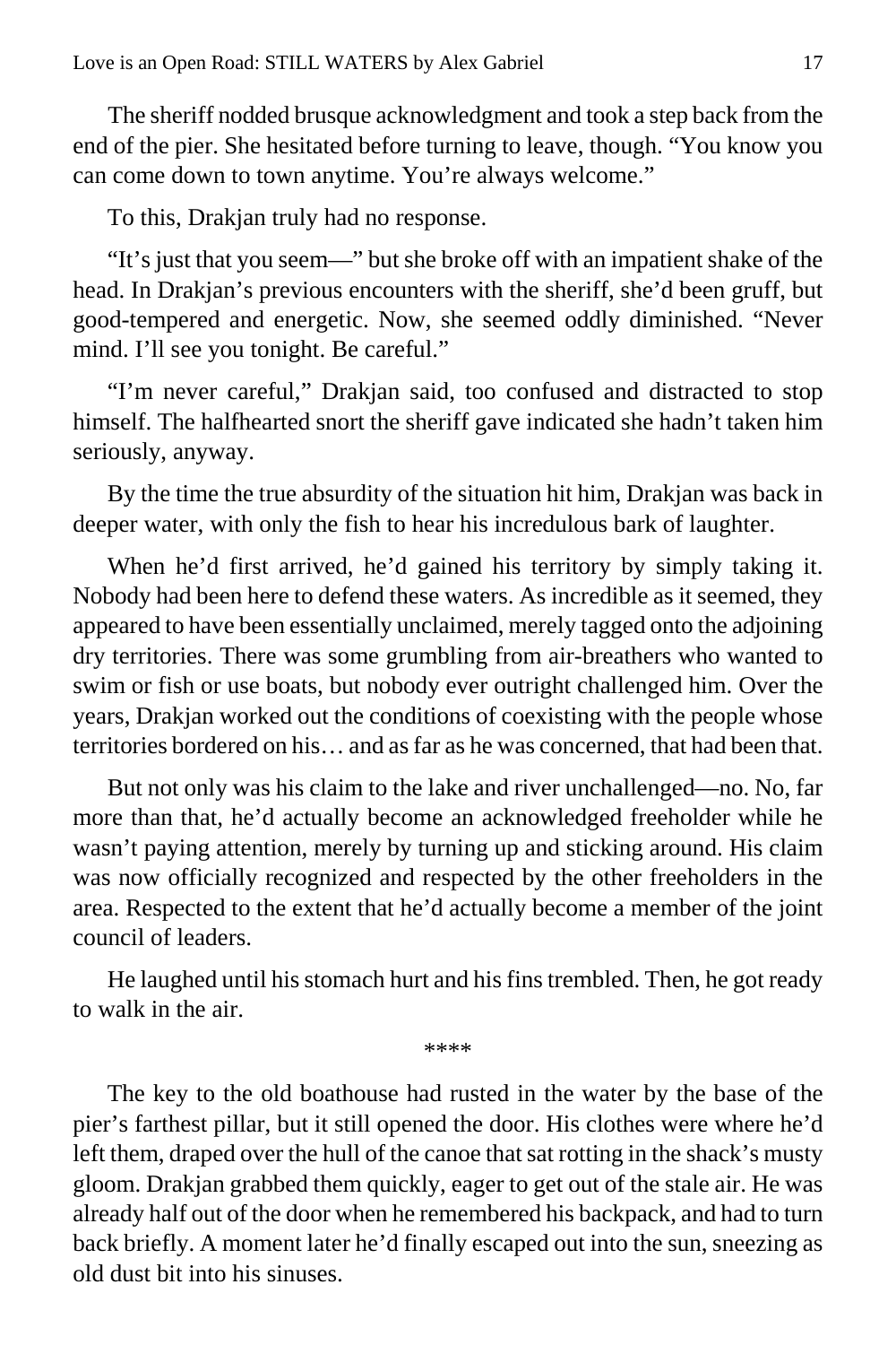The sheriff nodded brusque acknowledgment and took a step back from the end of the pier. She hesitated before turning to leave, though. “You know you can come down to town anytime. You’re always welcome.”

To this, Drakjan truly had no response.

“It’s just that you seem—” but she broke off with an impatient shake of the head. In Drakjan’s previous encounters with the sheriff, she’d been gruff, but good-tempered and energetic. Now, she seemed oddly diminished. “Never mind. I’ll see you tonight. Be careful.”

“I’m never careful,” Drakjan said, too confused and distracted to stop himself. The halfhearted snort the sheriff gave indicated she hadn’t taken him seriously, anyway.

By the time the true absurdity of the situation hit him, Drakjan was back in deeper water, with only the fish to hear his incredulous bark of laughter.

When he’d first arrived, he’d gained his territory by simply taking it. Nobody had been here to defend these waters. As incredible as it seemed, they appeared to have been essentially unclaimed, merely tagged onto the adjoining dry territories. There was some grumbling from air-breathers who wanted to swim or fish or use boats, but nobody ever outright challenged him. Over the years, Drakjan worked out the conditions of coexisting with the people whose territories bordered on his… and as far as he was concerned, that had been that.

But not only was his claim to the lake and river unchallenged—no. No, far more than that, he’d actually become an acknowledged freeholder while he wasn’t paying attention, merely by turning up and sticking around. His claim was now officially recognized and respected by the other freeholders in the area. Respected to the extent that he’d actually become a member of the joint council of leaders.

He laughed until his stomach hurt and his fins trembled. Then, he got ready to walk in the air.

****

The key to the old boathouse had rusted in the water by the base of the pier’s farthest pillar, but it still opened the door. His clothes were where he’d left them, draped over the hull of the canoe that sat rotting in the shack’s musty gloom. Drakjan grabbed them quickly, eager to get out of the stale air. He was already half out of the door when he remembered his backpack, and had to turn back briefly. A moment later he’d finally escaped out into the sun, sneezing as old dust bit into his sinuses.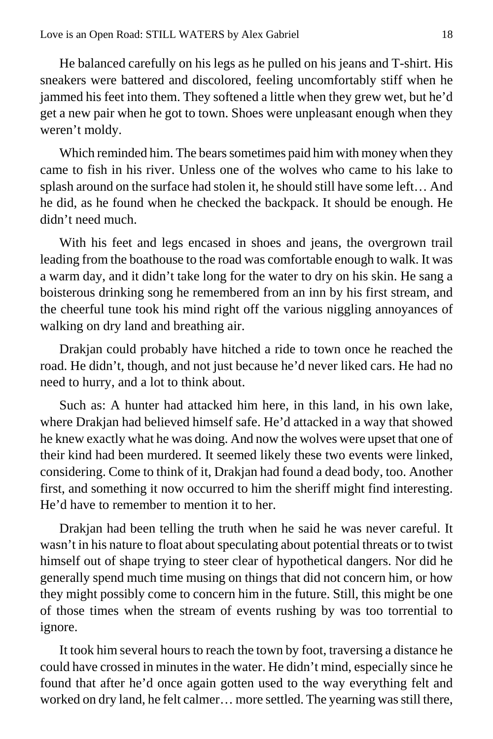He balanced carefully on his legs as he pulled on his jeans and T-shirt. His sneakers were battered and discolored, feeling uncomfortably stiff when he jammed his feet into them. They softened a little when they grew wet, but he'd get a new pair when he got to town. Shoes were unpleasant enough when they weren't moldy.

Which reminded him. The bears sometimes paid him with money when they came to fish in his river. Unless one of the wolves who came to his lake to splash around on the surface had stolen it, he should still have some left… And he did, as he found when he checked the backpack. It should be enough. He didn't need much.

With his feet and legs encased in shoes and jeans, the overgrown trail leading from the boathouse to the road was comfortable enough to walk. It was a warm day, and it didn't take long for the water to dry on his skin. He sang a boisterous drinking song he remembered from an inn by his first stream, and the cheerful tune took his mind right off the various niggling annoyances of walking on dry land and breathing air.

Drakjan could probably have hitched a ride to town once he reached the road. He didn't, though, and not just because he'd never liked cars. He had no need to hurry, and a lot to think about.

Such as: A hunter had attacked him here, in this land, in his own lake, where Drakjan had believed himself safe. He'd attacked in a way that showed he knew exactly what he was doing. And now the wolves were upset that one of their kind had been murdered. It seemed likely these two events were linked, considering. Come to think of it, Drakjan had found a dead body, too. Another first, and something it now occurred to him the sheriff might find interesting. He'd have to remember to mention it to her.

Drakjan had been telling the truth when he said he was never careful. It wasn't in his nature to float about speculating about potential threats or to twist himself out of shape trying to steer clear of hypothetical dangers. Nor did he generally spend much time musing on things that did not concern him, or how they might possibly come to concern him in the future. Still, this might be one of those times when the stream of events rushing by was too torrential to ignore.

It took him several hours to reach the town by foot, traversing a distance he could have crossed in minutes in the water. He didn't mind, especially since he found that after he'd once again gotten used to the way everything felt and worked on dry land, he felt calmer… more settled. The yearning was still there,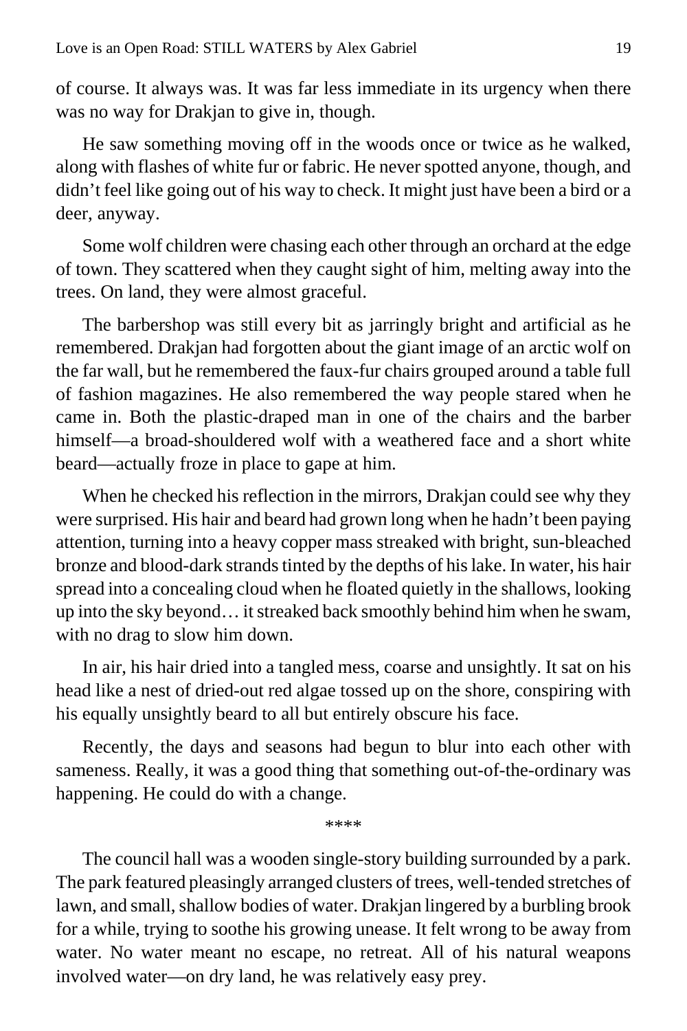of course. It always was. It was far less immediate in its urgency when there was no way for Drakjan to give in, though.

He saw something moving off in the woods once or twice as he walked, along with flashes of white fur or fabric. He never spotted anyone, though, and didn't feel like going out of his way to check. It might just have been a bird or a deer, anyway.

Some wolf children were chasing each other through an orchard at the edge of town. They scattered when they caught sight of him, melting away into the trees. On land, they were almost graceful.

The barbershop was still every bit as jarringly bright and artificial as he remembered. Drakjan had forgotten about the giant image of an arctic wolf on the far wall, but he remembered the faux-fur chairs grouped around a table full of fashion magazines. He also remembered the way people stared when he came in. Both the plastic-draped man in one of the chairs and the barber himself—a broad-shouldered wolf with a weathered face and a short white beard—actually froze in place to gape at him.

When he checked his reflection in the mirrors, Drakjan could see why they were surprised. His hair and beard had grown long when he hadn't been paying attention, turning into a heavy copper mass streaked with bright, sun-bleached bronze and blood-dark strands tinted by the depths of his lake. In water, his hair spread into a concealing cloud when he floated quietly in the shallows, looking up into the sky beyond… it streaked back smoothly behind him when he swam, with no drag to slow him down.

In air, his hair dried into a tangled mess, coarse and unsightly. It sat on his head like a nest of dried-out red algae tossed up on the shore, conspiring with his equally unsightly beard to all but entirely obscure his face.

Recently, the days and seasons had begun to blur into each other with sameness. Really, it was a good thing that something out-of-the-ordinary was happening. He could do with a change.

****

The council hall was a wooden single-story building surrounded by a park. The park featured pleasingly arranged clusters of trees, well-tended stretches of lawn, and small, shallow bodies of water. Drakjan lingered by a burbling brook for a while, trying to soothe his growing unease. It felt wrong to be away from water. No water meant no escape, no retreat. All of his natural weapons involved water—on dry land, he was relatively easy prey.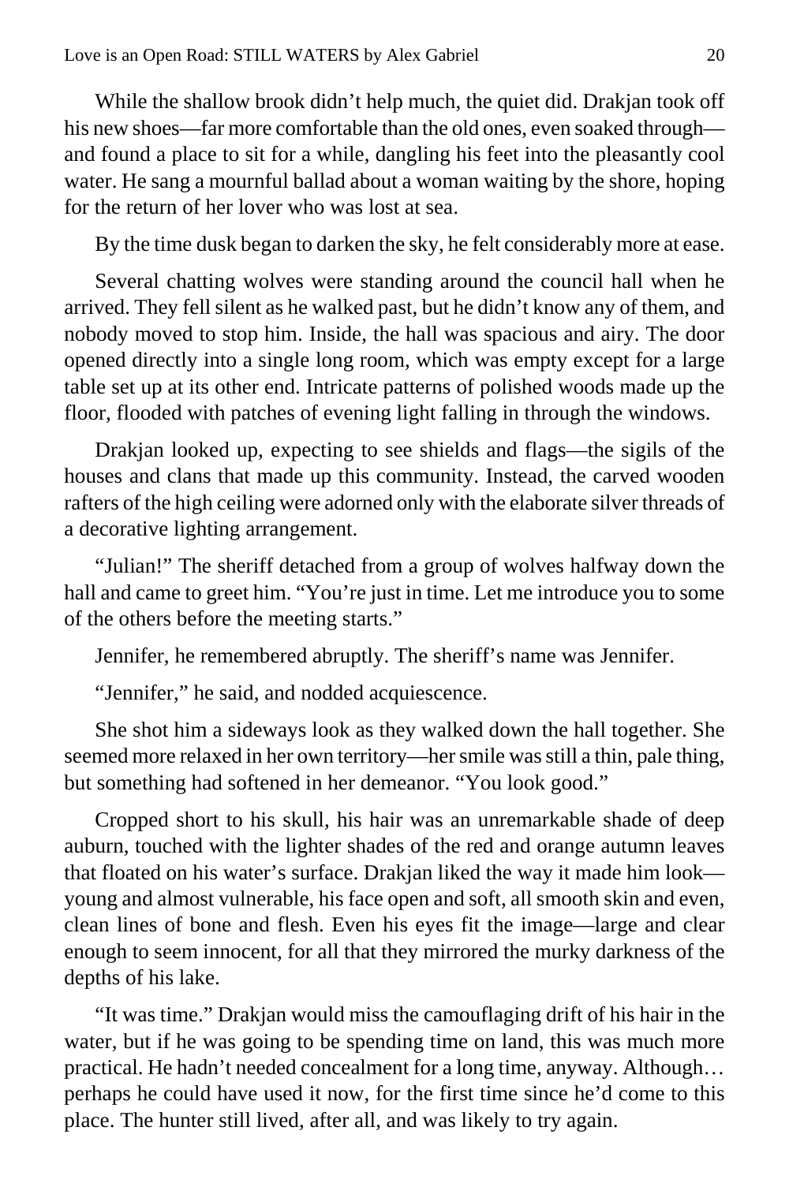While the shallow brook didn't help much, the quiet did. Drakjan took off his new shoes—far more comfortable than the old ones, even soaked through—and found a place to sit for a while, dangling his feet into the pleasantly cool water. He sang a mournful ballad about a woman waiting by the shore, hoping for the return of her lover who was lost at sea.

By the time dusk began to darken the sky, he felt considerably more at ease.

Several chatting wolves were standing around the council hall when he arrived. They fell silent as he walked past, but he didn't know any of them, and nobody moved to stop him. Inside, the hall was spacious and airy. The door opened directly into a single long room, which was empty except for a large table set up at its other end. Intricate patterns of polished woods made up the floor, flooded with patches of evening light falling in through the windows.

Drakjan looked up, expecting to see shields and flags—the sigils of the houses and clans that made up this community. Instead, the carved wooden rafters of the high ceiling were adorned only with the elaborate silver threads of a decorative lighting arrangement.

"Julian!" The sheriff detached from a group of wolves halfway down the hall and came to greet him. "You're just in time. Let me introduce you to some of the others before the meeting starts."

Jennifer, he remembered abruptly. The sheriff's name was Jennifer.

"Jennifer," he said, and nodded acquiescence.

She shot him a sideways look as they walked down the hall together. She seemed more relaxed in her own territory—her smile was still a thin, pale thing, but something had softened in her demeanor. "You look good."

Cropped short to his skull, his hair was an unremarkable shade of deep auburn, touched with the lighter shades of the red and orange autumn leaves that floated on his water's surface. Drakjan liked the way it made him look—young and almost vulnerable, his face open and soft, all smooth skin and even, clean lines of bone and flesh. Even his eyes fit the image—large and clear enough to seem innocent, for all that they mirrored the murky darkness of the depths of his lake.

"It was time." Drakjan would miss the camouflaging drift of his hair in the water, but if he was going to be spending time on land, this was much more practical. He hadn't needed concealment for a long time, anyway. Although… perhaps he could have used it now, for the first time since he'd come to this place. The hunter still lived, after all, and was likely to try again.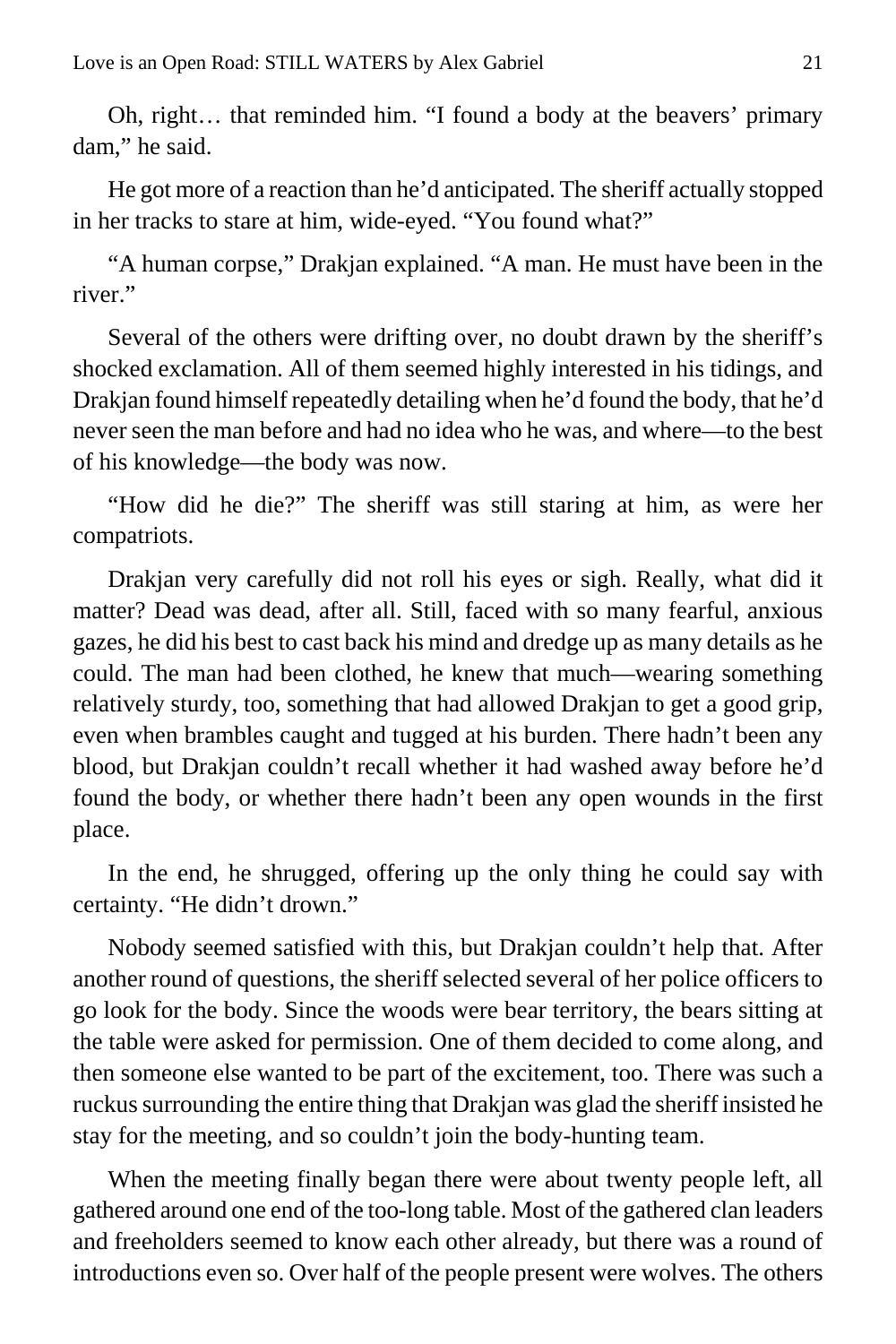Oh, right… that reminded him. “I found a body at the beavers’ primary dam,” he said.

He got more of a reaction than he’d anticipated. The sheriff actually stopped in her tracks to stare at him, wide-eyed. “You found what?”

“A human corpse,” Drakjan explained. “A man. He must have been in the river.”

Several of the others were drifting over, no doubt drawn by the sheriff’s shocked exclamation. All of them seemed highly interested in his tidings, and Drakjan found himself repeatedly detailing when he’d found the body, that he’d never seen the man before and had no idea who he was, and where—to the best of his knowledge—the body was now.

“How did he die?” The sheriff was still staring at him, as were her compatriots.

Drakjan very carefully did not roll his eyes or sigh. Really, what did it matter? Dead was dead, after all. Still, faced with so many fearful, anxious gazes, he did his best to cast back his mind and dredge up as many details as he could. The man had been clothed, he knew that much—wearing something relatively sturdy, too, something that had allowed Drakjan to get a good grip, even when brambles caught and tugged at his burden. There hadn’t been any blood, but Drakjan couldn’t recall whether it had washed away before he’d found the body, or whether there hadn’t been any open wounds in the first place.

In the end, he shrugged, offering up the only thing he could say with certainty. “He didn’t drown.”

Nobody seemed satisfied with this, but Drakjan couldn’t help that. After another round of questions, the sheriff selected several of her police officers to go look for the body. Since the woods were bear territory, the bears sitting at the table were asked for permission. One of them decided to come along, and then someone else wanted to be part of the excitement, too. There was such a ruckus surrounding the entire thing that Drakjan was glad the sheriff insisted he stay for the meeting, and so couldn’t join the body-hunting team.

When the meeting finally began there were about twenty people left, all gathered around one end of the too-long table. Most of the gathered clan leaders and freeholders seemed to know each other already, but there was a round of introductions even so. Over half of the people present were wolves. The others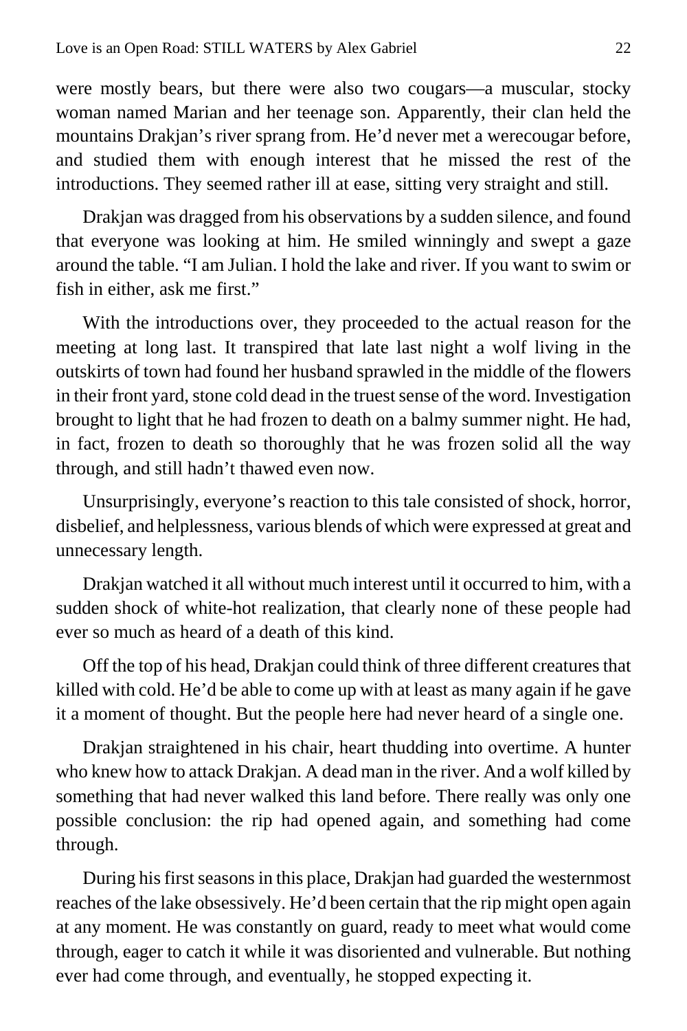were mostly bears, but there were also two cougars—a muscular, stocky woman named Marian and her teenage son. Apparently, their clan held the mountains Drakjan's river sprang from. He'd never met a werecougar before, and studied them with enough interest that he missed the rest of the introductions. They seemed rather ill at ease, sitting very straight and still.

Drakjan was dragged from his observations by a sudden silence, and found that everyone was looking at him. He smiled winningly and swept a gaze around the table. "I am Julian. I hold the lake and river. If you want to swim or fish in either, ask me first."

With the introductions over, they proceeded to the actual reason for the meeting at long last. It transpired that late last night a wolf living in the outskirts of town had found her husband sprawled in the middle of the flowers in their front yard, stone cold dead in the truest sense of the word. Investigation brought to light that he had frozen to death on a balmy summer night. He had, in fact, frozen to death so thoroughly that he was frozen solid all the way through, and still hadn't thawed even now.

Unsurprisingly, everyone's reaction to this tale consisted of shock, horror, disbelief, and helplessness, various blends of which were expressed at great and unnecessary length.

Drakjan watched it all without much interest until it occurred to him, with a sudden shock of white-hot realization, that clearly none of these people had ever so much as heard of a death of this kind.

Off the top of his head, Drakjan could think of three different creatures that killed with cold. He'd be able to come up with at least as many again if he gave it a moment of thought. But the people here had never heard of a single one.

Drakjan straightened in his chair, heart thudding into overtime. A hunter who knew how to attack Drakjan. A dead man in the river. And a wolf killed by something that had never walked this land before. There really was only one possible conclusion: the rip had opened again, and something had come through.

During his first seasons in this place, Drakjan had guarded the westernmost reaches of the lake obsessively. He'd been certain that the rip might open again at any moment. He was constantly on guard, ready to meet what would come through, eager to catch it while it was disoriented and vulnerable. But nothing ever had come through, and eventually, he stopped expecting it.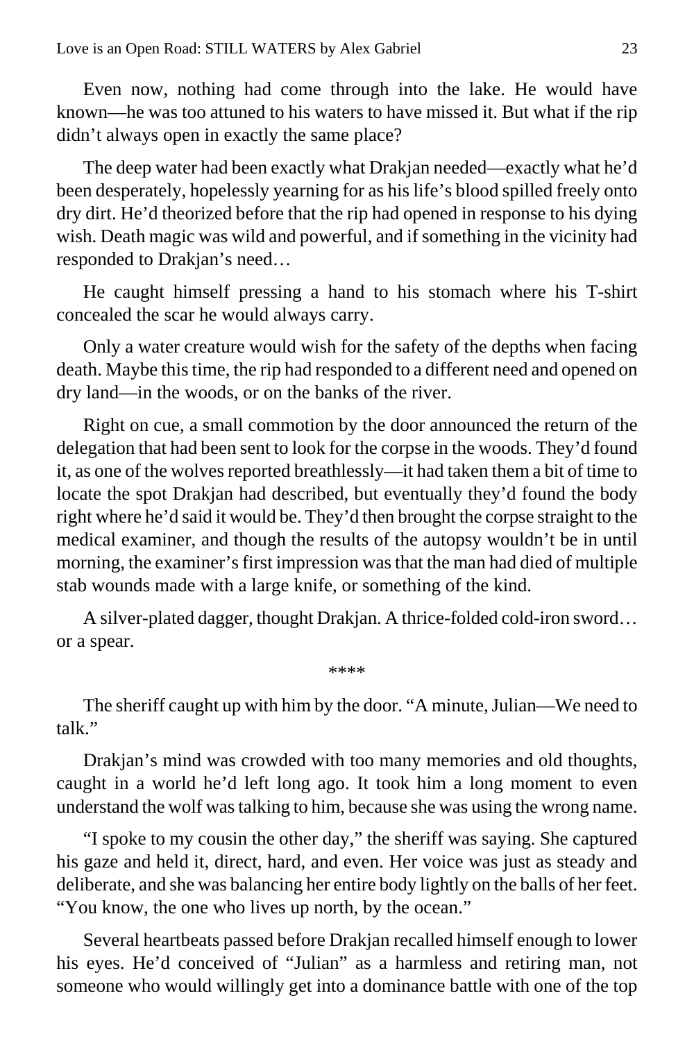Even now, nothing had come through into the lake. He would have known—he was too attuned to his waters to have missed it. But what if the rip didn't always open in exactly the same place?

The deep water had been exactly what Drakjan needed—exactly what he'd been desperately, hopelessly yearning for as his life's blood spilled freely onto dry dirt. He'd theorized before that the rip had opened in response to his dying wish. Death magic was wild and powerful, and if something in the vicinity had responded to Drakjan's need…

He caught himself pressing a hand to his stomach where his T-shirt concealed the scar he would always carry.

Only a water creature would wish for the safety of the depths when facing death. Maybe this time, the rip had responded to a different need and opened on dry land—in the woods, or on the banks of the river.

Right on cue, a small commotion by the door announced the return of the delegation that had been sent to look for the corpse in the woods. They'd found it, as one of the wolves reported breathlessly—it had taken them a bit of time to locate the spot Drakjan had described, but eventually they'd found the body right where he'd said it would be. They'd then brought the corpse straight to the medical examiner, and though the results of the autopsy wouldn't be in until morning, the examiner's first impression was that the man had died of multiple stab wounds made with a large knife, or something of the kind.

A silver-plated dagger, thought Drakjan. A thrice-folded cold-iron sword… or a spear.

****

The sheriff caught up with him by the door. "A minute, Julian—We need to talk."

Drakjan's mind was crowded with too many memories and old thoughts, caught in a world he'd left long ago. It took him a long moment to even understand the wolf was talking to him, because she was using the wrong name.

"I spoke to my cousin the other day," the sheriff was saying. She captured his gaze and held it, direct, hard, and even. Her voice was just as steady and deliberate, and she was balancing her entire body lightly on the balls of her feet. "You know, the one who lives up north, by the ocean."

Several heartbeats passed before Drakjan recalled himself enough to lower his eyes. He'd conceived of "Julian" as a harmless and retiring man, not someone who would willingly get into a dominance battle with one of the top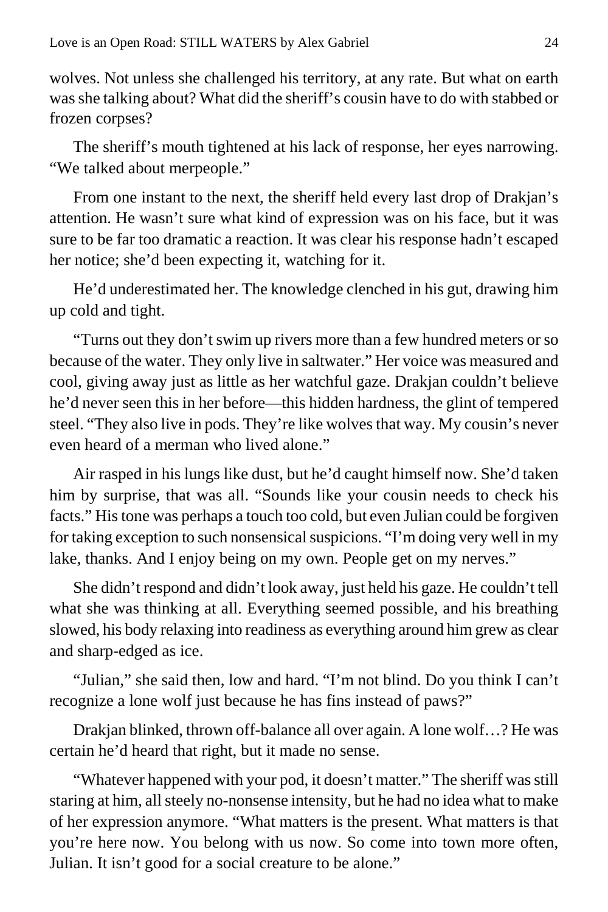wolves. Not unless she challenged his territory, at any rate. But what on earth was she talking about? What did the sheriff's cousin have to do with stabbed or frozen corpses?

The sheriff's mouth tightened at his lack of response, her eyes narrowing. "We talked about merpeople."

From one instant to the next, the sheriff held every last drop of Drakjan's attention. He wasn't sure what kind of expression was on his face, but it was sure to be far too dramatic a reaction. It was clear his response hadn't escaped her notice; she'd been expecting it, watching for it.

He'd underestimated her. The knowledge clenched in his gut, drawing him up cold and tight.

"Turns out they don't swim up rivers more than a few hundred meters or so because of the water. They only live in saltwater." Her voice was measured and cool, giving away just as little as her watchful gaze. Drakjan couldn't believe he'd never seen this in her before—this hidden hardness, the glint of tempered steel. "They also live in pods. They're like wolves that way. My cousin's never even heard of a merman who lived alone."

Air rasped in his lungs like dust, but he'd caught himself now. She'd taken him by surprise, that was all. "Sounds like your cousin needs to check his facts." His tone was perhaps a touch too cold, but even Julian could be forgiven for taking exception to such nonsensical suspicions. "I'm doing very well in my lake, thanks. And I enjoy being on my own. People get on my nerves."

She didn't respond and didn't look away, just held his gaze. He couldn't tell what she was thinking at all. Everything seemed possible, and his breathing slowed, his body relaxing into readiness as everything around him grew as clear and sharp-edged as ice.

"Julian," she said then, low and hard. "I'm not blind. Do you think I can't recognize a lone wolf just because he has fins instead of paws?"

Drakjan blinked, thrown off-balance all over again. A lone wolf…? He was certain he'd heard that right, but it made no sense.

"Whatever happened with your pod, it doesn't matter." The sheriff was still staring at him, all steely no-nonsense intensity, but he had no idea what to make of her expression anymore. "What matters is the present. What matters is that you're here now. You belong with us now. So come into town more often, Julian. It isn't good for a social creature to be alone."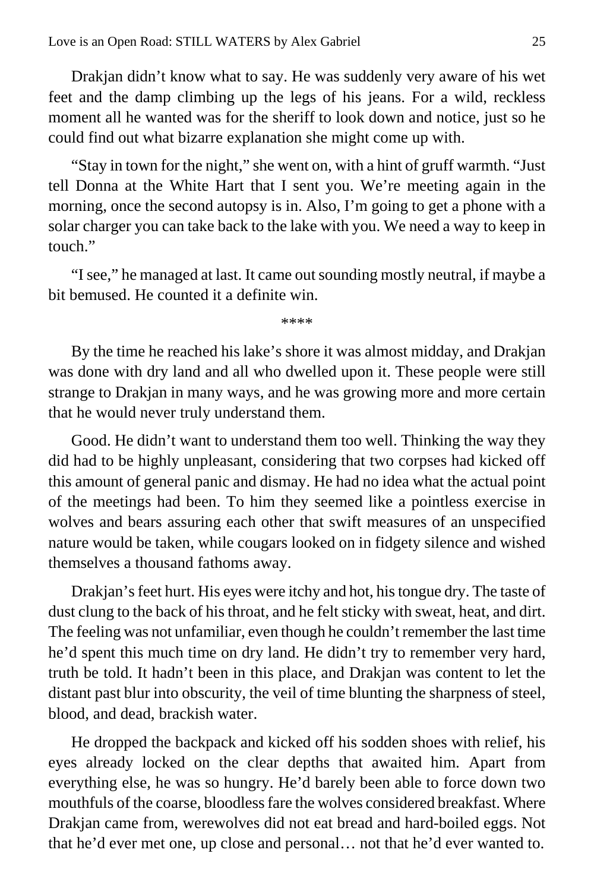Drakjan didn't know what to say. He was suddenly very aware of his wet feet and the damp climbing up the legs of his jeans. For a wild, reckless moment all he wanted was for the sheriff to look down and notice, just so he could find out what bizarre explanation she might come up with.

"Stay in town for the night," she went on, with a hint of gruff warmth. "Just tell Donna at the White Hart that I sent you. We're meeting again in the morning, once the second autopsy is in. Also, I'm going to get a phone with a solar charger you can take back to the lake with you. We need a way to keep in touch."

"I see," he managed at last. It came out sounding mostly neutral, if maybe a bit bemused. He counted it a definite win.

****

By the time he reached his lake's shore it was almost midday, and Drakjan was done with dry land and all who dwelled upon it. These people were still strange to Drakjan in many ways, and he was growing more and more certain that he would never truly understand them.

Good. He didn't want to understand them too well. Thinking the way they did had to be highly unpleasant, considering that two corpses had kicked off this amount of general panic and dismay. He had no idea what the actual point of the meetings had been. To him they seemed like a pointless exercise in wolves and bears assuring each other that swift measures of an unspecified nature would be taken, while cougars looked on in fidgety silence and wished themselves a thousand fathoms away.

Drakjan's feet hurt. His eyes were itchy and hot, his tongue dry. The taste of dust clung to the back of his throat, and he felt sticky with sweat, heat, and dirt. The feeling was not unfamiliar, even though he couldn't remember the last time he'd spent this much time on dry land. He didn't try to remember very hard, truth be told. It hadn't been in this place, and Drakjan was content to let the distant past blur into obscurity, the veil of time blunting the sharpness of steel, blood, and dead, brackish water.

He dropped the backpack and kicked off his sodden shoes with relief, his eyes already locked on the clear depths that awaited him. Apart from everything else, he was so hungry. He'd barely been able to force down two mouthfuls of the coarse, bloodless fare the wolves considered breakfast. Where Drakjan came from, werewolves did not eat bread and hard-boiled eggs. Not that he'd ever met one, up close and personal… not that he'd ever wanted to.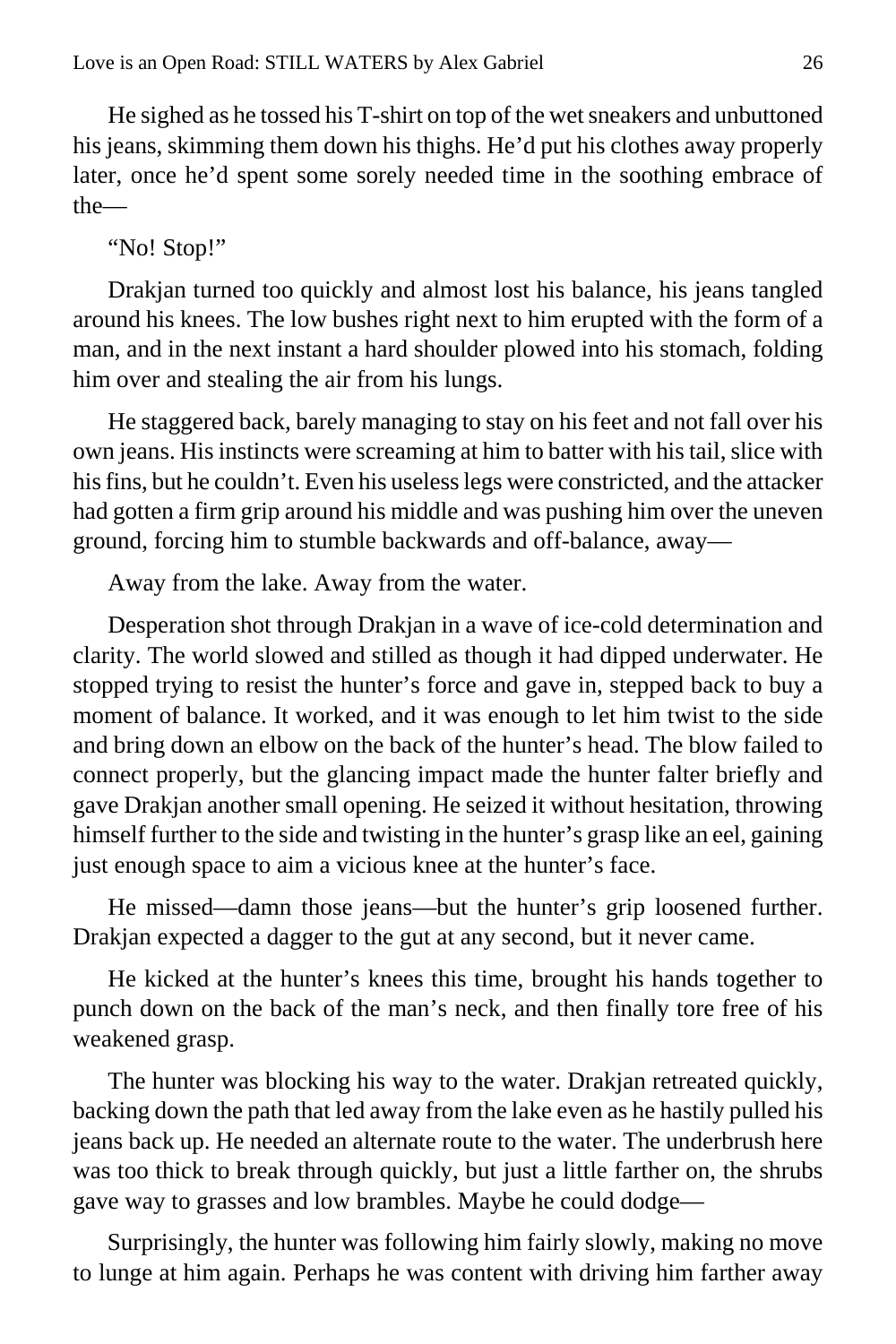He sighed as he tossed his T-shirt on top of the wet sneakers and unbuttoned his jeans, skimming them down his thighs. He'd put his clothes away properly later, once he'd spent some sorely needed time in the soothing embrace of the—

"No! Stop!"

Drakjan turned too quickly and almost lost his balance, his jeans tangled around his knees. The low bushes right next to him erupted with the form of a man, and in the next instant a hard shoulder plowed into his stomach, folding him over and stealing the air from his lungs.

He staggered back, barely managing to stay on his feet and not fall over his own jeans. His instincts were screaming at him to batter with his tail, slice with his fins, but he couldn't. Even his useless legs were constricted, and the attacker had gotten a firm grip around his middle and was pushing him over the uneven ground, forcing him to stumble backwards and off-balance, away—

Away from the lake. Away from the water.

Desperation shot through Drakjan in a wave of ice-cold determination and clarity. The world slowed and stilled as though it had dipped underwater. He stopped trying to resist the hunter's force and gave in, stepped back to buy a moment of balance. It worked, and it was enough to let him twist to the side and bring down an elbow on the back of the hunter's head. The blow failed to connect properly, but the glancing impact made the hunter falter briefly and gave Drakjan another small opening. He seized it without hesitation, throwing himself further to the side and twisting in the hunter's grasp like an eel, gaining just enough space to aim a vicious knee at the hunter's face.

He missed—damn those jeans—but the hunter's grip loosened further. Drakjan expected a dagger to the gut at any second, but it never came.

He kicked at the hunter's knees this time, brought his hands together to punch down on the back of the man's neck, and then finally tore free of his weakened grasp.

The hunter was blocking his way to the water. Drakjan retreated quickly, backing down the path that led away from the lake even as he hastily pulled his jeans back up. He needed an alternate route to the water. The underbrush here was too thick to break through quickly, but just a little farther on, the shrubs gave way to grasses and low brambles. Maybe he could dodge—

Surprisingly, the hunter was following him fairly slowly, making no move to lunge at him again. Perhaps he was content with driving him farther away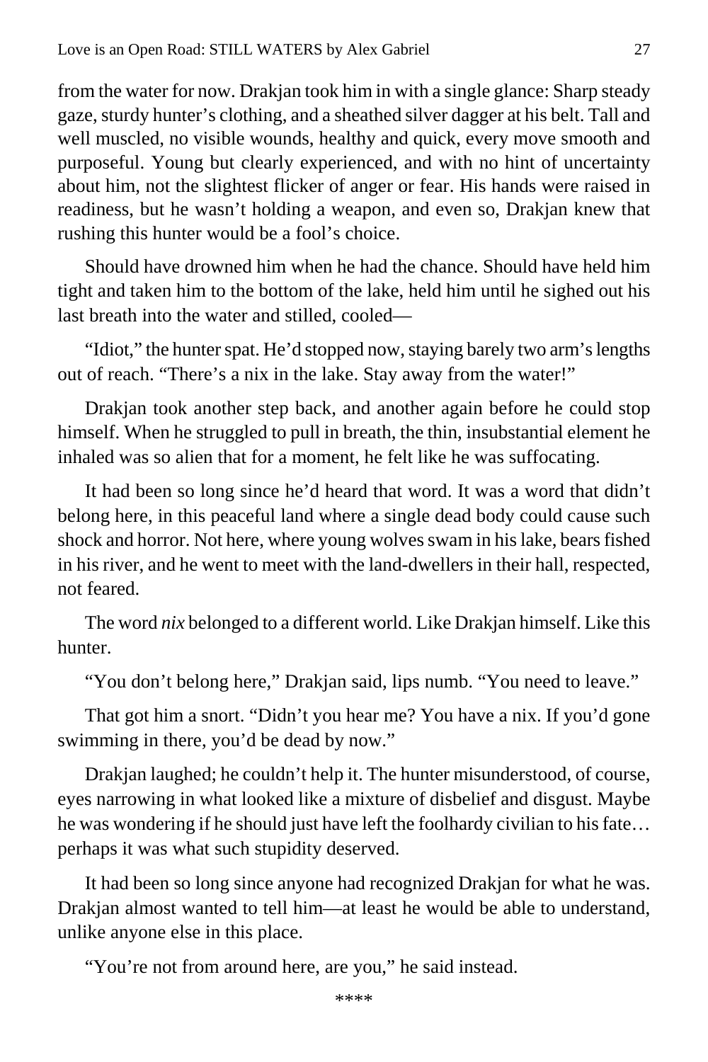from the water for now. Drakjan took him in with a single glance: Sharp steady gaze, sturdy hunter's clothing, and a sheathed silver dagger at his belt. Tall and well muscled, no visible wounds, healthy and quick, every move smooth and purposeful. Young but clearly experienced, and with no hint of uncertainty about him, not the slightest flicker of anger or fear. His hands were raised in readiness, but he wasn't holding a weapon, and even so, Drakjan knew that rushing this hunter would be a fool's choice.

Should have drowned him when he had the chance. Should have held him tight and taken him to the bottom of the lake, held him until he sighed out his last breath into the water and stilled, cooled—

"Idiot," the hunter spat. He'd stopped now, staying barely two arm's lengths out of reach. "There's a nix in the lake. Stay away from the water!"

Drakjan took another step back, and another again before he could stop himself. When he struggled to pull in breath, the thin, insubstantial element he inhaled was so alien that for a moment, he felt like he was suffocating.

It had been so long since he'd heard that word. It was a word that didn't belong here, in this peaceful land where a single dead body could cause such shock and horror. Not here, where young wolves swam in his lake, bears fished in his river, and he went to meet with the land-dwellers in their hall, respected, not feared.

The word *nix* belonged to a different world. Like Drakjan himself. Like this hunter.

"You don't belong here," Drakjan said, lips numb. "You need to leave."

That got him a snort. "Didn't you hear me? You have a nix. If you'd gone swimming in there, you'd be dead by now."

Drakjan laughed; he couldn't help it. The hunter misunderstood, of course, eyes narrowing in what looked like a mixture of disbelief and disgust. Maybe he was wondering if he should just have left the foolhardy civilian to his fate… perhaps it was what such stupidity deserved.

It had been so long since anyone had recognized Drakjan for what he was. Drakjan almost wanted to tell him—at least he would be able to understand, unlike anyone else in this place.

"You're not from around here, are you," he said instead.

****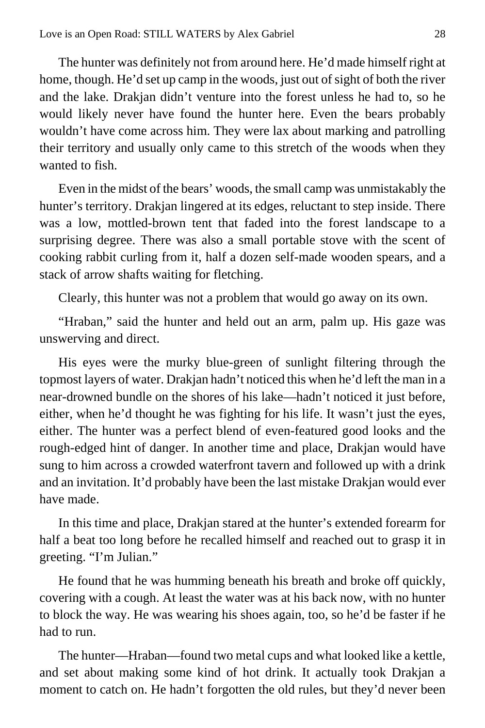The hunter was definitely not from around here. He'd made himself right at home, though. He'd set up camp in the woods, just out of sight of both the river and the lake. Drakjan didn't venture into the forest unless he had to, so he would likely never have found the hunter here. Even the bears probably wouldn't have come across him. They were lax about marking and patrolling their territory and usually only came to this stretch of the woods when they wanted to fish.

Even in the midst of the bears' woods, the small camp was unmistakably the hunter's territory. Drakjan lingered at its edges, reluctant to step inside. There was a low, mottled-brown tent that faded into the forest landscape to a surprising degree. There was also a small portable stove with the scent of cooking rabbit curling from it, half a dozen self-made wooden spears, and a stack of arrow shafts waiting for fletching.

Clearly, this hunter was not a problem that would go away on its own.

"Hraban," said the hunter and held out an arm, palm up. His gaze was unswerving and direct.

His eyes were the murky blue-green of sunlight filtering through the topmost layers of water. Drakjan hadn't noticed this when he'd left the man in a near-drowned bundle on the shores of his lake—hadn't noticed it just before, either, when he'd thought he was fighting for his life. It wasn't just the eyes, either. The hunter was a perfect blend of even-featured good looks and the rough-edged hint of danger. In another time and place, Drakjan would have sung to him across a crowded waterfront tavern and followed up with a drink and an invitation. It'd probably have been the last mistake Drakjan would ever have made.

In this time and place, Drakjan stared at the hunter's extended forearm for half a beat too long before he recalled himself and reached out to grasp it in greeting. "I'm Julian."

He found that he was humming beneath his breath and broke off quickly, covering with a cough. At least the water was at his back now, with no hunter to block the way. He was wearing his shoes again, too, so he'd be faster if he had to run.

The hunter—Hraban—found two metal cups and what looked like a kettle, and set about making some kind of hot drink. It actually took Drakjan a moment to catch on. He hadn't forgotten the old rules, but they'd never been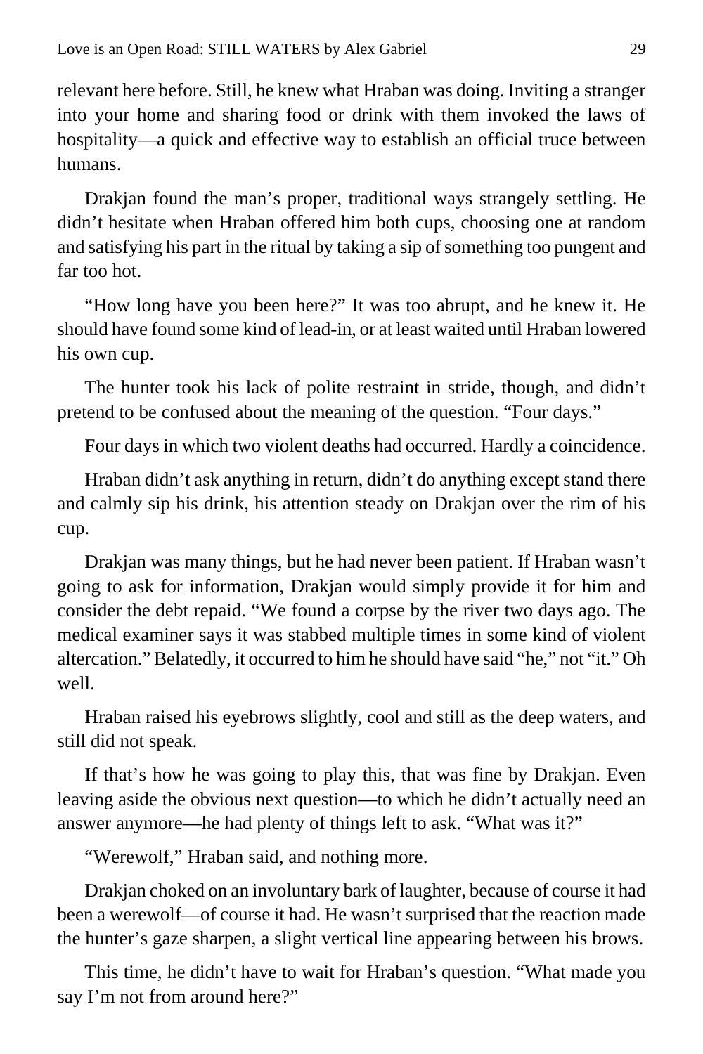relevant here before. Still, he knew what Hraban was doing. Inviting a stranger into your home and sharing food or drink with them invoked the laws of hospitality—a quick and effective way to establish an official truce between humans.

Drakjan found the man's proper, traditional ways strangely settling. He didn't hesitate when Hraban offered him both cups, choosing one at random and satisfying his part in the ritual by taking a sip of something too pungent and far too hot.

"How long have you been here?" It was too abrupt, and he knew it. He should have found some kind of lead-in, or at least waited until Hraban lowered his own cup.

The hunter took his lack of polite restraint in stride, though, and didn't pretend to be confused about the meaning of the question. "Four days."

Four days in which two violent deaths had occurred. Hardly a coincidence.

Hraban didn't ask anything in return, didn't do anything except stand there and calmly sip his drink, his attention steady on Drakjan over the rim of his cup.

Drakjan was many things, but he had never been patient. If Hraban wasn't going to ask for information, Drakjan would simply provide it for him and consider the debt repaid. "We found a corpse by the river two days ago. The medical examiner says it was stabbed multiple times in some kind of violent altercation." Belatedly, it occurred to him he should have said "he," not "it." Oh well.

Hraban raised his eyebrows slightly, cool and still as the deep waters, and still did not speak.

If that's how he was going to play this, that was fine by Drakjan. Even leaving aside the obvious next question—to which he didn't actually need an answer anymore—he had plenty of things left to ask. "What was it?"

"Werewolf," Hraban said, and nothing more.

Drakjan choked on an involuntary bark of laughter, because of course it had been a werewolf—of course it had. He wasn't surprised that the reaction made the hunter's gaze sharpen, a slight vertical line appearing between his brows.

This time, he didn't have to wait for Hraban's question. "What made you say I'm not from around here?"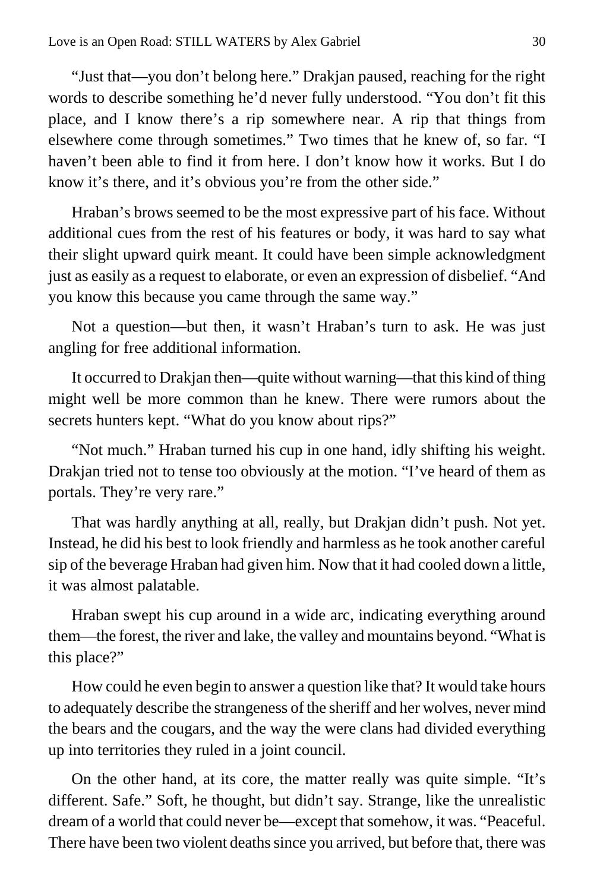"Just that—you don't belong here." Drakjan paused, reaching for the right words to describe something he'd never fully understood. "You don't fit this place, and I know there's a rip somewhere near. A rip that things from elsewhere come through sometimes." Two times that he knew of, so far. "I haven't been able to find it from here. I don't know how it works. But I do know it's there, and it's obvious you're from the other side."

Hraban's brows seemed to be the most expressive part of his face. Without additional cues from the rest of his features or body, it was hard to say what their slight upward quirk meant. It could have been simple acknowledgment just as easily as a request to elaborate, or even an expression of disbelief. "And you know this because you came through the same way."

Not a question—but then, it wasn't Hraban's turn to ask. He was just angling for free additional information.

It occurred to Drakjan then—quite without warning—that this kind of thing might well be more common than he knew. There were rumors about the secrets hunters kept. "What do you know about rips?"

"Not much." Hraban turned his cup in one hand, idly shifting his weight. Drakjan tried not to tense too obviously at the motion. "I've heard of them as portals. They're very rare."

That was hardly anything at all, really, but Drakjan didn't push. Not yet. Instead, he did his best to look friendly and harmless as he took another careful sip of the beverage Hraban had given him. Now that it had cooled down a little, it was almost palatable.

Hraban swept his cup around in a wide arc, indicating everything around them—the forest, the river and lake, the valley and mountains beyond. "What is this place?"

How could he even begin to answer a question like that? It would take hours to adequately describe the strangeness of the sheriff and her wolves, never mind the bears and the cougars, and the way the were clans had divided everything up into territories they ruled in a joint council.

On the other hand, at its core, the matter really was quite simple. "It's different. Safe." Soft, he thought, but didn't say. Strange, like the unrealistic dream of a world that could never be—except that somehow, it was. "Peaceful. There have been two violent deaths since you arrived, but before that, there was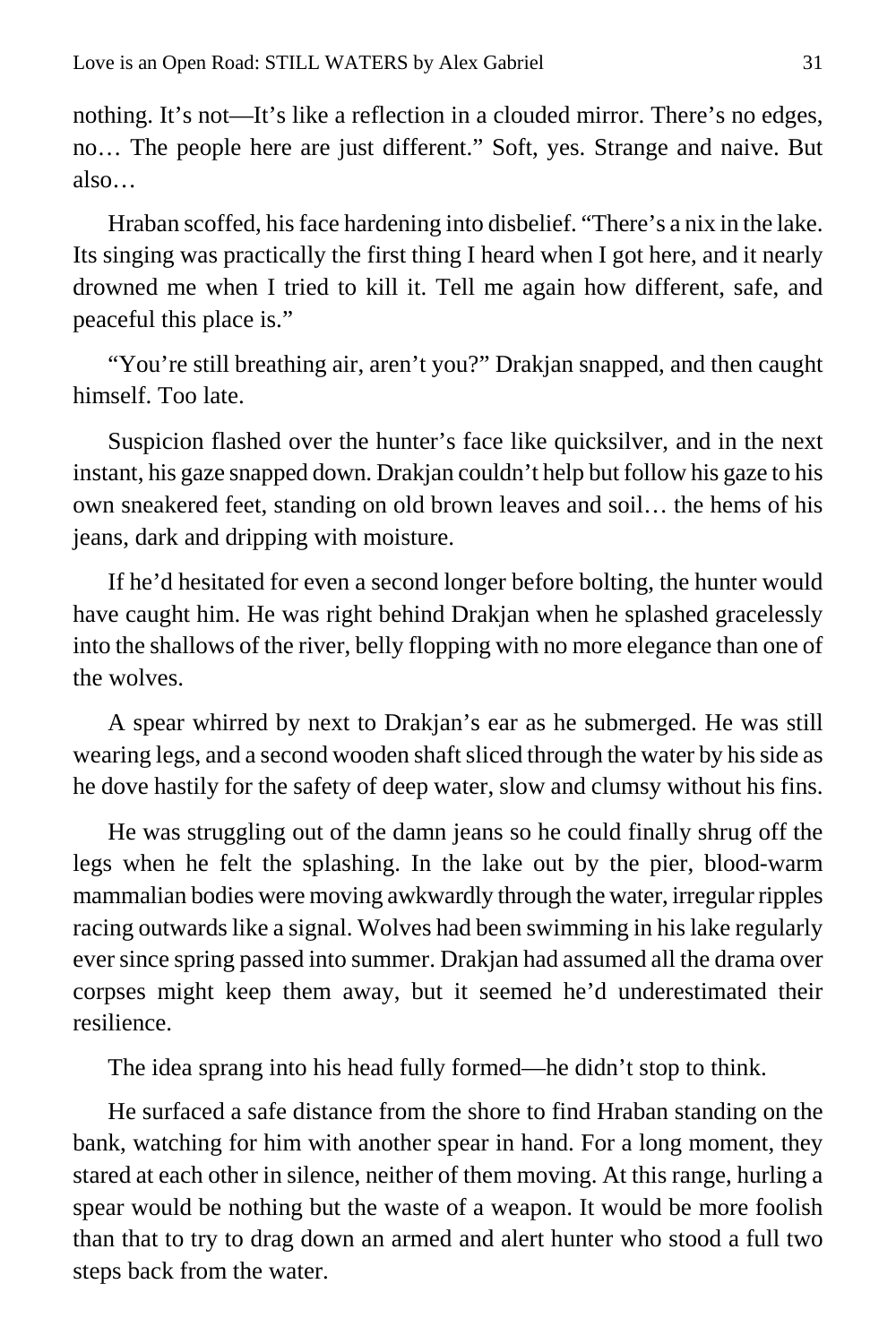nothing. It's not—It's like a reflection in a clouded mirror. There's no edges, no… The people here are just different." Soft, yes. Strange and naive. But also…

Hraban scoffed, his face hardening into disbelief. "There's a nix in the lake. Its singing was practically the first thing I heard when I got here, and it nearly drowned me when I tried to kill it. Tell me again how different, safe, and peaceful this place is."

"You're still breathing air, aren't you?" Drakjan snapped, and then caught himself. Too late.

Suspicion flashed over the hunter's face like quicksilver, and in the next instant, his gaze snapped down. Drakjan couldn't help but follow his gaze to his own sneakered feet, standing on old brown leaves and soil… the hems of his jeans, dark and dripping with moisture.

If he'd hesitated for even a second longer before bolting, the hunter would have caught him. He was right behind Drakjan when he splashed gracelessly into the shallows of the river, belly flopping with no more elegance than one of the wolves.

A spear whirred by next to Drakjan's ear as he submerged. He was still wearing legs, and a second wooden shaft sliced through the water by his side as he dove hastily for the safety of deep water, slow and clumsy without his fins.

He was struggling out of the damn jeans so he could finally shrug off the legs when he felt the splashing. In the lake out by the pier, blood-warm mammalian bodies were moving awkwardly through the water, irregular ripples racing outwards like a signal. Wolves had been swimming in his lake regularly ever since spring passed into summer. Drakjan had assumed all the drama over corpses might keep them away, but it seemed he'd underestimated their resilience.

The idea sprang into his head fully formed—he didn't stop to think.

He surfaced a safe distance from the shore to find Hraban standing on the bank, watching for him with another spear in hand. For a long moment, they stared at each other in silence, neither of them moving. At this range, hurling a spear would be nothing but the waste of a weapon. It would be more foolish than that to try to drag down an armed and alert hunter who stood a full two steps back from the water.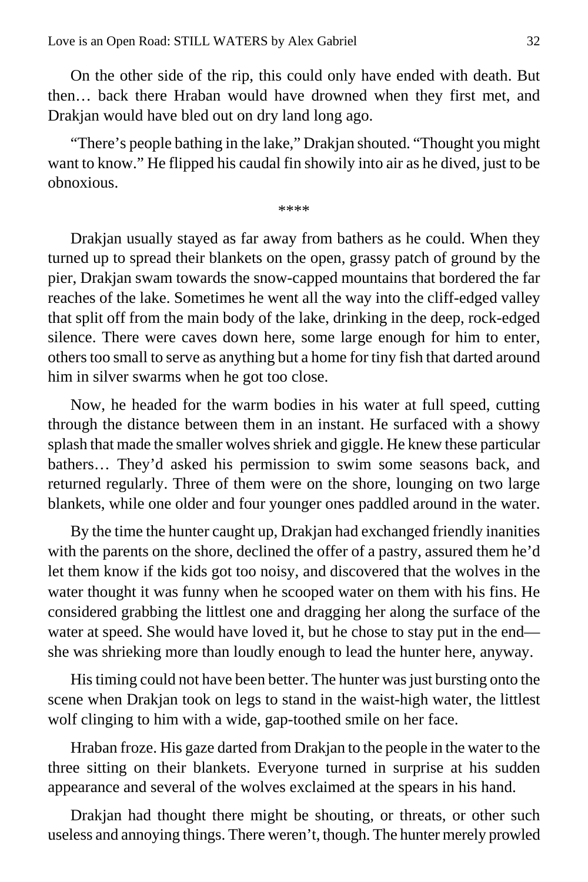On the other side of the rip, this could only have ended with death. But then… back there Hraban would have drowned when they first met, and Drakjan would have bled out on dry land long ago.

"There's people bathing in the lake," Drakjan shouted. "Thought you might want to know." He flipped his caudal fin showily into air as he dived, just to be obnoxious.

****

Drakjan usually stayed as far away from bathers as he could. When they turned up to spread their blankets on the open, grassy patch of ground by the pier, Drakjan swam towards the snow-capped mountains that bordered the far reaches of the lake. Sometimes he went all the way into the cliff-edged valley that split off from the main body of the lake, drinking in the deep, rock-edged silence. There were caves down here, some large enough for him to enter, others too small to serve as anything but a home for tiny fish that darted around him in silver swarms when he got too close.

Now, he headed for the warm bodies in his water at full speed, cutting through the distance between them in an instant. He surfaced with a showy splash that made the smaller wolves shriek and giggle. He knew these particular bathers… They'd asked his permission to swim some seasons back, and returned regularly. Three of them were on the shore, lounging on two large blankets, while one older and four younger ones paddled around in the water.

By the time the hunter caught up, Drakjan had exchanged friendly inanities with the parents on the shore, declined the offer of a pastry, assured them he'd let them know if the kids got too noisy, and discovered that the wolves in the water thought it was funny when he scooped water on them with his fins. He considered grabbing the littlest one and dragging her along the surface of the water at speed. She would have loved it, but he chose to stay put in the end—she was shrieking more than loudly enough to lead the hunter here, anyway.

His timing could not have been better. The hunter was just bursting onto the scene when Drakjan took on legs to stand in the waist-high water, the littlest wolf clinging to him with a wide, gap-toothed smile on her face.

Hraban froze. His gaze darted from Drakjan to the people in the water to the three sitting on their blankets. Everyone turned in surprise at his sudden appearance and several of the wolves exclaimed at the spears in his hand.

Drakjan had thought there might be shouting, or threats, or other such useless and annoying things. There weren't, though. The hunter merely prowled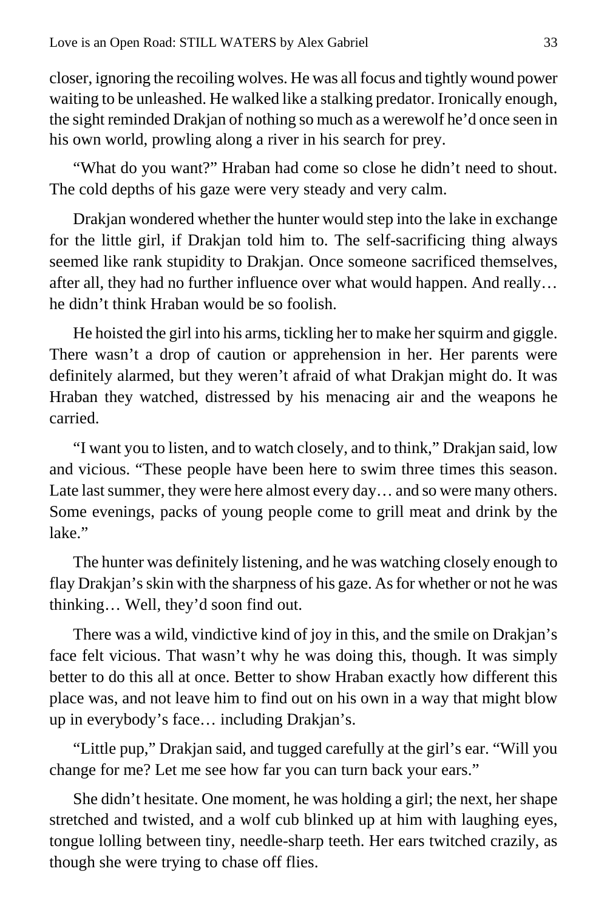closer, ignoring the recoiling wolves. He was all focus and tightly wound power waiting to be unleashed. He walked like a stalking predator. Ironically enough, the sight reminded Drakjan of nothing so much as a werewolf he'd once seen in his own world, prowling along a river in his search for prey.

"What do you want?" Hraban had come so close he didn't need to shout. The cold depths of his gaze were very steady and very calm.

Drakjan wondered whether the hunter would step into the lake in exchange for the little girl, if Drakjan told him to. The self-sacrificing thing always seemed like rank stupidity to Drakjan. Once someone sacrificed themselves, after all, they had no further influence over what would happen. And really… he didn't think Hraban would be so foolish.

He hoisted the girl into his arms, tickling her to make her squirm and giggle. There wasn't a drop of caution or apprehension in her. Her parents were definitely alarmed, but they weren't afraid of what Drakjan might do. It was Hraban they watched, distressed by his menacing air and the weapons he carried.

"I want you to listen, and to watch closely, and to think," Drakjan said, low and vicious. "These people have been here to swim three times this season. Late last summer, they were here almost every day… and so were many others. Some evenings, packs of young people come to grill meat and drink by the lake."

The hunter was definitely listening, and he was watching closely enough to flay Drakjan's skin with the sharpness of his gaze. As for whether or not he was thinking… Well, they'd soon find out.

There was a wild, vindictive kind of joy in this, and the smile on Drakjan's face felt vicious. That wasn't why he was doing this, though. It was simply better to do this all at once. Better to show Hraban exactly how different this place was, and not leave him to find out on his own in a way that might blow up in everybody's face… including Drakjan's.

"Little pup," Drakjan said, and tugged carefully at the girl's ear. "Will you change for me? Let me see how far you can turn back your ears."

She didn't hesitate. One moment, he was holding a girl; the next, her shape stretched and twisted, and a wolf cub blinked up at him with laughing eyes, tongue lolling between tiny, needle-sharp teeth. Her ears twitched crazily, as though she were trying to chase off flies.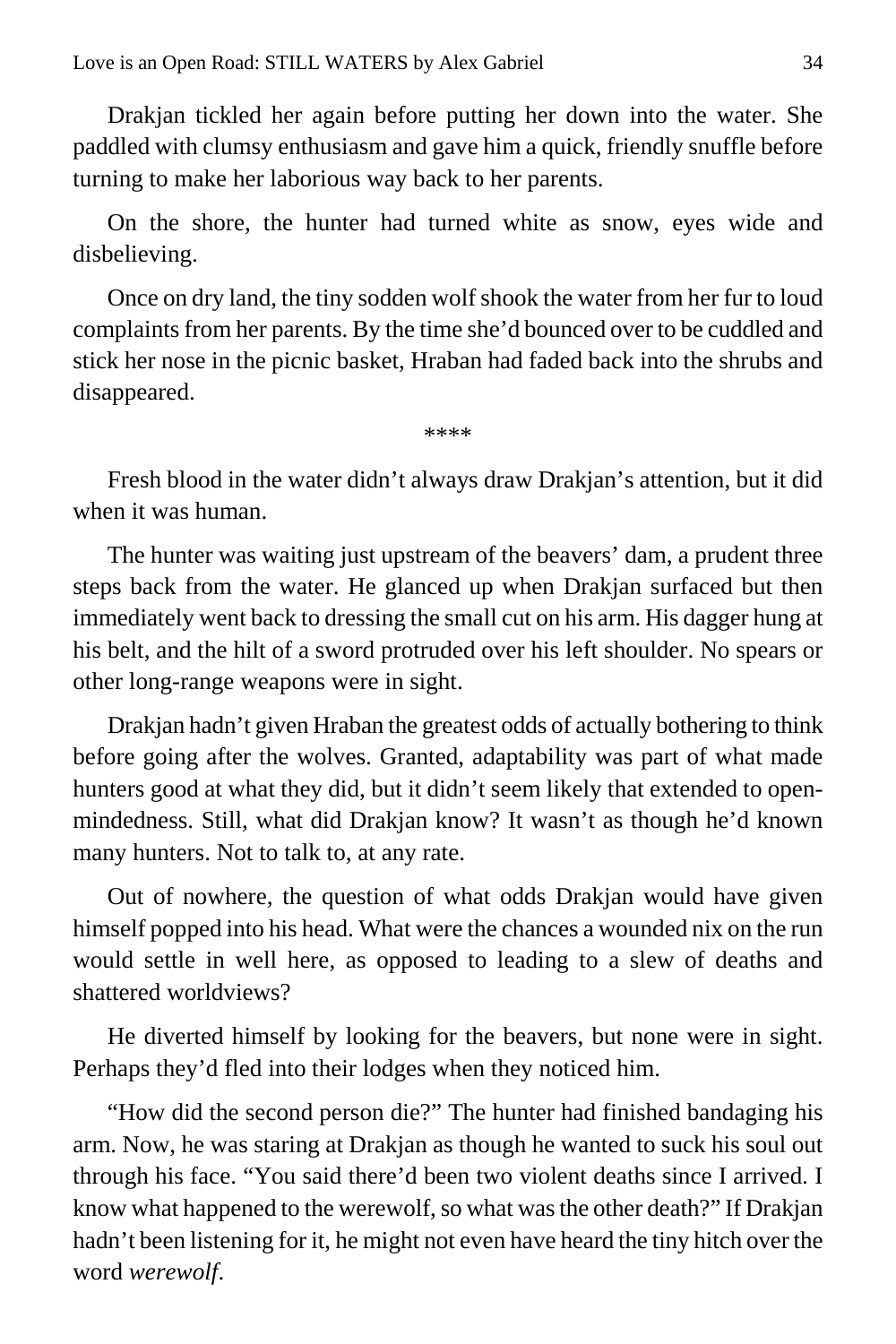Drakjan tickled her again before putting her down into the water. She paddled with clumsy enthusiasm and gave him a quick, friendly snuffle before turning to make her laborious way back to her parents.

On the shore, the hunter had turned white as snow, eyes wide and disbelieving.

Once on dry land, the tiny sodden wolf shook the water from her fur to loud complaints from her parents. By the time she'd bounced over to be cuddled and stick her nose in the picnic basket, Hraban had faded back into the shrubs and disappeared.

****

Fresh blood in the water didn't always draw Drakjan's attention, but it did when it was human.

The hunter was waiting just upstream of the beavers' dam, a prudent three steps back from the water. He glanced up when Drakjan surfaced but then immediately went back to dressing the small cut on his arm. His dagger hung at his belt, and the hilt of a sword protruded over his left shoulder. No spears or other long-range weapons were in sight.

Drakjan hadn't given Hraban the greatest odds of actually bothering to think before going after the wolves. Granted, adaptability was part of what made hunters good at what they did, but it didn't seem likely that extended to open-mindedness. Still, what did Drakjan know? It wasn't as though he'd known many hunters. Not to talk to, at any rate.

Out of nowhere, the question of what odds Drakjan would have given himself popped into his head. What were the chances a wounded nix on the run would settle in well here, as opposed to leading to a slew of deaths and shattered worldviews?

He diverted himself by looking for the beavers, but none were in sight. Perhaps they'd fled into their lodges when they noticed him.

"How did the second person die?" The hunter had finished bandaging his arm. Now, he was staring at Drakjan as though he wanted to suck his soul out through his face. "You said there'd been two violent deaths since I arrived. I know what happened to the werewolf, so what was the other death?" If Drakjan hadn't been listening for it, he might not even have heard the tiny hitch over the word *werewolf*.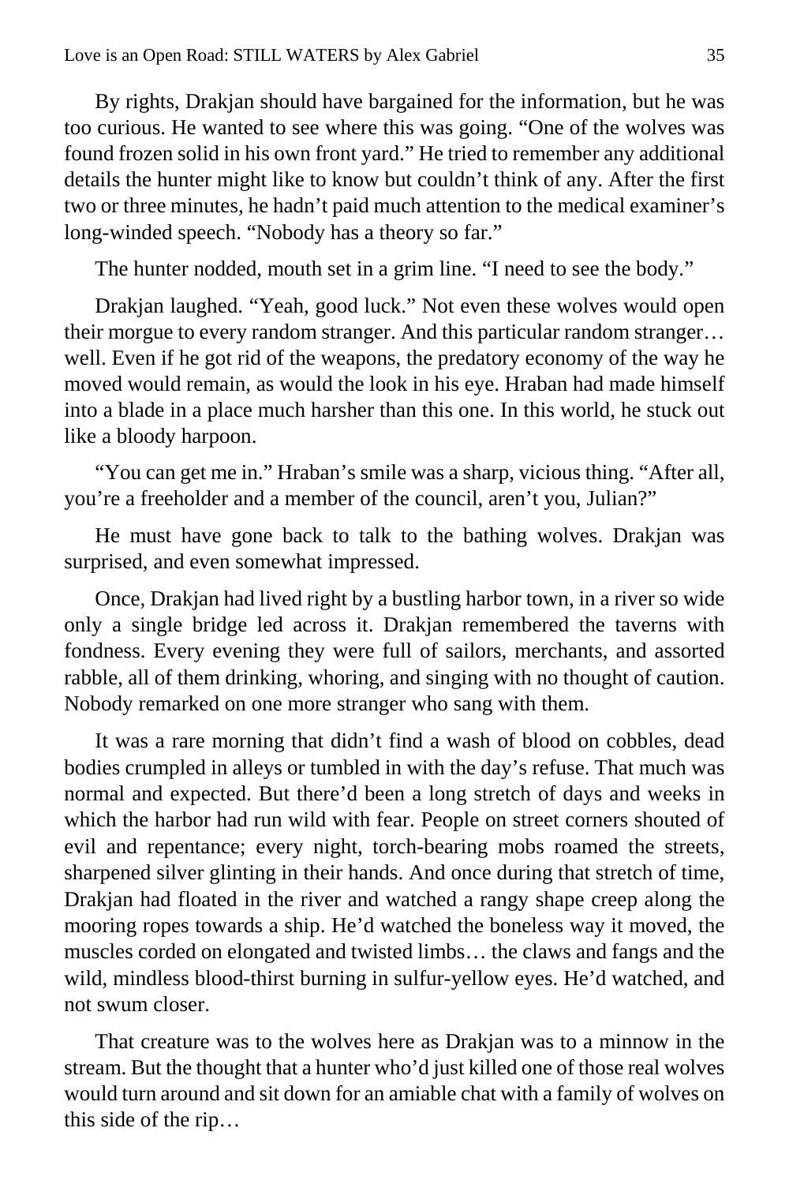By rights, Drakjan should have bargained for the information, but he was too curious. He wanted to see where this was going. "One of the wolves was found frozen solid in his own front yard." He tried to remember any additional details the hunter might like to know but couldn't think of any. After the first two or three minutes, he hadn't paid much attention to the medical examiner's long-winded speech. "Nobody has a theory so far."

The hunter nodded, mouth set in a grim line. "I need to see the body."

Drakjan laughed. "Yeah, good luck." Not even these wolves would open their morgue to every random stranger. And this particular random stranger… well. Even if he got rid of the weapons, the predatory economy of the way he moved would remain, as would the look in his eye. Hraban had made himself into a blade in a place much harsher than this one. In this world, he stuck out like a bloody harpoon.

"You can get me in." Hraban's smile was a sharp, vicious thing. "After all, you're a freeholder and a member of the council, aren't you, Julian?"

He must have gone back to talk to the bathing wolves. Drakjan was surprised, and even somewhat impressed.

Once, Drakjan had lived right by a bustling harbor town, in a river so wide only a single bridge led across it. Drakjan remembered the taverns with fondness. Every evening they were full of sailors, merchants, and assorted rabble, all of them drinking, whoring, and singing with no thought of caution. Nobody remarked on one more stranger who sang with them.

It was a rare morning that didn't find a wash of blood on cobbles, dead bodies crumpled in alleys or tumbled in with the day's refuse. That much was normal and expected. But there'd been a long stretch of days and weeks in which the harbor had run wild with fear. People on street corners shouted of evil and repentance; every night, torch-bearing mobs roamed the streets, sharpened silver glinting in their hands. And once during that stretch of time, Drakjan had floated in the river and watched a rangy shape creep along the mooring ropes towards a ship. He'd watched the boneless way it moved, the muscles corded on elongated and twisted limbs… the claws and fangs and the wild, mindless blood-thirst burning in sulfur-yellow eyes. He'd watched, and not swum closer.

That creature was to the wolves here as Drakjan was to a minnow in the stream. But the thought that a hunter who'd just killed one of those real wolves would turn around and sit down for an amiable chat with a family of wolves on this side of the rip…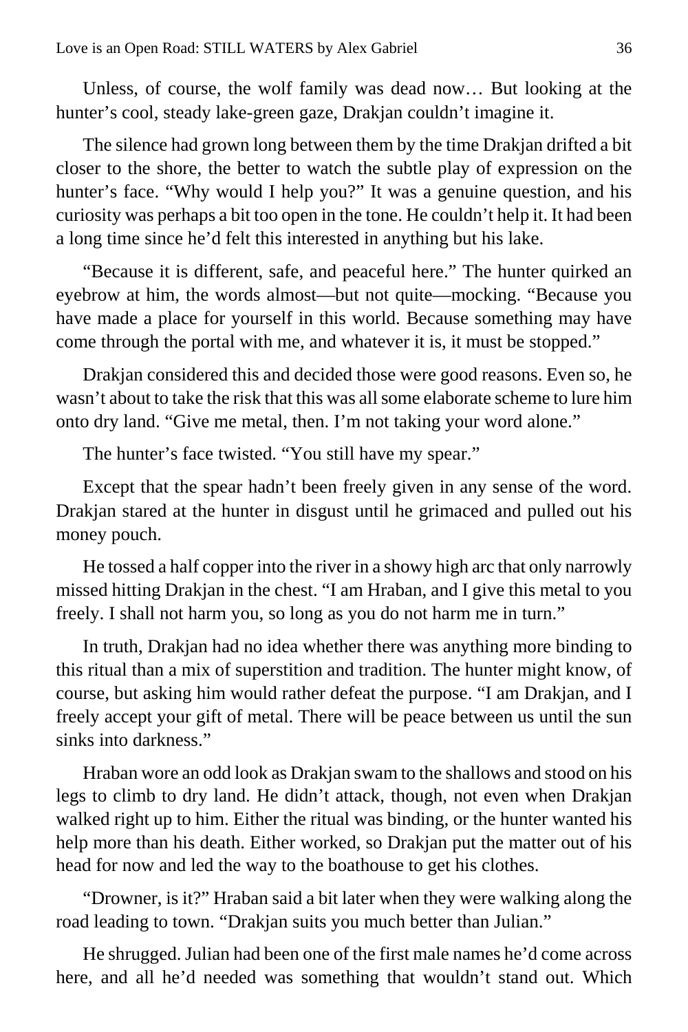Unless, of course, the wolf family was dead now… But looking at the hunter's cool, steady lake-green gaze, Drakjan couldn't imagine it.

The silence had grown long between them by the time Drakjan drifted a bit closer to the shore, the better to watch the subtle play of expression on the hunter's face. "Why would I help you?" It was a genuine question, and his curiosity was perhaps a bit too open in the tone. He couldn't help it. It had been a long time since he'd felt this interested in anything but his lake.

"Because it is different, safe, and peaceful here." The hunter quirked an eyebrow at him, the words almost—but not quite—mocking. "Because you have made a place for yourself in this world. Because something may have come through the portal with me, and whatever it is, it must be stopped."

Drakjan considered this and decided those were good reasons. Even so, he wasn't about to take the risk that this was all some elaborate scheme to lure him onto dry land. "Give me metal, then. I'm not taking your word alone."

The hunter's face twisted. "You still have my spear."

Except that the spear hadn't been freely given in any sense of the word. Drakjan stared at the hunter in disgust until he grimaced and pulled out his money pouch.

He tossed a half copper into the river in a showy high arc that only narrowly missed hitting Drakjan in the chest. "I am Hraban, and I give this metal to you freely. I shall not harm you, so long as you do not harm me in turn."

In truth, Drakjan had no idea whether there was anything more binding to this ritual than a mix of superstition and tradition. The hunter might know, of course, but asking him would rather defeat the purpose. "I am Drakjan, and I freely accept your gift of metal. There will be peace between us until the sun sinks into darkness."

Hraban wore an odd look as Drakjan swam to the shallows and stood on his legs to climb to dry land. He didn't attack, though, not even when Drakjan walked right up to him. Either the ritual was binding, or the hunter wanted his help more than his death. Either worked, so Drakjan put the matter out of his head for now and led the way to the boathouse to get his clothes.

"Drowner, is it?" Hraban said a bit later when they were walking along the road leading to town. "Drakjan suits you much better than Julian."

He shrugged. Julian had been one of the first male names he'd come across here, and all he'd needed was something that wouldn't stand out. Which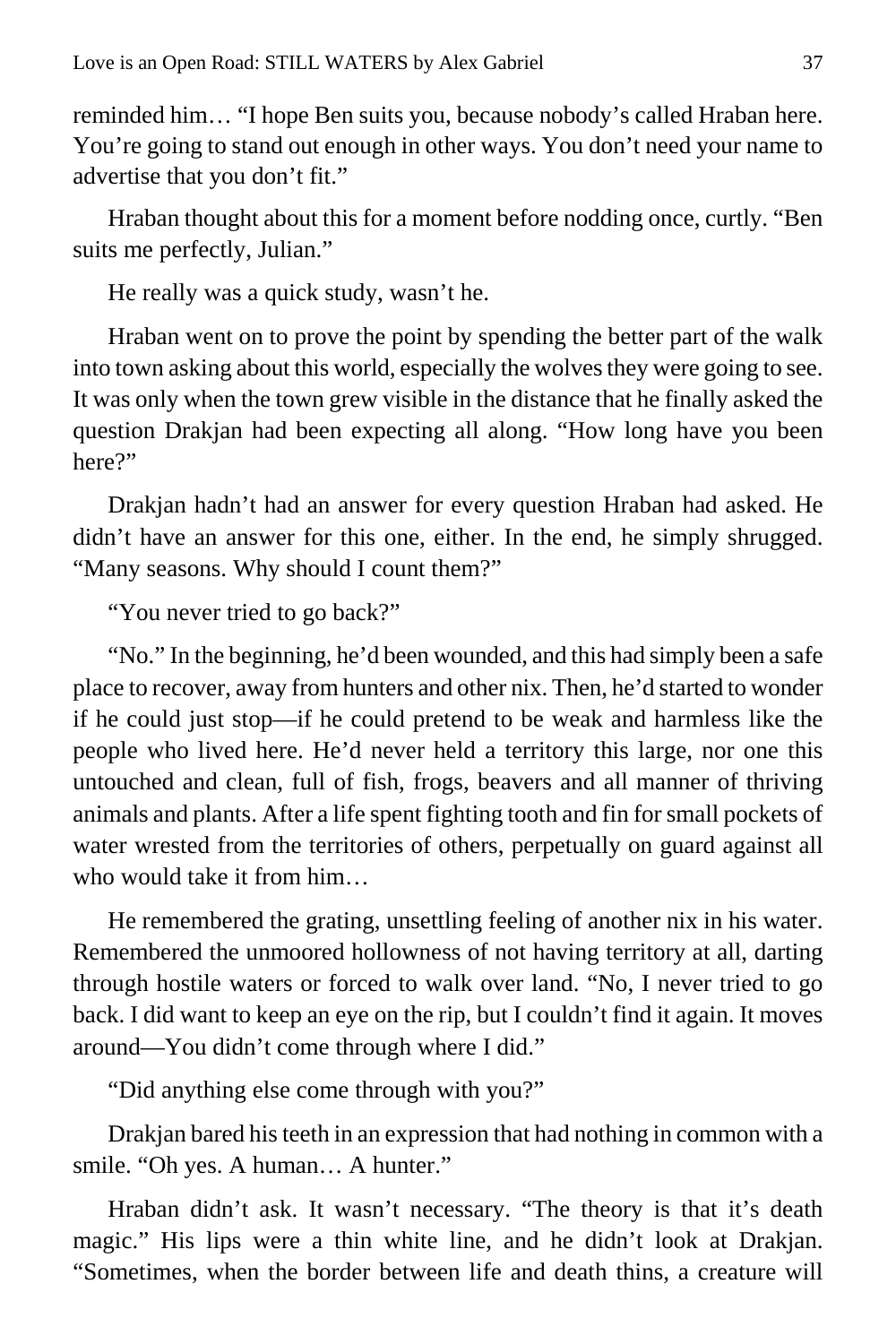reminded him… "I hope Ben suits you, because nobody's called Hraban here. You're going to stand out enough in other ways. You don't need your name to advertise that you don't fit."

Hraban thought about this for a moment before nodding once, curtly. "Ben suits me perfectly, Julian."

He really was a quick study, wasn't he.

Hraban went on to prove the point by spending the better part of the walk into town asking about this world, especially the wolves they were going to see. It was only when the town grew visible in the distance that he finally asked the question Drakjan had been expecting all along. "How long have you been here?"

Drakjan hadn't had an answer for every question Hraban had asked. He didn't have an answer for this one, either. In the end, he simply shrugged. "Many seasons. Why should I count them?"

"You never tried to go back?"

"No." In the beginning, he'd been wounded, and this had simply been a safe place to recover, away from hunters and other nix. Then, he'd started to wonder if he could just stop—if he could pretend to be weak and harmless like the people who lived here. He'd never held a territory this large, nor one this untouched and clean, full of fish, frogs, beavers and all manner of thriving animals and plants. After a life spent fighting tooth and fin for small pockets of water wrested from the territories of others, perpetually on guard against all who would take it from him…

He remembered the grating, unsettling feeling of another nix in his water. Remembered the unmoored hollowness of not having territory at all, darting through hostile waters or forced to walk over land. "No, I never tried to go back. I did want to keep an eye on the rip, but I couldn't find it again. It moves around—You didn't come through where I did."

"Did anything else come through with you?"

Drakjan bared his teeth in an expression that had nothing in common with a smile. "Oh yes. A human… A hunter."

Hraban didn't ask. It wasn't necessary. "The theory is that it's death magic." His lips were a thin white line, and he didn't look at Drakjan. "Sometimes, when the border between life and death thins, a creature will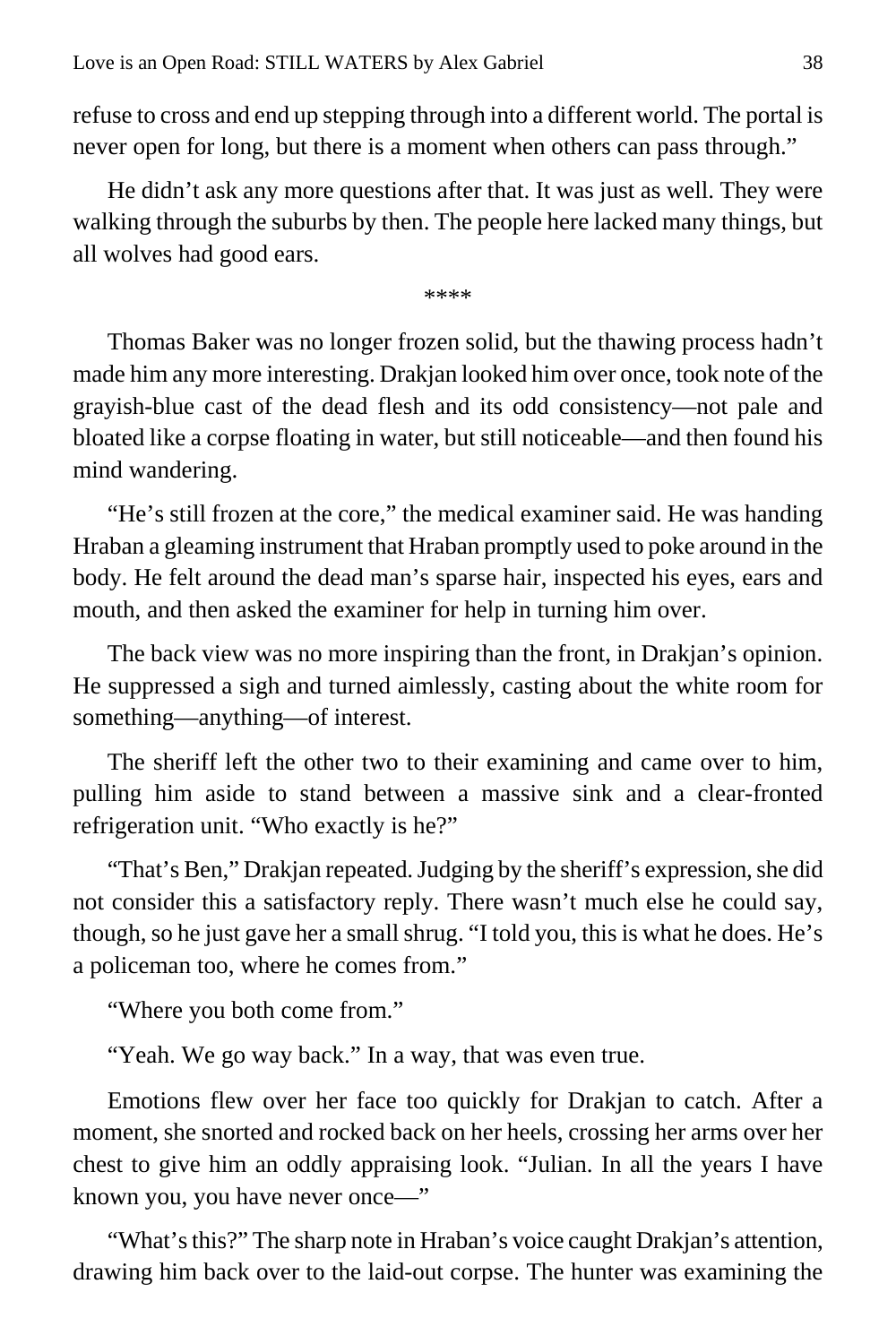refuse to cross and end up stepping through into a different world. The portal is never open for long, but there is a moment when others can pass through."

He didn't ask any more questions after that. It was just as well. They were walking through the suburbs by then. The people here lacked many things, but all wolves had good ears.

****

Thomas Baker was no longer frozen solid, but the thawing process hadn't made him any more interesting. Drakjan looked him over once, took note of the grayish-blue cast of the dead flesh and its odd consistency—not pale and bloated like a corpse floating in water, but still noticeable—and then found his mind wandering.

"He's still frozen at the core," the medical examiner said. He was handing Hraban a gleaming instrument that Hraban promptly used to poke around in the body. He felt around the dead man's sparse hair, inspected his eyes, ears and mouth, and then asked the examiner for help in turning him over.

The back view was no more inspiring than the front, in Drakjan's opinion. He suppressed a sigh and turned aimlessly, casting about the white room for something—anything—of interest.

The sheriff left the other two to their examining and came over to him, pulling him aside to stand between a massive sink and a clear-fronted refrigeration unit. "Who exactly is he?"

"That's Ben," Drakjan repeated. Judging by the sheriff's expression, she did not consider this a satisfactory reply. There wasn't much else he could say, though, so he just gave her a small shrug. "I told you, this is what he does. He's a policeman too, where he comes from."

"Where you both come from."

"Yeah. We go way back." In a way, that was even true.

Emotions flew over her face too quickly for Drakjan to catch. After a moment, she snorted and rocked back on her heels, crossing her arms over her chest to give him an oddly appraising look. "Julian. In all the years I have known you, you have never once—"

"What's this?" The sharp note in Hraban's voice caught Drakjan's attention, drawing him back over to the laid-out corpse. The hunter was examining the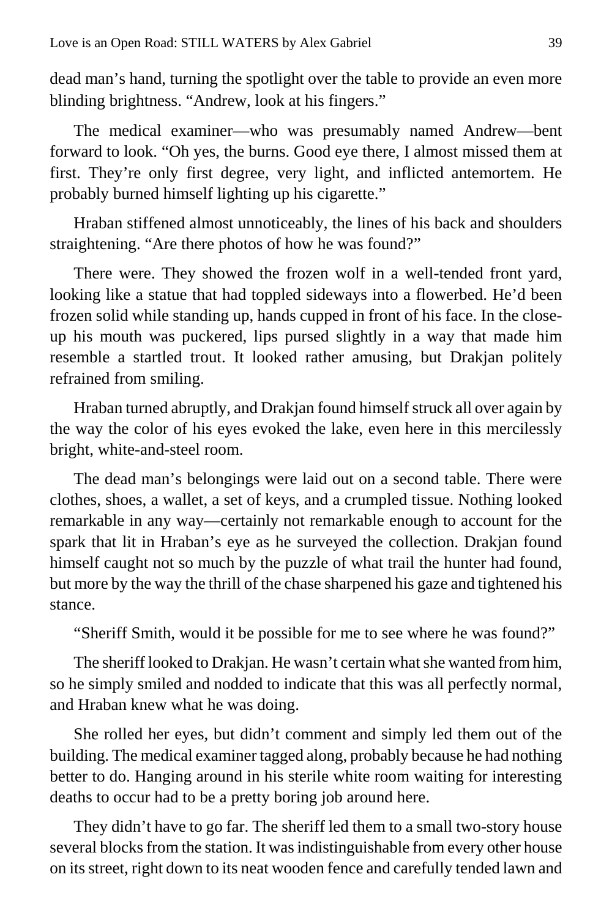dead man's hand, turning the spotlight over the table to provide an even more blinding brightness. "Andrew, look at his fingers."

The medical examiner—who was presumably named Andrew—bent forward to look. "Oh yes, the burns. Good eye there, I almost missed them at first. They're only first degree, very light, and inflicted antemortem. He probably burned himself lighting up his cigarette."

Hraban stiffened almost unnoticeably, the lines of his back and shoulders straightening. "Are there photos of how he was found?"

There were. They showed the frozen wolf in a well-tended front yard, looking like a statue that had toppled sideways into a flowerbed. He'd been frozen solid while standing up, hands cupped in front of his face. In the close-up his mouth was puckered, lips pursed slightly in a way that made him resemble a startled trout. It looked rather amusing, but Drakjan politely refrained from smiling.

Hraban turned abruptly, and Drakjan found himself struck all over again by the way the color of his eyes evoked the lake, even here in this mercilessly bright, white-and-steel room.

The dead man's belongings were laid out on a second table. There were clothes, shoes, a wallet, a set of keys, and a crumpled tissue. Nothing looked remarkable in any way—certainly not remarkable enough to account for the spark that lit in Hraban's eye as he surveyed the collection. Drakjan found himself caught not so much by the puzzle of what trail the hunter had found, but more by the way the thrill of the chase sharpened his gaze and tightened his stance.

"Sheriff Smith, would it be possible for me to see where he was found?"

The sheriff looked to Drakjan. He wasn't certain what she wanted from him, so he simply smiled and nodded to indicate that this was all perfectly normal, and Hraban knew what he was doing.

She rolled her eyes, but didn't comment and simply led them out of the building. The medical examiner tagged along, probably because he had nothing better to do. Hanging around in his sterile white room waiting for interesting deaths to occur had to be a pretty boring job around here.

They didn't have to go far. The sheriff led them to a small two-story house several blocks from the station. It was indistinguishable from every other house on its street, right down to its neat wooden fence and carefully tended lawn and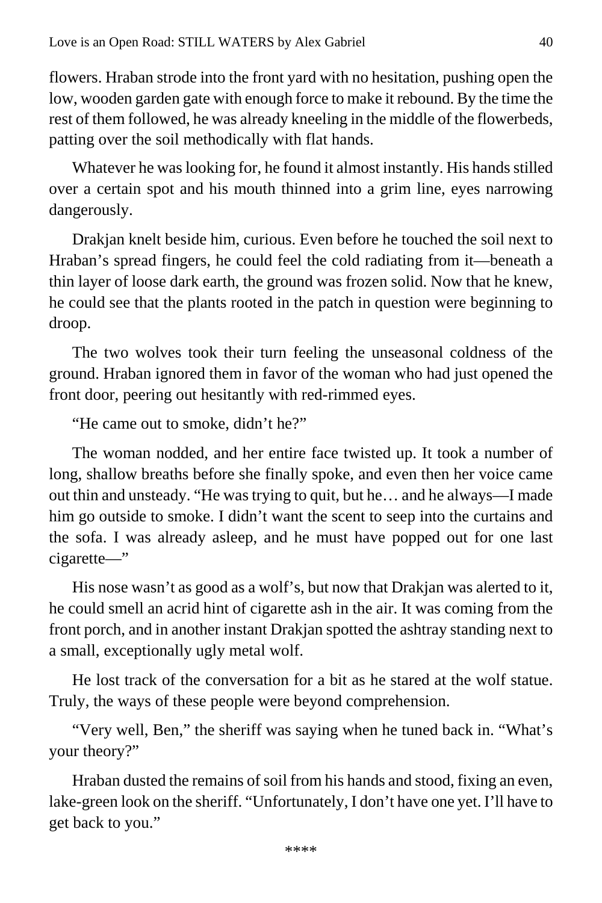flowers. Hraban strode into the front yard with no hesitation, pushing open the low, wooden garden gate with enough force to make it rebound. By the time the rest of them followed, he was already kneeling in the middle of the flowerbeds, patting over the soil methodically with flat hands.

Whatever he was looking for, he found it almost instantly. His hands stilled over a certain spot and his mouth thinned into a grim line, eyes narrowing dangerously.

Drakjan knelt beside him, curious. Even before he touched the soil next to Hraban's spread fingers, he could feel the cold radiating from it—beneath a thin layer of loose dark earth, the ground was frozen solid. Now that he knew, he could see that the plants rooted in the patch in question were beginning to droop.

The two wolves took their turn feeling the unseasonal coldness of the ground. Hraban ignored them in favor of the woman who had just opened the front door, peering out hesitantly with red-rimmed eyes.

"He came out to smoke, didn't he?"

The woman nodded, and her entire face twisted up. It took a number of long, shallow breaths before she finally spoke, and even then her voice came out thin and unsteady. "He was trying to quit, but he… and he always—I made him go outside to smoke. I didn't want the scent to seep into the curtains and the sofa. I was already asleep, and he must have popped out for one last cigarette—"

His nose wasn't as good as a wolf's, but now that Drakjan was alerted to it, he could smell an acrid hint of cigarette ash in the air. It was coming from the front porch, and in another instant Drakjan spotted the ashtray standing next to a small, exceptionally ugly metal wolf.

He lost track of the conversation for a bit as he stared at the wolf statue. Truly, the ways of these people were beyond comprehension.

"Very well, Ben," the sheriff was saying when he tuned back in. "What's your theory?"

Hraban dusted the remains of soil from his hands and stood, fixing an even, lake-green look on the sheriff. "Unfortunately, I don't have one yet. I'll have to get back to you."

****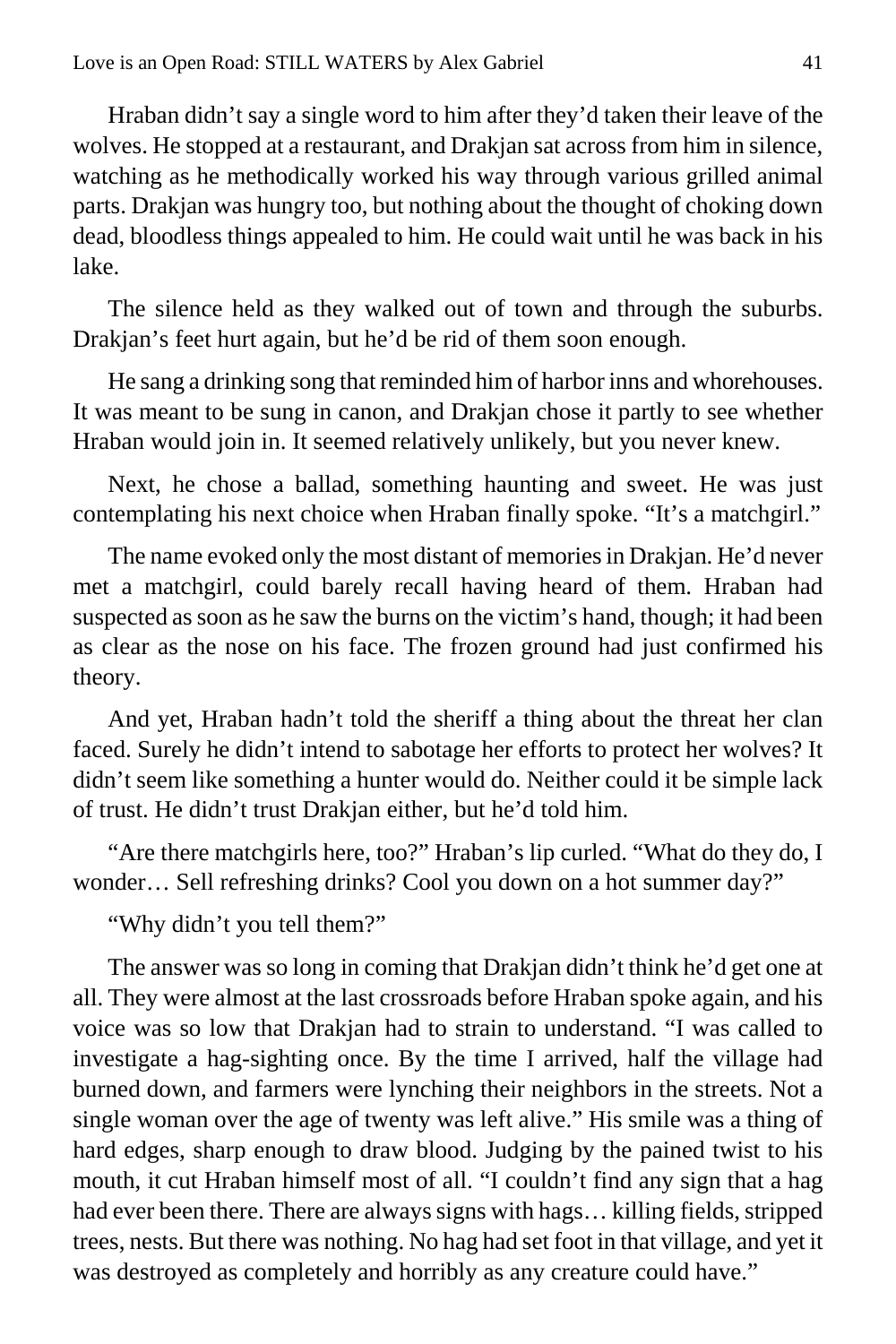Hraban didn't say a single word to him after they'd taken their leave of the wolves. He stopped at a restaurant, and Drakjan sat across from him in silence, watching as he methodically worked his way through various grilled animal parts. Drakjan was hungry too, but nothing about the thought of choking down dead, bloodless things appealed to him. He could wait until he was back in his lake.

The silence held as they walked out of town and through the suburbs. Drakjan's feet hurt again, but he'd be rid of them soon enough.

He sang a drinking song that reminded him of harbor inns and whorehouses. It was meant to be sung in canon, and Drakjan chose it partly to see whether Hraban would join in. It seemed relatively unlikely, but you never knew.

Next, he chose a ballad, something haunting and sweet. He was just contemplating his next choice when Hraban finally spoke. "It's a matchgirl."

The name evoked only the most distant of memories in Drakjan. He'd never met a matchgirl, could barely recall having heard of them. Hraban had suspected as soon as he saw the burns on the victim's hand, though; it had been as clear as the nose on his face. The frozen ground had just confirmed his theory.

And yet, Hraban hadn't told the sheriff a thing about the threat her clan faced. Surely he didn't intend to sabotage her efforts to protect her wolves? It didn't seem like something a hunter would do. Neither could it be simple lack of trust. He didn't trust Drakjan either, but he'd told him.

"Are there matchgirls here, too?" Hraban's lip curled. "What do they do, I wonder… Sell refreshing drinks? Cool you down on a hot summer day?"

"Why didn't you tell them?"

The answer was so long in coming that Drakjan didn't think he'd get one at all. They were almost at the last crossroads before Hraban spoke again, and his voice was so low that Drakjan had to strain to understand. "I was called to investigate a hag-sighting once. By the time I arrived, half the village had burned down, and farmers were lynching their neighbors in the streets. Not a single woman over the age of twenty was left alive." His smile was a thing of hard edges, sharp enough to draw blood. Judging by the pained twist to his mouth, it cut Hraban himself most of all. "I couldn't find any sign that a hag had ever been there. There are always signs with hags… killing fields, stripped trees, nests. But there was nothing. No hag had set foot in that village, and yet it was destroyed as completely and horribly as any creature could have."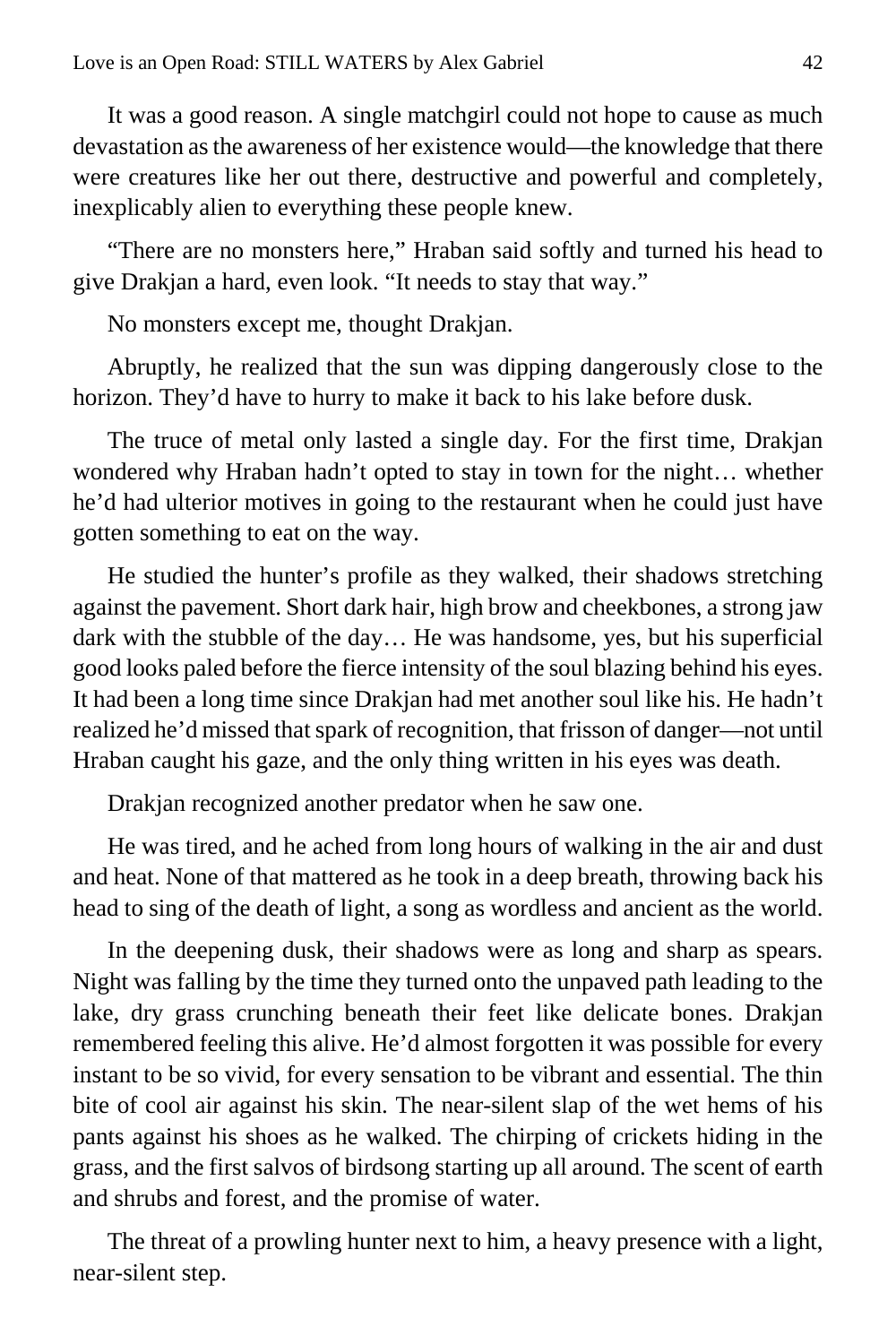It was a good reason. A single matchgirl could not hope to cause as much devastation as the awareness of her existence would—the knowledge that there were creatures like her out there, destructive and powerful and completely, inexplicably alien to everything these people knew.

"There are no monsters here," Hraban said softly and turned his head to give Drakjan a hard, even look. "It needs to stay that way."

No monsters except me, thought Drakjan.

Abruptly, he realized that the sun was dipping dangerously close to the horizon. They'd have to hurry to make it back to his lake before dusk.

The truce of metal only lasted a single day. For the first time, Drakjan wondered why Hraban hadn't opted to stay in town for the night… whether he'd had ulterior motives in going to the restaurant when he could just have gotten something to eat on the way.

He studied the hunter's profile as they walked, their shadows stretching against the pavement. Short dark hair, high brow and cheekbones, a strong jaw dark with the stubble of the day… He was handsome, yes, but his superficial good looks paled before the fierce intensity of the soul blazing behind his eyes. It had been a long time since Drakjan had met another soul like his. He hadn't realized he'd missed that spark of recognition, that frisson of danger—not until Hraban caught his gaze, and the only thing written in his eyes was death.

Drakjan recognized another predator when he saw one.

He was tired, and he ached from long hours of walking in the air and dust and heat. None of that mattered as he took in a deep breath, throwing back his head to sing of the death of light, a song as wordless and ancient as the world.

In the deepening dusk, their shadows were as long and sharp as spears. Night was falling by the time they turned onto the unpaved path leading to the lake, dry grass crunching beneath their feet like delicate bones. Drakjan remembered feeling this alive. He'd almost forgotten it was possible for every instant to be so vivid, for every sensation to be vibrant and essential. The thin bite of cool air against his skin. The near-silent slap of the wet hems of his pants against his shoes as he walked. The chirping of crickets hiding in the grass, and the first salvos of birdsong starting up all around. The scent of earth and shrubs and forest, and the promise of water.

The threat of a prowling hunter next to him, a heavy presence with a light, near-silent step.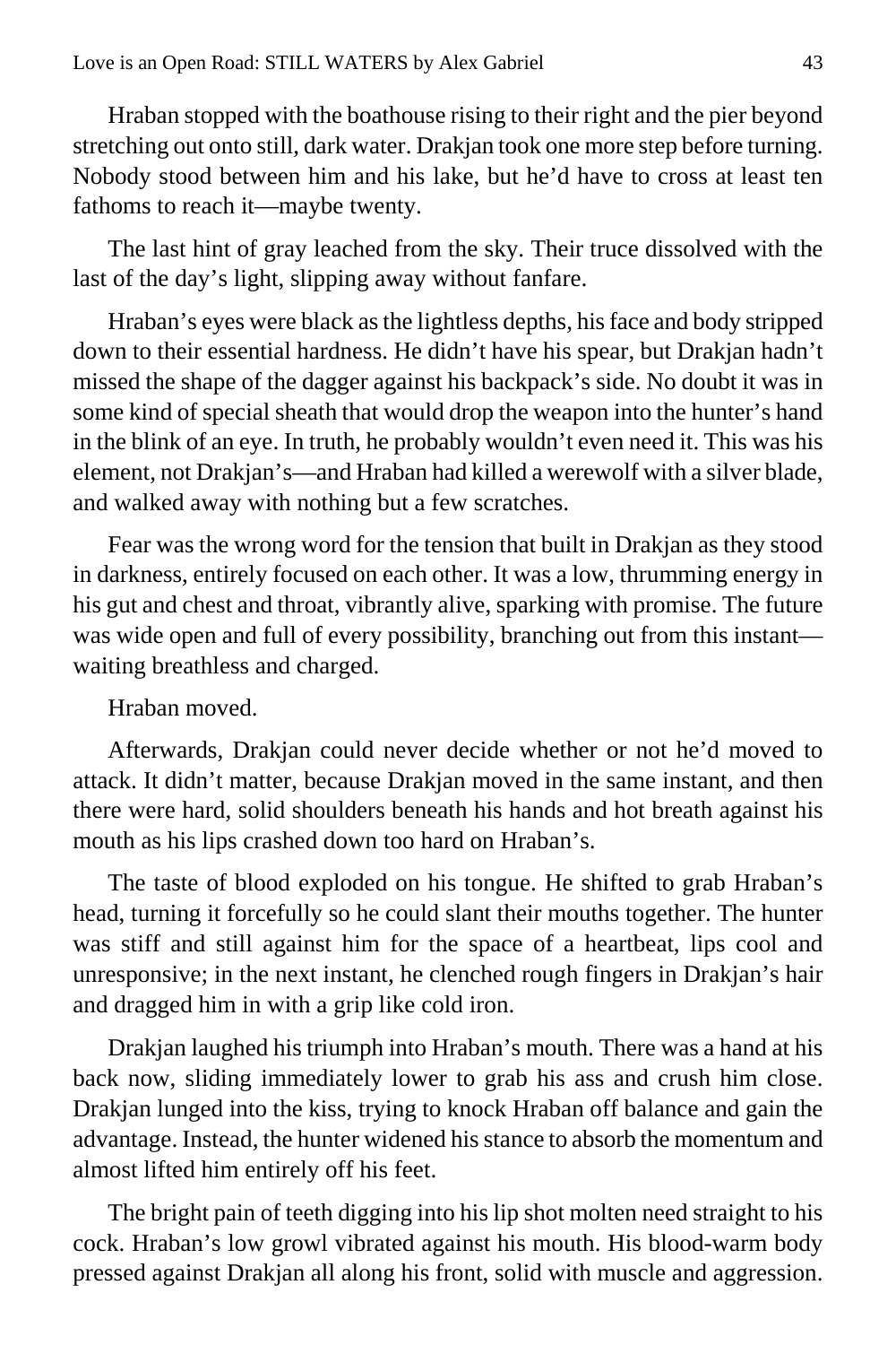Hraban stopped with the boathouse rising to their right and the pier beyond stretching out onto still, dark water. Drakjan took one more step before turning. Nobody stood between him and his lake, but he'd have to cross at least ten fathoms to reach it—maybe twenty.

The last hint of gray leached from the sky. Their truce dissolved with the last of the day's light, slipping away without fanfare.

Hraban's eyes were black as the lightless depths, his face and body stripped down to their essential hardness. He didn't have his spear, but Drakjan hadn't missed the shape of the dagger against his backpack's side. No doubt it was in some kind of special sheath that would drop the weapon into the hunter's hand in the blink of an eye. In truth, he probably wouldn't even need it. This was his element, not Drakjan's—and Hraban had killed a werewolf with a silver blade, and walked away with nothing but a few scratches.

Fear was the wrong word for the tension that built in Drakjan as they stood in darkness, entirely focused on each other. It was a low, thrumming energy in his gut and chest and throat, vibrantly alive, sparking with promise. The future was wide open and full of every possibility, branching out from this instant—waiting breathless and charged.

Hraban moved.

Afterwards, Drakjan could never decide whether or not he'd moved to attack. It didn't matter, because Drakjan moved in the same instant, and then there were hard, solid shoulders beneath his hands and hot breath against his mouth as his lips crashed down too hard on Hraban's.

The taste of blood exploded on his tongue. He shifted to grab Hraban's head, turning it forcefully so he could slant their mouths together. The hunter was stiff and still against him for the space of a heartbeat, lips cool and unresponsive; in the next instant, he clenched rough fingers in Drakjan's hair and dragged him in with a grip like cold iron.

Drakjan laughed his triumph into Hraban's mouth. There was a hand at his back now, sliding immediately lower to grab his ass and crush him close. Drakjan lunged into the kiss, trying to knock Hraban off balance and gain the advantage. Instead, the hunter widened his stance to absorb the momentum and almost lifted him entirely off his feet.

The bright pain of teeth digging into his lip shot molten need straight to his cock. Hraban's low growl vibrated against his mouth. His blood-warm body pressed against Drakjan all along his front, solid with muscle and aggression.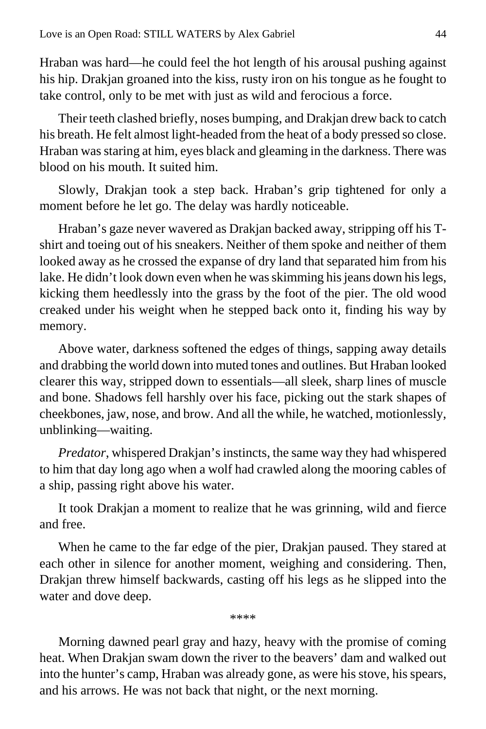Hraban was hard—he could feel the hot length of his arousal pushing against his hip. Drakjan groaned into the kiss, rusty iron on his tongue as he fought to take control, only to be met with just as wild and ferocious a force.

Their teeth clashed briefly, noses bumping, and Drakjan drew back to catch his breath. He felt almost light-headed from the heat of a body pressed so close. Hraban was staring at him, eyes black and gleaming in the darkness. There was blood on his mouth. It suited him.

Slowly, Drakjan took a step back. Hraban's grip tightened for only a moment before he let go. The delay was hardly noticeable.

Hraban's gaze never wavered as Drakjan backed away, stripping off his T-shirt and toeing out of his sneakers. Neither of them spoke and neither of them looked away as he crossed the expanse of dry land that separated him from his lake. He didn't look down even when he was skimming his jeans down his legs, kicking them heedlessly into the grass by the foot of the pier. The old wood creaked under his weight when he stepped back onto it, finding his way by memory.

Above water, darkness softened the edges of things, sapping away details and drabbing the world down into muted tones and outlines. But Hraban looked clearer this way, stripped down to essentials—all sleek, sharp lines of muscle and bone. Shadows fell harshly over his face, picking out the stark shapes of cheekbones, jaw, nose, and brow. And all the while, he watched, motionlessly, unblinking—waiting.

*Predator*, whispered Drakjan's instincts, the same way they had whispered to him that day long ago when a wolf had crawled along the mooring cables of a ship, passing right above his water.

It took Drakjan a moment to realize that he was grinning, wild and fierce and free.

When he came to the far edge of the pier, Drakjan paused. They stared at each other in silence for another moment, weighing and considering. Then, Drakjan threw himself backwards, casting off his legs as he slipped into the water and dove deep.

****

Morning dawned pearl gray and hazy, heavy with the promise of coming heat. When Drakjan swam down the river to the beavers' dam and walked out into the hunter's camp, Hraban was already gone, as were his stove, his spears, and his arrows. He was not back that night, or the next morning.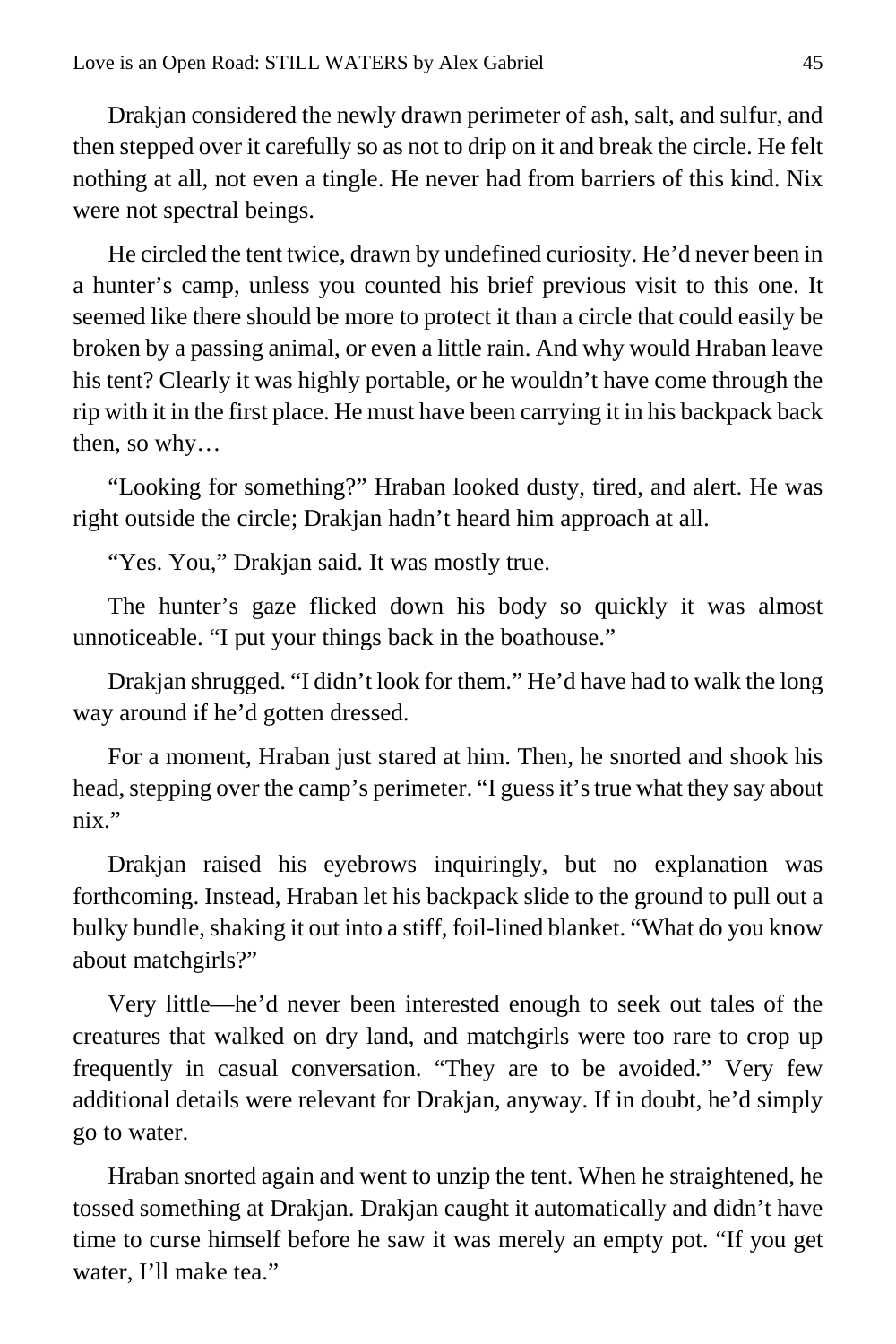Drakjan considered the newly drawn perimeter of ash, salt, and sulfur, and then stepped over it carefully so as not to drip on it and break the circle. He felt nothing at all, not even a tingle. He never had from barriers of this kind. Nix were not spectral beings.

He circled the tent twice, drawn by undefined curiosity. He'd never been in a hunter's camp, unless you counted his brief previous visit to this one. It seemed like there should be more to protect it than a circle that could easily be broken by a passing animal, or even a little rain. And why would Hraban leave his tent? Clearly it was highly portable, or he wouldn't have come through the rip with it in the first place. He must have been carrying it in his backpack back then, so why…

"Looking for something?" Hraban looked dusty, tired, and alert. He was right outside the circle; Drakjan hadn't heard him approach at all.

"Yes. You," Drakjan said. It was mostly true.

The hunter's gaze flicked down his body so quickly it was almost unnoticeable. "I put your things back in the boathouse."

Drakjan shrugged. "I didn't look for them." He'd have had to walk the long way around if he'd gotten dressed.

For a moment, Hraban just stared at him. Then, he snorted and shook his head, stepping over the camp's perimeter. "I guess it's true what they say about nix."

Drakjan raised his eyebrows inquiringly, but no explanation was forthcoming. Instead, Hraban let his backpack slide to the ground to pull out a bulky bundle, shaking it out into a stiff, foil-lined blanket. "What do you know about matchgirls?"

Very little—he'd never been interested enough to seek out tales of the creatures that walked on dry land, and matchgirls were too rare to crop up frequently in casual conversation. "They are to be avoided." Very few additional details were relevant for Drakjan, anyway. If in doubt, he'd simply go to water.

Hraban snorted again and went to unzip the tent. When he straightened, he tossed something at Drakjan. Drakjan caught it automatically and didn't have time to curse himself before he saw it was merely an empty pot. "If you get water, I'll make tea."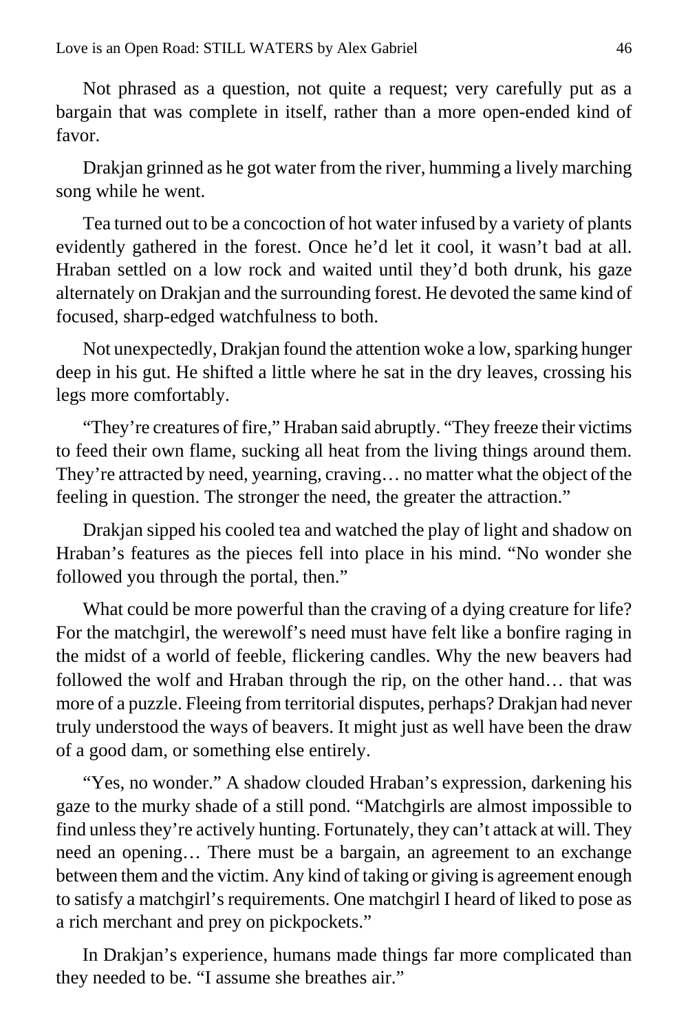Not phrased as a question, not quite a request; very carefully put as a bargain that was complete in itself, rather than a more open-ended kind of favor.

Drakjan grinned as he got water from the river, humming a lively marching song while he went.

Tea turned out to be a concoction of hot water infused by a variety of plants evidently gathered in the forest. Once he'd let it cool, it wasn't bad at all. Hraban settled on a low rock and waited until they'd both drunk, his gaze alternately on Drakjan and the surrounding forest. He devoted the same kind of focused, sharp-edged watchfulness to both.

Not unexpectedly, Drakjan found the attention woke a low, sparking hunger deep in his gut. He shifted a little where he sat in the dry leaves, crossing his legs more comfortably.

"They're creatures of fire," Hraban said abruptly. "They freeze their victims to feed their own flame, sucking all heat from the living things around them. They're attracted by need, yearning, craving… no matter what the object of the feeling in question. The stronger the need, the greater the attraction."

Drakjan sipped his cooled tea and watched the play of light and shadow on Hraban's features as the pieces fell into place in his mind. "No wonder she followed you through the portal, then."

What could be more powerful than the craving of a dying creature for life? For the matchgirl, the werewolf's need must have felt like a bonfire raging in the midst of a world of feeble, flickering candles. Why the new beavers had followed the wolf and Hraban through the rip, on the other hand… that was more of a puzzle. Fleeing from territorial disputes, perhaps? Drakjan had never truly understood the ways of beavers. It might just as well have been the draw of a good dam, or something else entirely.

"Yes, no wonder." A shadow clouded Hraban's expression, darkening his gaze to the murky shade of a still pond. "Matchgirls are almost impossible to find unless they're actively hunting. Fortunately, they can't attack at will. They need an opening… There must be a bargain, an agreement to an exchange between them and the victim. Any kind of taking or giving is agreement enough to satisfy a matchgirl's requirements. One matchgirl I heard of liked to pose as a rich merchant and prey on pickpockets."

In Drakjan's experience, humans made things far more complicated than they needed to be. "I assume she breathes air."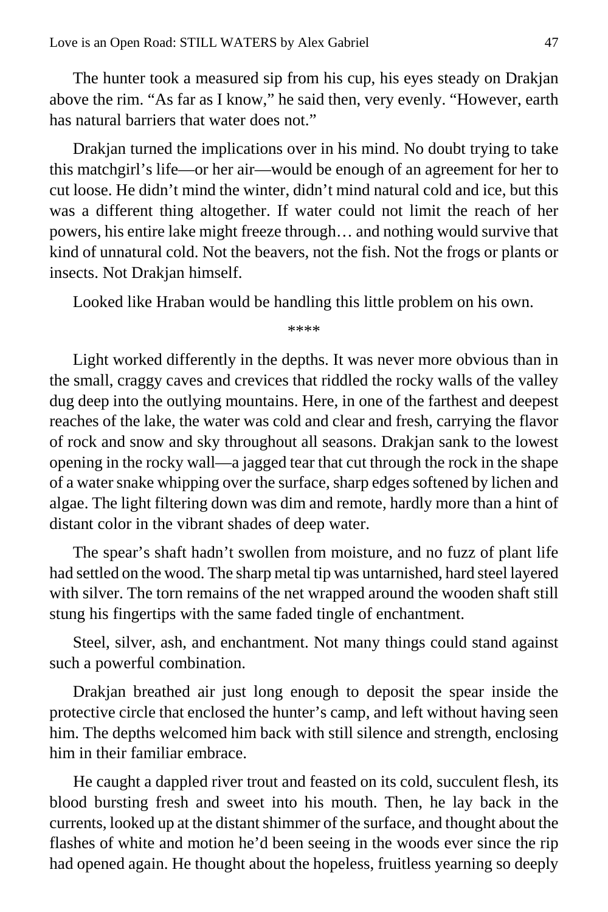The hunter took a measured sip from his cup, his eyes steady on Drakjan above the rim. "As far as I know," he said then, very evenly. "However, earth has natural barriers that water does not."

Drakjan turned the implications over in his mind. No doubt trying to take this matchgirl's life—or her air—would be enough of an agreement for her to cut loose. He didn't mind the winter, didn't mind natural cold and ice, but this was a different thing altogether. If water could not limit the reach of her powers, his entire lake might freeze through… and nothing would survive that kind of unnatural cold. Not the beavers, not the fish. Not the frogs or plants or insects. Not Drakjan himself.

Looked like Hraban would be handling this little problem on his own.

****

Light worked differently in the depths. It was never more obvious than in the small, craggy caves and crevices that riddled the rocky walls of the valley dug deep into the outlying mountains. Here, in one of the farthest and deepest reaches of the lake, the water was cold and clear and fresh, carrying the flavor of rock and snow and sky throughout all seasons. Drakjan sank to the lowest opening in the rocky wall—a jagged tear that cut through the rock in the shape of a water snake whipping over the surface, sharp edges softened by lichen and algae. The light filtering down was dim and remote, hardly more than a hint of distant color in the vibrant shades of deep water.

The spear's shaft hadn't swollen from moisture, and no fuzz of plant life had settled on the wood. The sharp metal tip was untarnished, hard steel layered with silver. The torn remains of the net wrapped around the wooden shaft still stung his fingertips with the same faded tingle of enchantment.

Steel, silver, ash, and enchantment. Not many things could stand against such a powerful combination.

Drakjan breathed air just long enough to deposit the spear inside the protective circle that enclosed the hunter's camp, and left without having seen him. The depths welcomed him back with still silence and strength, enclosing him in their familiar embrace.

He caught a dappled river trout and feasted on its cold, succulent flesh, its blood bursting fresh and sweet into his mouth. Then, he lay back in the currents, looked up at the distant shimmer of the surface, and thought about the flashes of white and motion he'd been seeing in the woods ever since the rip had opened again. He thought about the hopeless, fruitless yearning so deeply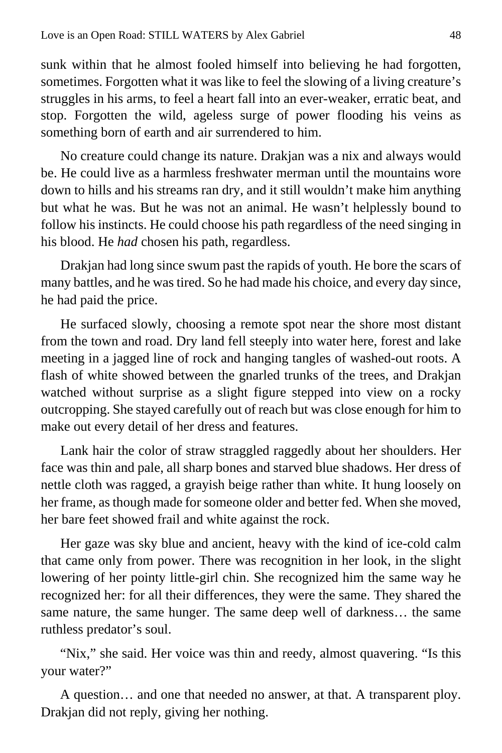sunk within that he almost fooled himself into believing he had forgotten, sometimes. Forgotten what it was like to feel the slowing of a living creature's struggles in his arms, to feel a heart fall into an ever-weaker, erratic beat, and stop. Forgotten the wild, ageless surge of power flooding his veins as something born of earth and air surrendered to him.

No creature could change its nature. Drakjan was a nix and always would be. He could live as a harmless freshwater merman until the mountains wore down to hills and his streams ran dry, and it still wouldn't make him anything but what he was. But he was not an animal. He wasn't helplessly bound to follow his instincts. He could choose his path regardless of the need singing in his blood. He *had* chosen his path, regardless.

Drakjan had long since swum past the rapids of youth. He bore the scars of many battles, and he was tired. So he had made his choice, and every day since, he had paid the price.

He surfaced slowly, choosing a remote spot near the shore most distant from the town and road. Dry land fell steeply into water here, forest and lake meeting in a jagged line of rock and hanging tangles of washed-out roots. A flash of white showed between the gnarled trunks of the trees, and Drakjan watched without surprise as a slight figure stepped into view on a rocky outcropping. She stayed carefully out of reach but was close enough for him to make out every detail of her dress and features.

Lank hair the color of straw straggled raggedly about her shoulders. Her face was thin and pale, all sharp bones and starved blue shadows. Her dress of nettle cloth was ragged, a grayish beige rather than white. It hung loosely on her frame, as though made for someone older and better fed. When she moved, her bare feet showed frail and white against the rock.

Her gaze was sky blue and ancient, heavy with the kind of ice-cold calm that came only from power. There was recognition in her look, in the slight lowering of her pointy little-girl chin. She recognized him the same way he recognized her: for all their differences, they were the same. They shared the same nature, the same hunger. The same deep well of darkness… the same ruthless predator's soul.

"Nix," she said. Her voice was thin and reedy, almost quavering. "Is this your water?"

A question… and one that needed no answer, at that. A transparent ploy. Drakjan did not reply, giving her nothing.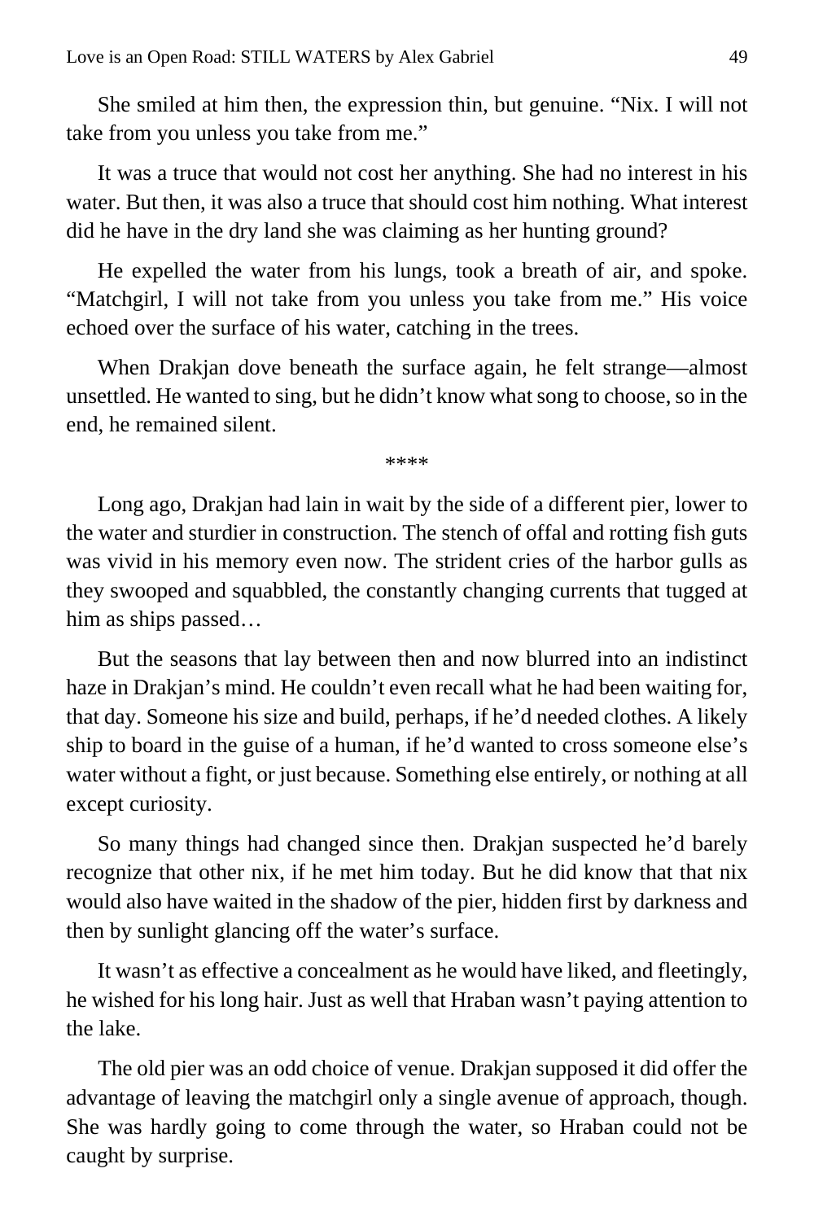She smiled at him then, the expression thin, but genuine. "Nix. I will not take from you unless you take from me."

It was a truce that would not cost her anything. She had no interest in his water. But then, it was also a truce that should cost him nothing. What interest did he have in the dry land she was claiming as her hunting ground?

He expelled the water from his lungs, took a breath of air, and spoke. "Matchgirl, I will not take from you unless you take from me." His voice echoed over the surface of his water, catching in the trees.

When Drakjan dove beneath the surface again, he felt strange—almost unsettled. He wanted to sing, but he didn't know what song to choose, so in the end, he remained silent.

****

Long ago, Drakjan had lain in wait by the side of a different pier, lower to the water and sturdier in construction. The stench of offal and rotting fish guts was vivid in his memory even now. The strident cries of the harbor gulls as they swooped and squabbled, the constantly changing currents that tugged at him as ships passed…

But the seasons that lay between then and now blurred into an indistinct haze in Drakjan's mind. He couldn't even recall what he had been waiting for, that day. Someone his size and build, perhaps, if he'd needed clothes. A likely ship to board in the guise of a human, if he'd wanted to cross someone else's water without a fight, or just because. Something else entirely, or nothing at all except curiosity.

So many things had changed since then. Drakjan suspected he'd barely recognize that other nix, if he met him today. But he did know that that nix would also have waited in the shadow of the pier, hidden first by darkness and then by sunlight glancing off the water's surface.

It wasn't as effective a concealment as he would have liked, and fleetingly, he wished for his long hair. Just as well that Hraban wasn't paying attention to the lake.

The old pier was an odd choice of venue. Drakjan supposed it did offer the advantage of leaving the matchgirl only a single avenue of approach, though. She was hardly going to come through the water, so Hraban could not be caught by surprise.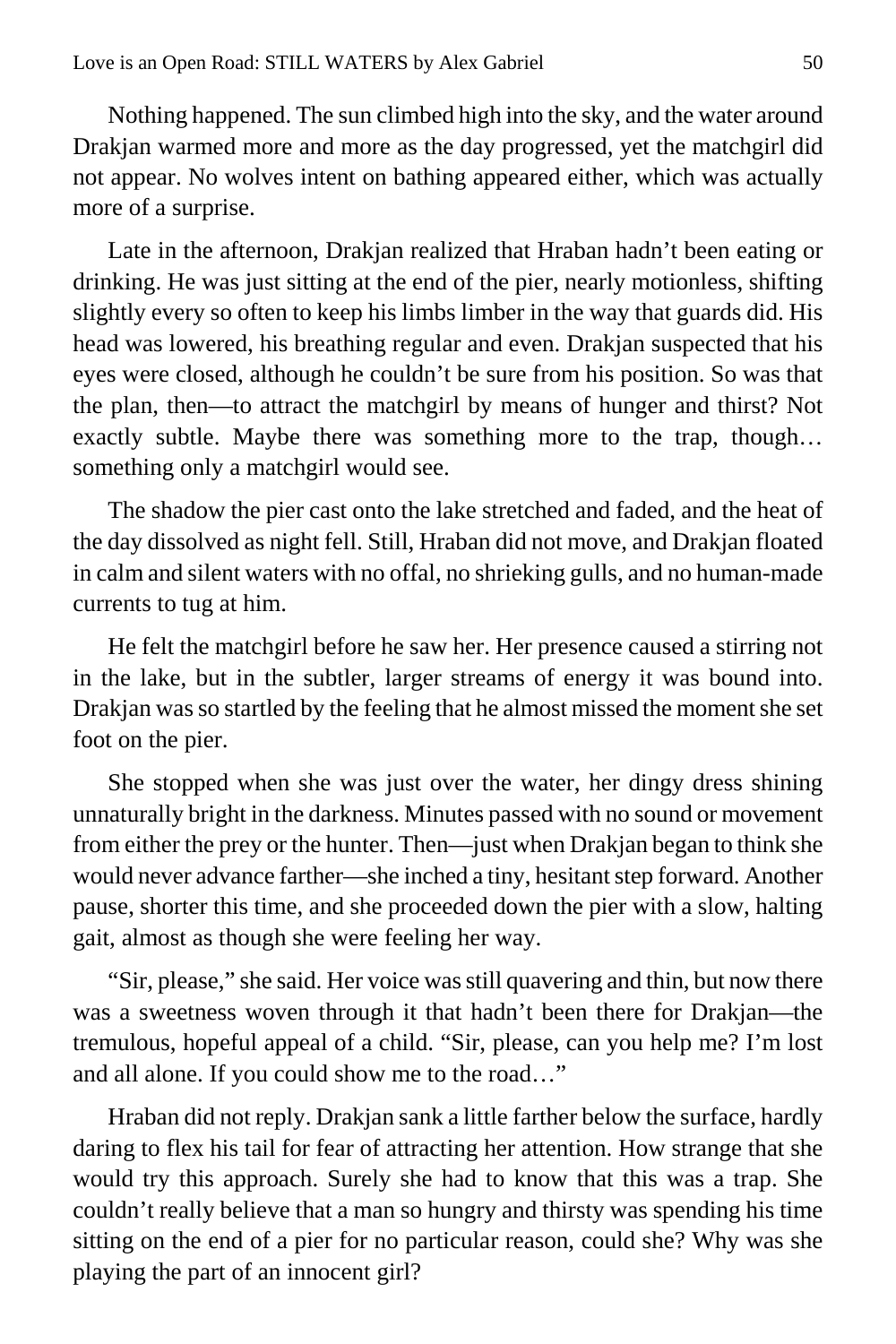Nothing happened. The sun climbed high into the sky, and the water around Drakjan warmed more and more as the day progressed, yet the matchgirl did not appear. No wolves intent on bathing appeared either, which was actually more of a surprise.

Late in the afternoon, Drakjan realized that Hraban hadn't been eating or drinking. He was just sitting at the end of the pier, nearly motionless, shifting slightly every so often to keep his limbs limber in the way that guards did. His head was lowered, his breathing regular and even. Drakjan suspected that his eyes were closed, although he couldn't be sure from his position. So was that the plan, then—to attract the matchgirl by means of hunger and thirst? Not exactly subtle. Maybe there was something more to the trap, though… something only a matchgirl would see.

The shadow the pier cast onto the lake stretched and faded, and the heat of the day dissolved as night fell. Still, Hraban did not move, and Drakjan floated in calm and silent waters with no offal, no shrieking gulls, and no human-made currents to tug at him.

He felt the matchgirl before he saw her. Her presence caused a stirring not in the lake, but in the subtler, larger streams of energy it was bound into. Drakjan was so startled by the feeling that he almost missed the moment she set foot on the pier.

She stopped when she was just over the water, her dingy dress shining unnaturally bright in the darkness. Minutes passed with no sound or movement from either the prey or the hunter. Then—just when Drakjan began to think she would never advance farther—she inched a tiny, hesitant step forward. Another pause, shorter this time, and she proceeded down the pier with a slow, halting gait, almost as though she were feeling her way.

"Sir, please," she said. Her voice was still quavering and thin, but now there was a sweetness woven through it that hadn't been there for Drakjan—the tremulous, hopeful appeal of a child. "Sir, please, can you help me? I'm lost and all alone. If you could show me to the road…"

Hraban did not reply. Drakjan sank a little farther below the surface, hardly daring to flex his tail for fear of attracting her attention. How strange that she would try this approach. Surely she had to know that this was a trap. She couldn't really believe that a man so hungry and thirsty was spending his time sitting on the end of a pier for no particular reason, could she? Why was she playing the part of an innocent girl?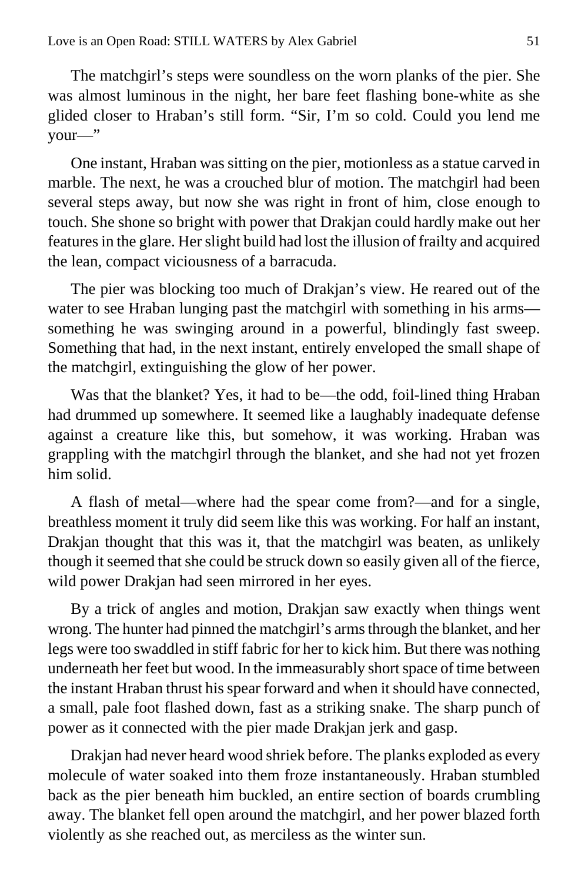The matchgirl's steps were soundless on the worn planks of the pier. She was almost luminous in the night, her bare feet flashing bone-white as she glided closer to Hraban's still form. "Sir, I'm so cold. Could you lend me your—"

One instant, Hraban was sitting on the pier, motionless as a statue carved in marble. The next, he was a crouched blur of motion. The matchgirl had been several steps away, but now she was right in front of him, close enough to touch. She shone so bright with power that Drakjan could hardly make out her features in the glare. Her slight build had lost the illusion of frailty and acquired the lean, compact viciousness of a barracuda.

The pier was blocking too much of Drakjan's view. He reared out of the water to see Hraban lunging past the matchgirl with something in his arms—something he was swinging around in a powerful, blindingly fast sweep. Something that had, in the next instant, entirely enveloped the small shape of the matchgirl, extinguishing the glow of her power.

Was that the blanket? Yes, it had to be—the odd, foil-lined thing Hraban had drummed up somewhere. It seemed like a laughably inadequate defense against a creature like this, but somehow, it was working. Hraban was grappling with the matchgirl through the blanket, and she had not yet frozen him solid.

A flash of metal—where had the spear come from?—and for a single, breathless moment it truly did seem like this was working. For half an instant, Drakjan thought that this was it, that the matchgirl was beaten, as unlikely though it seemed that she could be struck down so easily given all of the fierce, wild power Drakjan had seen mirrored in her eyes.

By a trick of angles and motion, Drakjan saw exactly when things went wrong. The hunter had pinned the matchgirl's arms through the blanket, and her legs were too swaddled in stiff fabric for her to kick him. But there was nothing underneath her feet but wood. In the immeasurably short space of time between the instant Hraban thrust his spear forward and when it should have connected, a small, pale foot flashed down, fast as a striking snake. The sharp punch of power as it connected with the pier made Drakjan jerk and gasp.

Drakjan had never heard wood shriek before. The planks exploded as every molecule of water soaked into them froze instantaneously. Hraban stumbled back as the pier beneath him buckled, an entire section of boards crumbling away. The blanket fell open around the matchgirl, and her power blazed forth violently as she reached out, as merciless as the winter sun.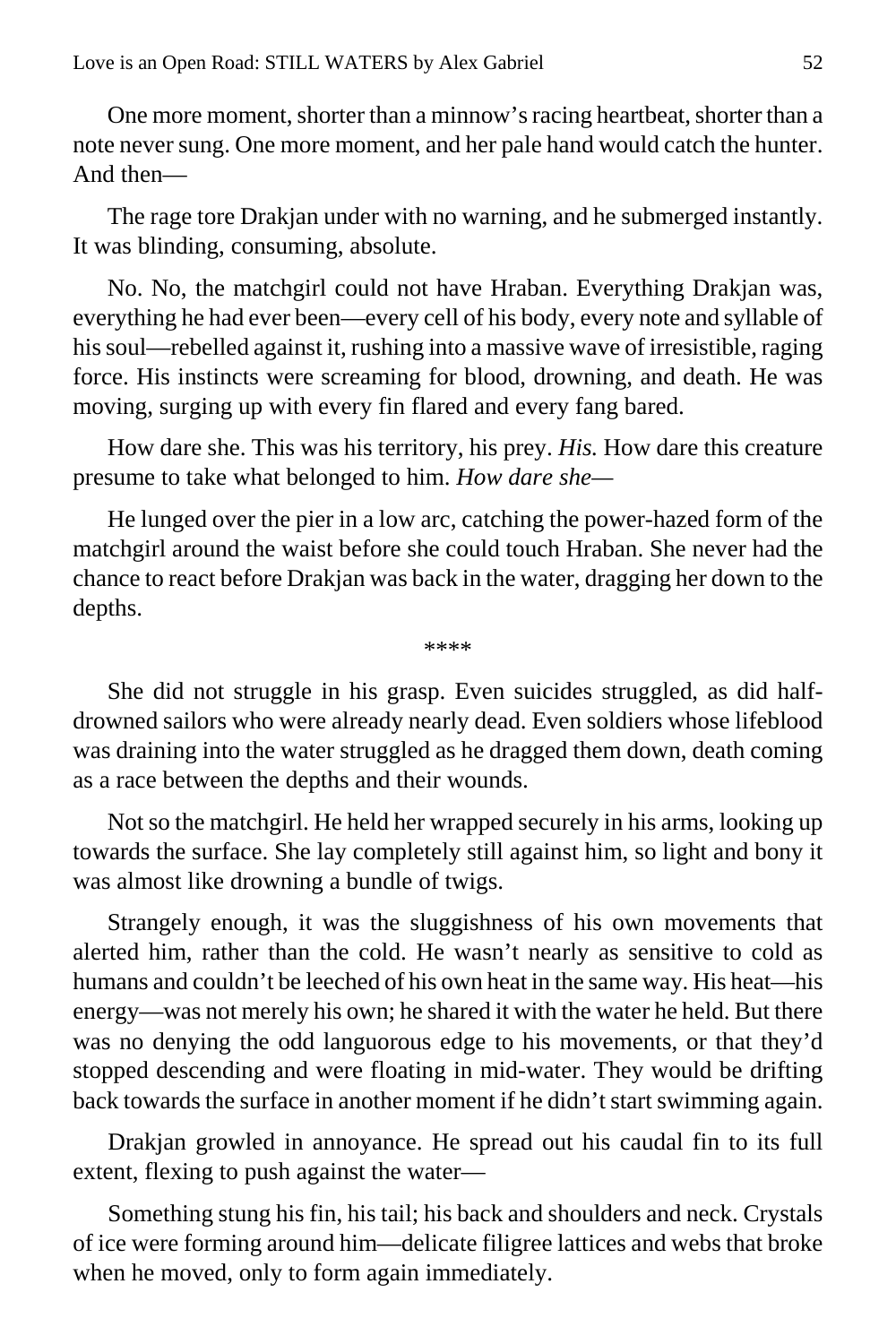One more moment, shorter than a minnow's racing heartbeat, shorter than a note never sung. One more moment, and her pale hand would catch the hunter. And then—

The rage tore Drakjan under with no warning, and he submerged instantly. It was blinding, consuming, absolute.

No. No, the matchgirl could not have Hraban. Everything Drakjan was, everything he had ever been—every cell of his body, every note and syllable of his soul—rebelled against it, rushing into a massive wave of irresistible, raging force. His instincts were screaming for blood, drowning, and death. He was moving, surging up with every fin flared and every fang bared.

How dare she. This was his territory, his prey. *His.* How dare this creature presume to take what belonged to him. *How dare she—*

He lunged over the pier in a low arc, catching the power-hazed form of the matchgirl around the waist before she could touch Hraban. She never had the chance to react before Drakjan was back in the water, dragging her down to the depths.

****

She did not struggle in his grasp. Even suicides struggled, as did half-drowned sailors who were already nearly dead. Even soldiers whose lifeblood was draining into the water struggled as he dragged them down, death coming as a race between the depths and their wounds.

Not so the matchgirl. He held her wrapped securely in his arms, looking up towards the surface. She lay completely still against him, so light and bony it was almost like drowning a bundle of twigs.

Strangely enough, it was the sluggishness of his own movements that alerted him, rather than the cold. He wasn't nearly as sensitive to cold as humans and couldn't be leeched of his own heat in the same way. His heat—his energy—was not merely his own; he shared it with the water he held. But there was no denying the odd languorous edge to his movements, or that they'd stopped descending and were floating in mid-water. They would be drifting back towards the surface in another moment if he didn't start swimming again.

Drakjan growled in annoyance. He spread out his caudal fin to its full extent, flexing to push against the water—

Something stung his fin, his tail; his back and shoulders and neck. Crystals of ice were forming around him—delicate filigree lattices and webs that broke when he moved, only to form again immediately.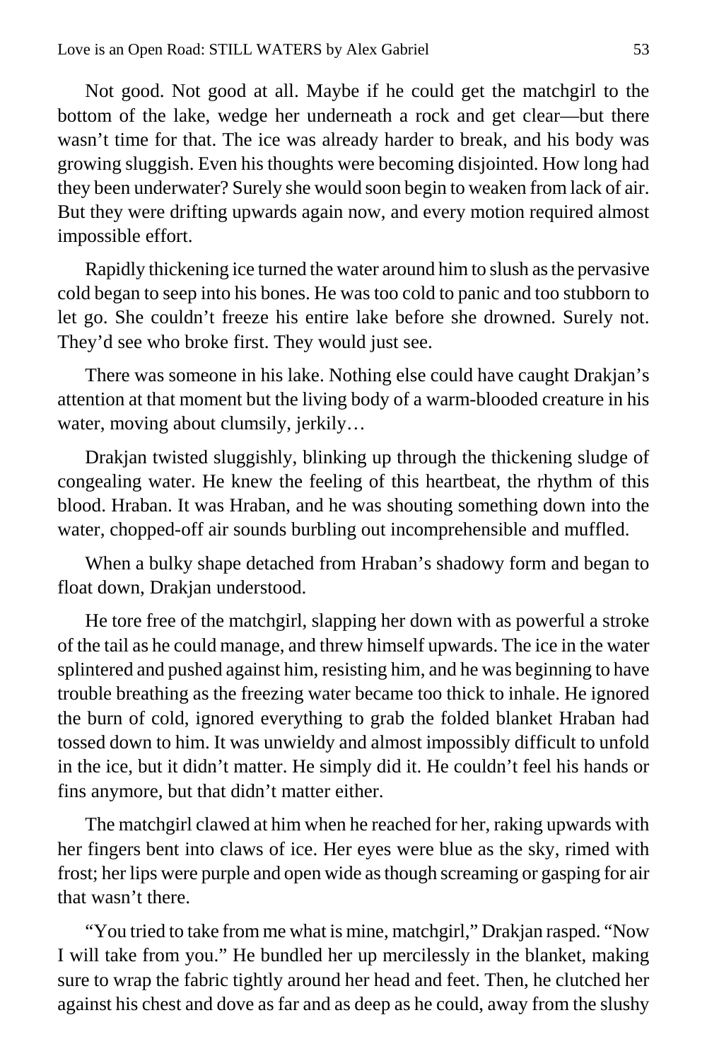Not good. Not good at all. Maybe if he could get the matchgirl to the bottom of the lake, wedge her underneath a rock and get clear—but there wasn't time for that. The ice was already harder to break, and his body was growing sluggish. Even his thoughts were becoming disjointed. How long had they been underwater? Surely she would soon begin to weaken from lack of air. But they were drifting upwards again now, and every motion required almost impossible effort.

Rapidly thickening ice turned the water around him to slush as the pervasive cold began to seep into his bones. He was too cold to panic and too stubborn to let go. She couldn't freeze his entire lake before she drowned. Surely not. They'd see who broke first. They would just see.

There was someone in his lake. Nothing else could have caught Drakjan's attention at that moment but the living body of a warm-blooded creature in his water, moving about clumsily, jerkily…

Drakjan twisted sluggishly, blinking up through the thickening sludge of congealing water. He knew the feeling of this heartbeat, the rhythm of this blood. Hraban. It was Hraban, and he was shouting something down into the water, chopped-off air sounds burbling out incomprehensible and muffled.

When a bulky shape detached from Hraban's shadowy form and began to float down, Drakjan understood.

He tore free of the matchgirl, slapping her down with as powerful a stroke of the tail as he could manage, and threw himself upwards. The ice in the water splintered and pushed against him, resisting him, and he was beginning to have trouble breathing as the freezing water became too thick to inhale. He ignored the burn of cold, ignored everything to grab the folded blanket Hraban had tossed down to him. It was unwieldy and almost impossibly difficult to unfold in the ice, but it didn't matter. He simply did it. He couldn't feel his hands or fins anymore, but that didn't matter either.

The matchgirl clawed at him when he reached for her, raking upwards with her fingers bent into claws of ice. Her eyes were blue as the sky, rimed with frost; her lips were purple and open wide as though screaming or gasping for air that wasn't there.

"You tried to take from me what is mine, matchgirl," Drakjan rasped. "Now I will take from you." He bundled her up mercilessly in the blanket, making sure to wrap the fabric tightly around her head and feet. Then, he clutched her against his chest and dove as far and as deep as he could, away from the slushy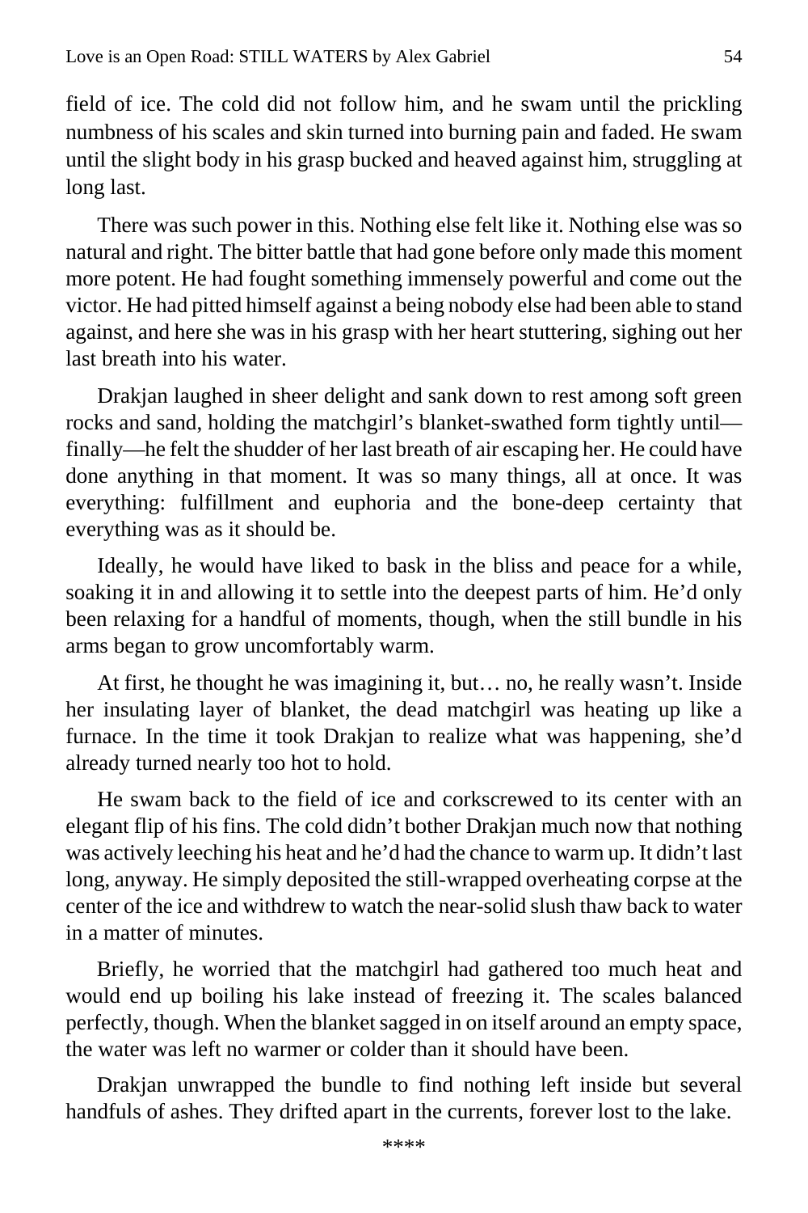field of ice. The cold did not follow him, and he swam until the prickling numbness of his scales and skin turned into burning pain and faded. He swam until the slight body in his grasp bucked and heaved against him, struggling at long last.

There was such power in this. Nothing else felt like it. Nothing else was so natural and right. The bitter battle that had gone before only made this moment more potent. He had fought something immensely powerful and come out the victor. He had pitted himself against a being nobody else had been able to stand against, and here she was in his grasp with her heart stuttering, sighing out her last breath into his water.

Drakjan laughed in sheer delight and sank down to rest among soft green rocks and sand, holding the matchgirl's blanket-swathed form tightly until—finally—he felt the shudder of her last breath of air escaping her. He could have done anything in that moment. It was so many things, all at once. It was everything: fulfillment and euphoria and the bone-deep certainty that everything was as it should be.

Ideally, he would have liked to bask in the bliss and peace for a while, soaking it in and allowing it to settle into the deepest parts of him. He'd only been relaxing for a handful of moments, though, when the still bundle in his arms began to grow uncomfortably warm.

At first, he thought he was imagining it, but… no, he really wasn't. Inside her insulating layer of blanket, the dead matchgirl was heating up like a furnace. In the time it took Drakjan to realize what was happening, she'd already turned nearly too hot to hold.

He swam back to the field of ice and corkscrewed to its center with an elegant flip of his fins. The cold didn't bother Drakjan much now that nothing was actively leeching his heat and he'd had the chance to warm up. It didn't last long, anyway. He simply deposited the still-wrapped overheating corpse at the center of the ice and withdrew to watch the near-solid slush thaw back to water in a matter of minutes.

Briefly, he worried that the matchgirl had gathered too much heat and would end up boiling his lake instead of freezing it. The scales balanced perfectly, though. When the blanket sagged in on itself around an empty space, the water was left no warmer or colder than it should have been.

Drakjan unwrapped the bundle to find nothing left inside but several handfuls of ashes. They drifted apart in the currents, forever lost to the lake.

****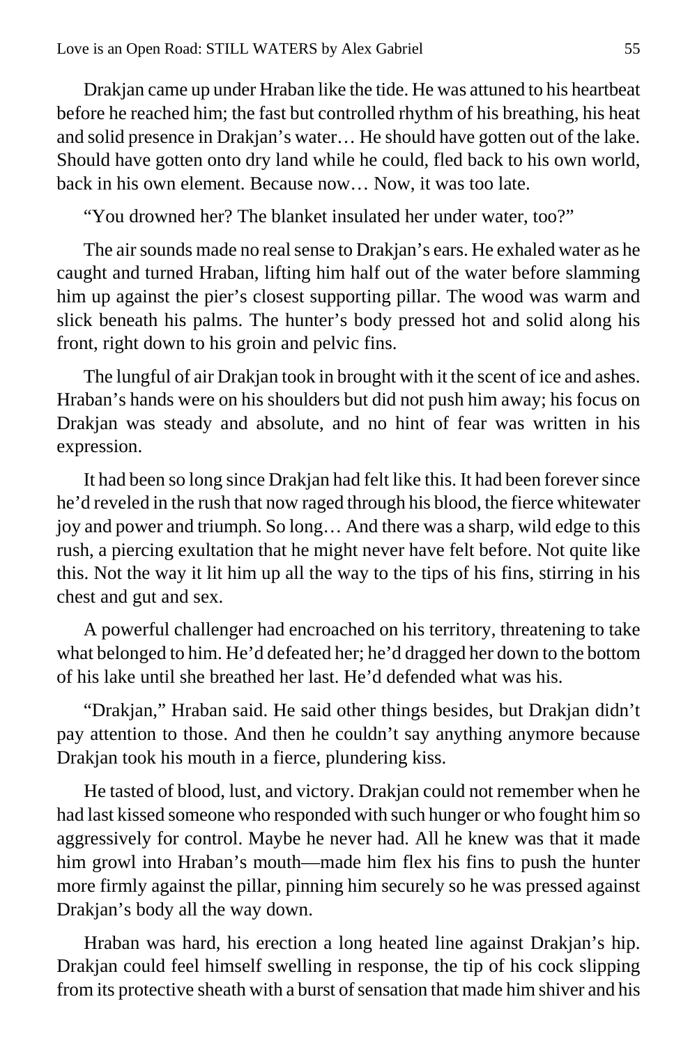Drakjan came up under Hraban like the tide. He was attuned to his heartbeat before he reached him; the fast but controlled rhythm of his breathing, his heat and solid presence in Drakjan's water… He should have gotten out of the lake. Should have gotten onto dry land while he could, fled back to his own world, back in his own element. Because now… Now, it was too late.

"You drowned her? The blanket insulated her under water, too?"

The air sounds made no real sense to Drakjan's ears. He exhaled water as he caught and turned Hraban, lifting him half out of the water before slamming him up against the pier's closest supporting pillar. The wood was warm and slick beneath his palms. The hunter's body pressed hot and solid along his front, right down to his groin and pelvic fins.

The lungful of air Drakjan took in brought with it the scent of ice and ashes. Hraban's hands were on his shoulders but did not push him away; his focus on Drakjan was steady and absolute, and no hint of fear was written in his expression.

It had been so long since Drakjan had felt like this. It had been forever since he'd reveled in the rush that now raged through his blood, the fierce whitewater joy and power and triumph. So long… And there was a sharp, wild edge to this rush, a piercing exultation that he might never have felt before. Not quite like this. Not the way it lit him up all the way to the tips of his fins, stirring in his chest and gut and sex.

A powerful challenger had encroached on his territory, threatening to take what belonged to him. He'd defeated her; he'd dragged her down to the bottom of his lake until she breathed her last. He'd defended what was his.

"Drakjan," Hraban said. He said other things besides, but Drakjan didn't pay attention to those. And then he couldn't say anything anymore because Drakjan took his mouth in a fierce, plundering kiss.

He tasted of blood, lust, and victory. Drakjan could not remember when he had last kissed someone who responded with such hunger or who fought him so aggressively for control. Maybe he never had. All he knew was that it made him growl into Hraban's mouth—made him flex his fins to push the hunter more firmly against the pillar, pinning him securely so he was pressed against Drakjan's body all the way down.

Hraban was hard, his erection a long heated line against Drakjan's hip. Drakjan could feel himself swelling in response, the tip of his cock slipping from its protective sheath with a burst of sensation that made him shiver and his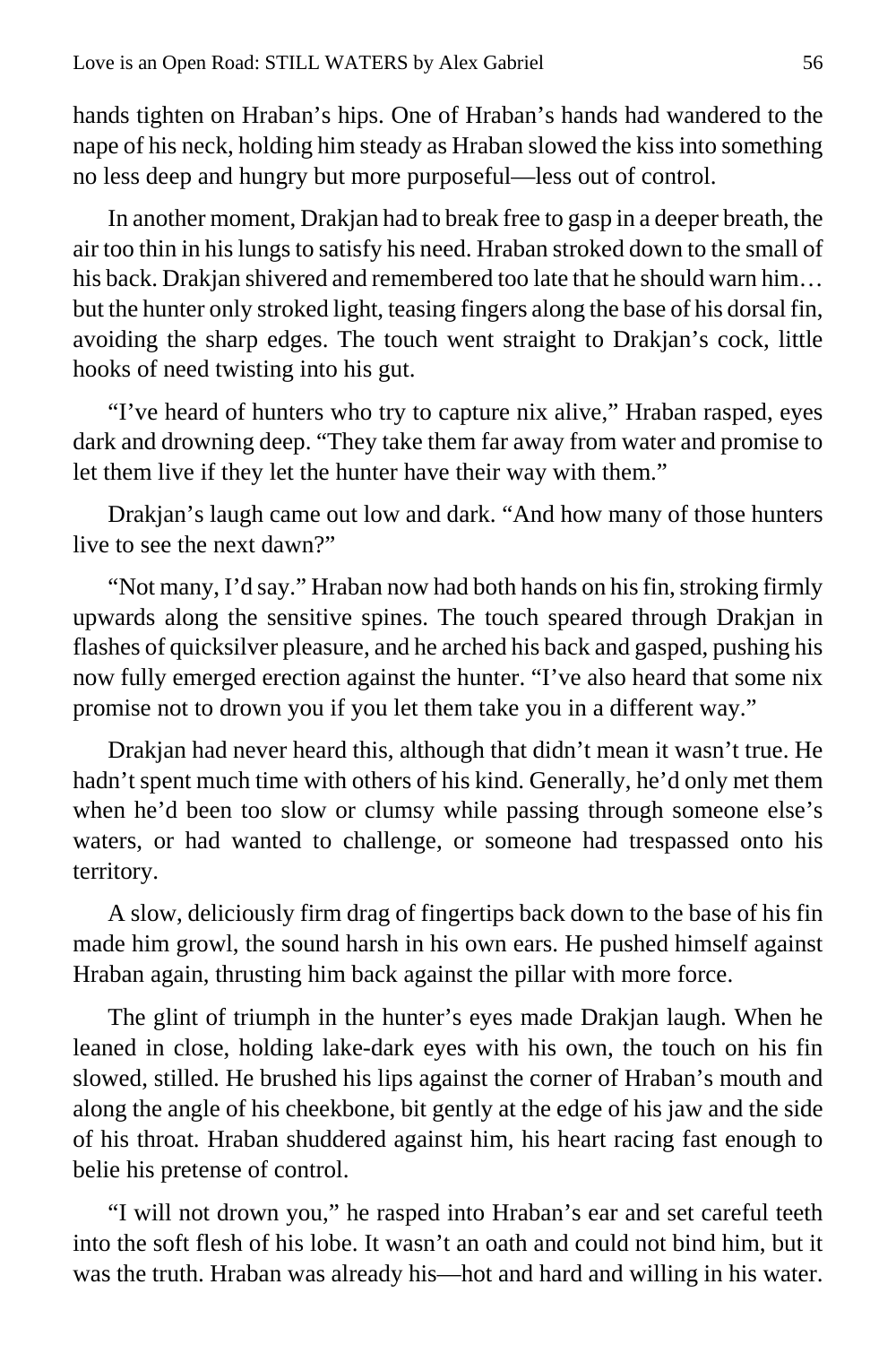hands tighten on Hraban's hips. One of Hraban's hands had wandered to the nape of his neck, holding him steady as Hraban slowed the kiss into something no less deep and hungry but more purposeful—less out of control.

In another moment, Drakjan had to break free to gasp in a deeper breath, the air too thin in his lungs to satisfy his need. Hraban stroked down to the small of his back. Drakjan shivered and remembered too late that he should warn him… but the hunter only stroked light, teasing fingers along the base of his dorsal fin, avoiding the sharp edges. The touch went straight to Drakjan's cock, little hooks of need twisting into his gut.

"I've heard of hunters who try to capture nix alive," Hraban rasped, eyes dark and drowning deep. "They take them far away from water and promise to let them live if they let the hunter have their way with them."

Drakjan's laugh came out low and dark. "And how many of those hunters live to see the next dawn?"

"Not many, I'd say." Hraban now had both hands on his fin, stroking firmly upwards along the sensitive spines. The touch speared through Drakjan in flashes of quicksilver pleasure, and he arched his back and gasped, pushing his now fully emerged erection against the hunter. "I've also heard that some nix promise not to drown you if you let them take you in a different way."

Drakjan had never heard this, although that didn't mean it wasn't true. He hadn't spent much time with others of his kind. Generally, he'd only met them when he'd been too slow or clumsy while passing through someone else's waters, or had wanted to challenge, or someone had trespassed onto his territory.

A slow, deliciously firm drag of fingertips back down to the base of his fin made him growl, the sound harsh in his own ears. He pushed himself against Hraban again, thrusting him back against the pillar with more force.

The glint of triumph in the hunter's eyes made Drakjan laugh. When he leaned in close, holding lake-dark eyes with his own, the touch on his fin slowed, stilled. He brushed his lips against the corner of Hraban's mouth and along the angle of his cheekbone, bit gently at the edge of his jaw and the side of his throat. Hraban shuddered against him, his heart racing fast enough to belie his pretense of control.

"I will not drown you," he rasped into Hraban's ear and set careful teeth into the soft flesh of his lobe. It wasn't an oath and could not bind him, but it was the truth. Hraban was already his—hot and hard and willing in his water.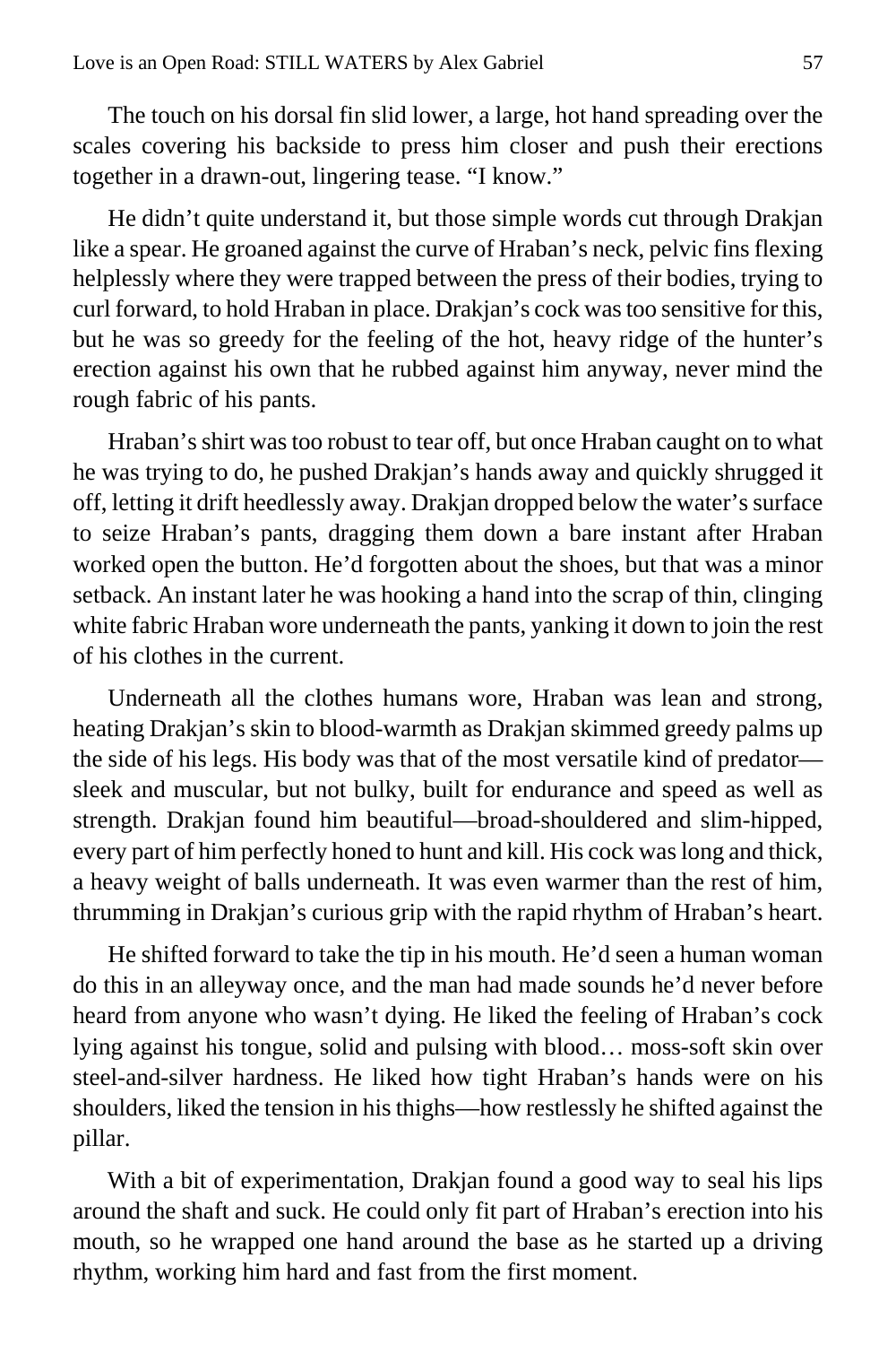The touch on his dorsal fin slid lower, a large, hot hand spreading over the scales covering his backside to press him closer and push their erections together in a drawn-out, lingering tease. "I know."

He didn't quite understand it, but those simple words cut through Drakjan like a spear. He groaned against the curve of Hraban's neck, pelvic fins flexing helplessly where they were trapped between the press of their bodies, trying to curl forward, to hold Hraban in place. Drakjan's cock was too sensitive for this, but he was so greedy for the feeling of the hot, heavy ridge of the hunter's erection against his own that he rubbed against him anyway, never mind the rough fabric of his pants.

Hraban's shirt was too robust to tear off, but once Hraban caught on to what he was trying to do, he pushed Drakjan's hands away and quickly shrugged it off, letting it drift heedlessly away. Drakjan dropped below the water's surface to seize Hraban's pants, dragging them down a bare instant after Hraban worked open the button. He'd forgotten about the shoes, but that was a minor setback. An instant later he was hooking a hand into the scrap of thin, clinging white fabric Hraban wore underneath the pants, yanking it down to join the rest of his clothes in the current.

Underneath all the clothes humans wore, Hraban was lean and strong, heating Drakjan's skin to blood-warmth as Drakjan skimmed greedy palms up the side of his legs. His body was that of the most versatile kind of predator—sleek and muscular, but not bulky, built for endurance and speed as well as strength. Drakjan found him beautiful—broad-shouldered and slim-hipped, every part of him perfectly honed to hunt and kill. His cock was long and thick, a heavy weight of balls underneath. It was even warmer than the rest of him, thrumming in Drakjan's curious grip with the rapid rhythm of Hraban's heart.

He shifted forward to take the tip in his mouth. He'd seen a human woman do this in an alleyway once, and the man had made sounds he'd never before heard from anyone who wasn't dying. He liked the feeling of Hraban's cock lying against his tongue, solid and pulsing with blood… moss-soft skin over steel-and-silver hardness. He liked how tight Hraban's hands were on his shoulders, liked the tension in his thighs—how restlessly he shifted against the pillar.

With a bit of experimentation, Drakjan found a good way to seal his lips around the shaft and suck. He could only fit part of Hraban's erection into his mouth, so he wrapped one hand around the base as he started up a driving rhythm, working him hard and fast from the first moment.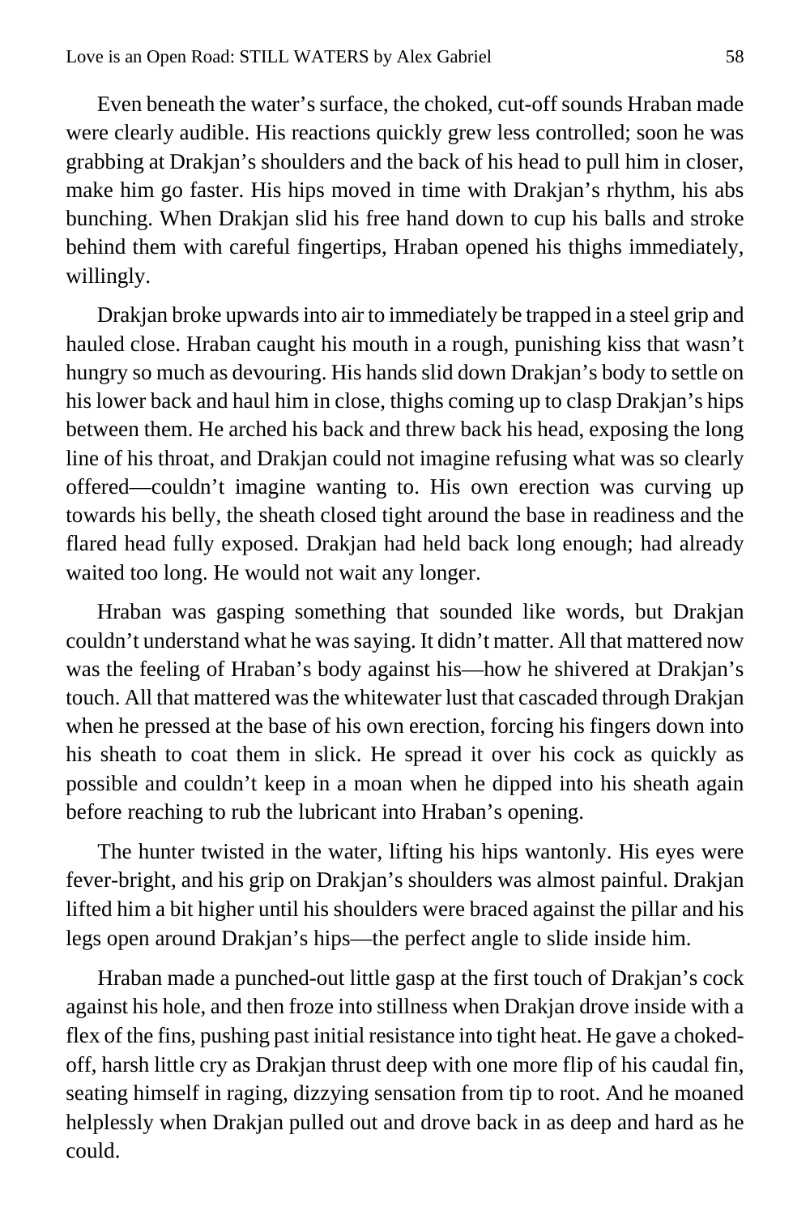Even beneath the water's surface, the choked, cut-off sounds Hraban made were clearly audible. His reactions quickly grew less controlled; soon he was grabbing at Drakjan's shoulders and the back of his head to pull him in closer, make him go faster. His hips moved in time with Drakjan's rhythm, his abs bunching. When Drakjan slid his free hand down to cup his balls and stroke behind them with careful fingertips, Hraban opened his thighs immediately, willingly.

Drakjan broke upwards into air to immediately be trapped in a steel grip and hauled close. Hraban caught his mouth in a rough, punishing kiss that wasn't hungry so much as devouring. His hands slid down Drakjan's body to settle on his lower back and haul him in close, thighs coming up to clasp Drakjan's hips between them. He arched his back and threw back his head, exposing the long line of his throat, and Drakjan could not imagine refusing what was so clearly offered—couldn't imagine wanting to. His own erection was curving up towards his belly, the sheath closed tight around the base in readiness and the flared head fully exposed. Drakjan had held back long enough; had already waited too long. He would not wait any longer.

Hraban was gasping something that sounded like words, but Drakjan couldn't understand what he was saying. It didn't matter. All that mattered now was the feeling of Hraban's body against his—how he shivered at Drakjan's touch. All that mattered was the whitewater lust that cascaded through Drakjan when he pressed at the base of his own erection, forcing his fingers down into his sheath to coat them in slick. He spread it over his cock as quickly as possible and couldn't keep in a moan when he dipped into his sheath again before reaching to rub the lubricant into Hraban's opening.

The hunter twisted in the water, lifting his hips wantonly. His eyes were fever-bright, and his grip on Drakjan's shoulders was almost painful. Drakjan lifted him a bit higher until his shoulders were braced against the pillar and his legs open around Drakjan's hips—the perfect angle to slide inside him.

Hraban made a punched-out little gasp at the first touch of Drakjan's cock against his hole, and then froze into stillness when Drakjan drove inside with a flex of the fins, pushing past initial resistance into tight heat. He gave a choked-off, harsh little cry as Drakjan thrust deep with one more flip of his caudal fin, seating himself in raging, dizzying sensation from tip to root. And he moaned helplessly when Drakjan pulled out and drove back in as deep and hard as he could.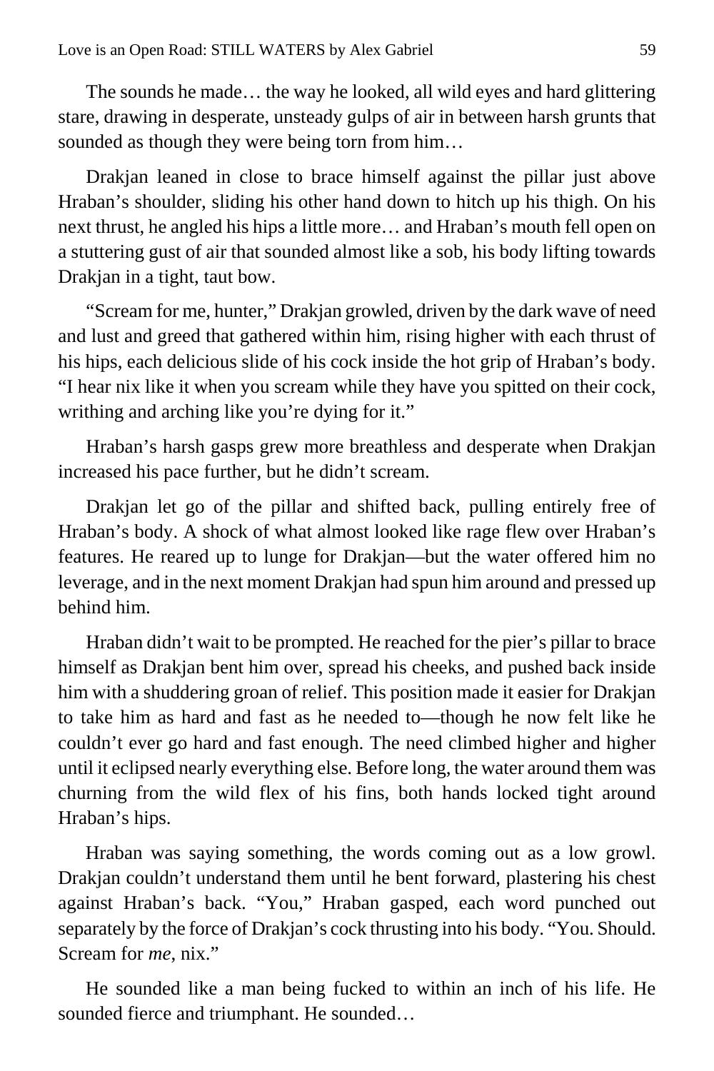The sounds he made… the way he looked, all wild eyes and hard glittering stare, drawing in desperate, unsteady gulps of air in between harsh grunts that sounded as though they were being torn from him…

Drakjan leaned in close to brace himself against the pillar just above Hraban's shoulder, sliding his other hand down to hitch up his thigh. On his next thrust, he angled his hips a little more… and Hraban's mouth fell open on a stuttering gust of air that sounded almost like a sob, his body lifting towards Drakjan in a tight, taut bow.

"Scream for me, hunter," Drakjan growled, driven by the dark wave of need and lust and greed that gathered within him, rising higher with each thrust of his hips, each delicious slide of his cock inside the hot grip of Hraban's body. "I hear nix like it when you scream while they have you spitted on their cock, writhing and arching like you're dying for it."

Hraban's harsh gasps grew more breathless and desperate when Drakjan increased his pace further, but he didn't scream.

Drakjan let go of the pillar and shifted back, pulling entirely free of Hraban's body. A shock of what almost looked like rage flew over Hraban's features. He reared up to lunge for Drakjan—but the water offered him no leverage, and in the next moment Drakjan had spun him around and pressed up behind him.

Hraban didn't wait to be prompted. He reached for the pier's pillar to brace himself as Drakjan bent him over, spread his cheeks, and pushed back inside him with a shuddering groan of relief. This position made it easier for Drakjan to take him as hard and fast as he needed to—though he now felt like he couldn't ever go hard and fast enough. The need climbed higher and higher until it eclipsed nearly everything else. Before long, the water around them was churning from the wild flex of his fins, both hands locked tight around Hraban's hips.

Hraban was saying something, the words coming out as a low growl. Drakjan couldn't understand them until he bent forward, plastering his chest against Hraban's back. "You," Hraban gasped, each word punched out separately by the force of Drakjan's cock thrusting into his body. "You. Should. Scream for *me*, nix."

He sounded like a man being fucked to within an inch of his life. He sounded fierce and triumphant. He sounded…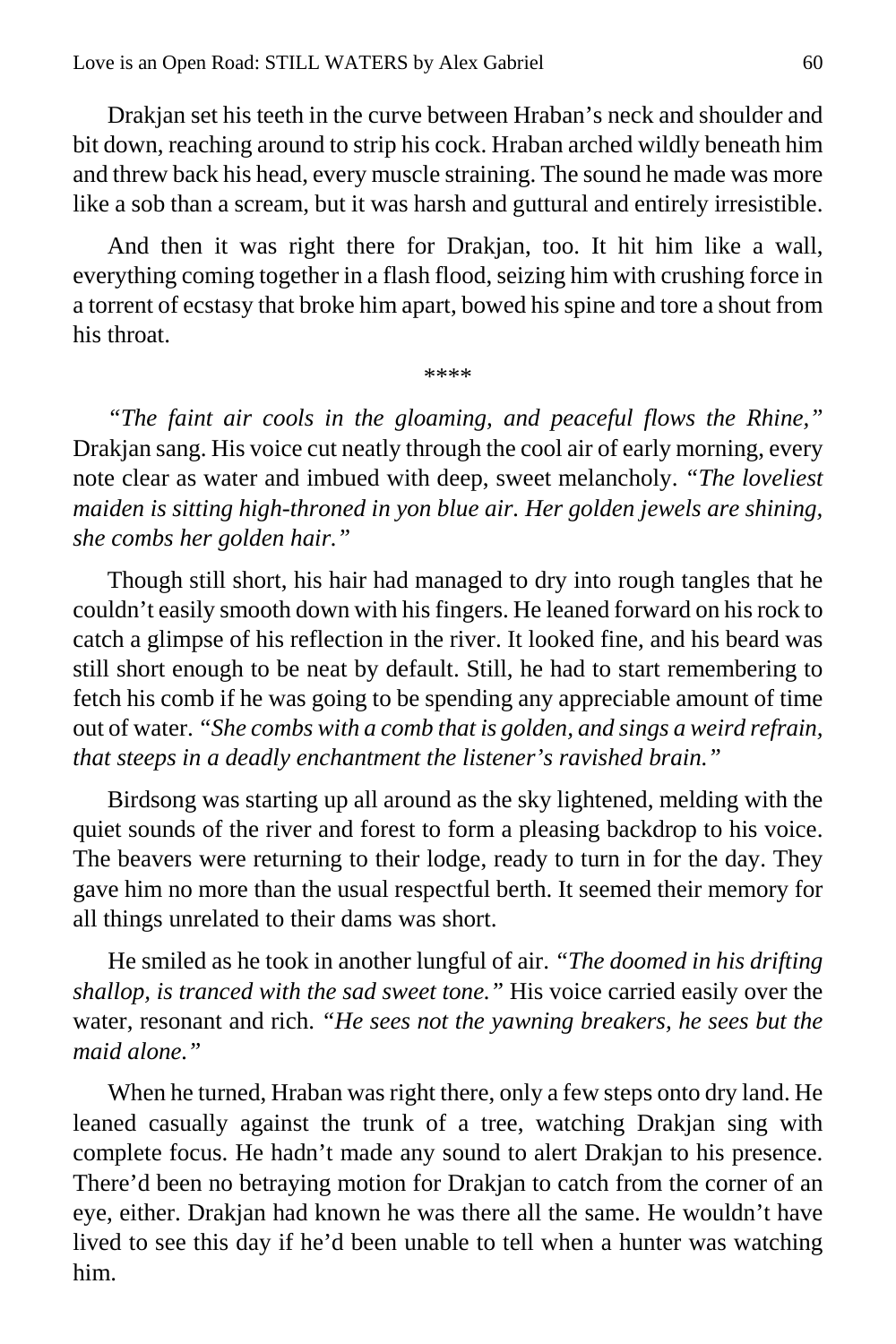Drakjan set his teeth in the curve between Hraban's neck and shoulder and bit down, reaching around to strip his cock. Hraban arched wildly beneath him and threw back his head, every muscle straining. The sound he made was more like a sob than a scream, but it was harsh and guttural and entirely irresistible.

And then it was right there for Drakjan, too. It hit him like a wall, everything coming together in a flash flood, seizing him with crushing force in a torrent of ecstasy that broke him apart, bowed his spine and tore a shout from his throat.

****

*"The faint air cools in the gloaming, and peaceful flows the Rhine,"* Drakjan sang. His voice cut neatly through the cool air of early morning, every note clear as water and imbued with deep, sweet melancholy. *"The loveliest maiden is sitting high-throned in yon blue air. Her golden jewels are shining, she combs her golden hair."*

Though still short, his hair had managed to dry into rough tangles that he couldn't easily smooth down with his fingers. He leaned forward on his rock to catch a glimpse of his reflection in the river. It looked fine, and his beard was still short enough to be neat by default. Still, he had to start remembering to fetch his comb if he was going to be spending any appreciable amount of time out of water. *"She combs with a comb that is golden, and sings a weird refrain, that steeps in a deadly enchantment the listener's ravished brain."*

Birdsong was starting up all around as the sky lightened, melding with the quiet sounds of the river and forest to form a pleasing backdrop to his voice. The beavers were returning to their lodge, ready to turn in for the day. They gave him no more than the usual respectful berth. It seemed their memory for all things unrelated to their dams was short.

He smiled as he took in another lungful of air. *"The doomed in his drifting shallop, is tranced with the sad sweet tone."* His voice carried easily over the water, resonant and rich. *"He sees not the yawning breakers, he sees but the maid alone."*

When he turned, Hraban was right there, only a few steps onto dry land. He leaned casually against the trunk of a tree, watching Drakjan sing with complete focus. He hadn't made any sound to alert Drakjan to his presence. There'd been no betraying motion for Drakjan to catch from the corner of an eye, either. Drakjan had known he was there all the same. He wouldn't have lived to see this day if he'd been unable to tell when a hunter was watching him.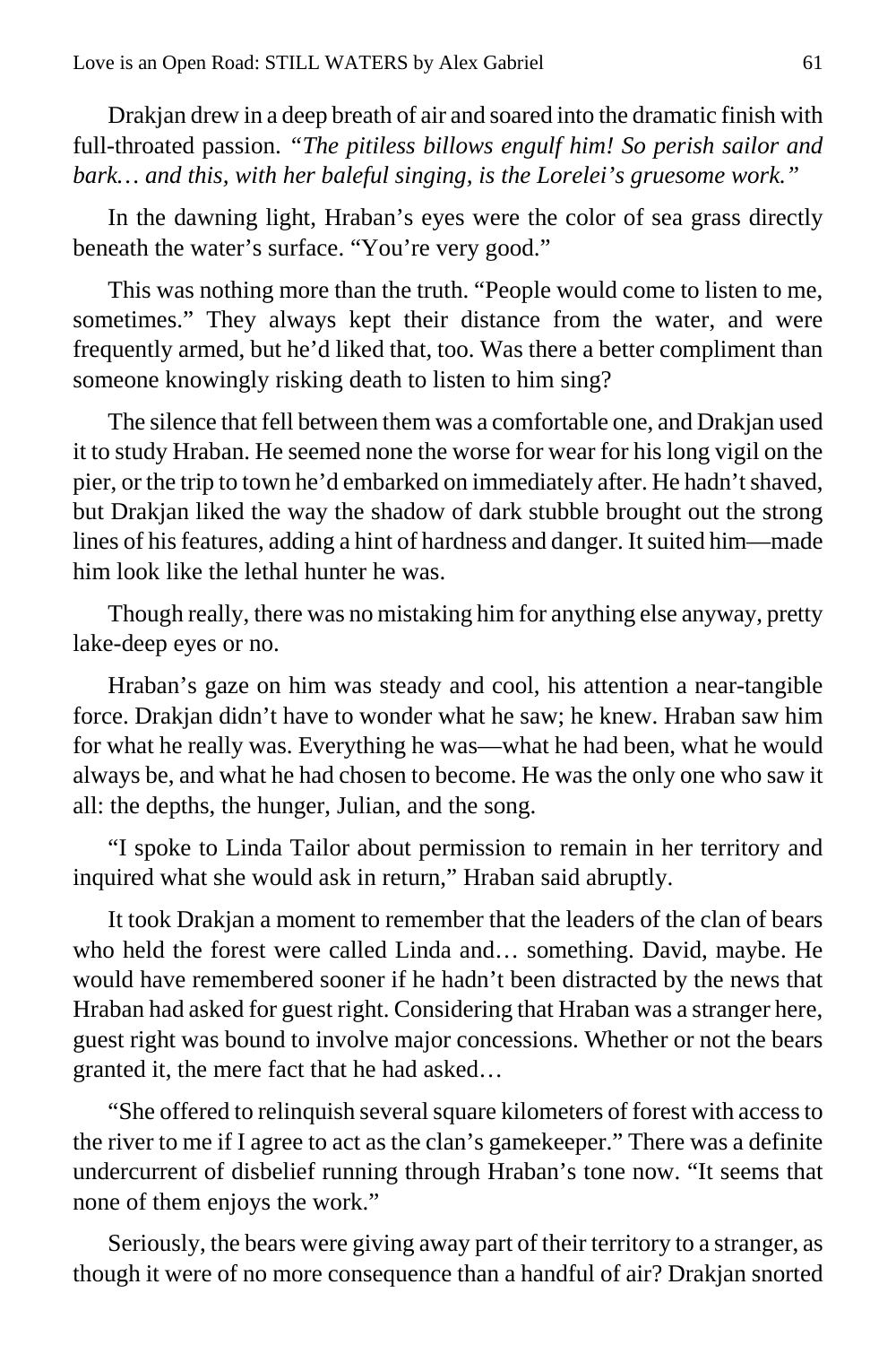Drakjan drew in a deep breath of air and soared into the dramatic finish with full-throated passion. *"The pitiless billows engulf him! So perish sailor and bark… and this, with her baleful singing, is the Lorelei's gruesome work."*

In the dawning light, Hraban's eyes were the color of sea grass directly beneath the water's surface. "You're very good."

This was nothing more than the truth. "People would come to listen to me, sometimes." They always kept their distance from the water, and were frequently armed, but he'd liked that, too. Was there a better compliment than someone knowingly risking death to listen to him sing?

The silence that fell between them was a comfortable one, and Drakjan used it to study Hraban. He seemed none the worse for wear for his long vigil on the pier, or the trip to town he'd embarked on immediately after. He hadn't shaved, but Drakjan liked the way the shadow of dark stubble brought out the strong lines of his features, adding a hint of hardness and danger. It suited him—made him look like the lethal hunter he was.

Though really, there was no mistaking him for anything else anyway, pretty lake-deep eyes or no.

Hraban's gaze on him was steady and cool, his attention a near-tangible force. Drakjan didn't have to wonder what he saw; he knew. Hraban saw him for what he really was. Everything he was—what he had been, what he would always be, and what he had chosen to become. He was the only one who saw it all: the depths, the hunger, Julian, and the song.

"I spoke to Linda Tailor about permission to remain in her territory and inquired what she would ask in return," Hraban said abruptly.

It took Drakjan a moment to remember that the leaders of the clan of bears who held the forest were called Linda and… something. David, maybe. He would have remembered sooner if he hadn't been distracted by the news that Hraban had asked for guest right. Considering that Hraban was a stranger here, guest right was bound to involve major concessions. Whether or not the bears granted it, the mere fact that he had asked…

"She offered to relinquish several square kilometers of forest with access to the river to me if I agree to act as the clan's gamekeeper." There was a definite undercurrent of disbelief running through Hraban's tone now. "It seems that none of them enjoys the work."

Seriously, the bears were giving away part of their territory to a stranger, as though it were of no more consequence than a handful of air? Drakjan snorted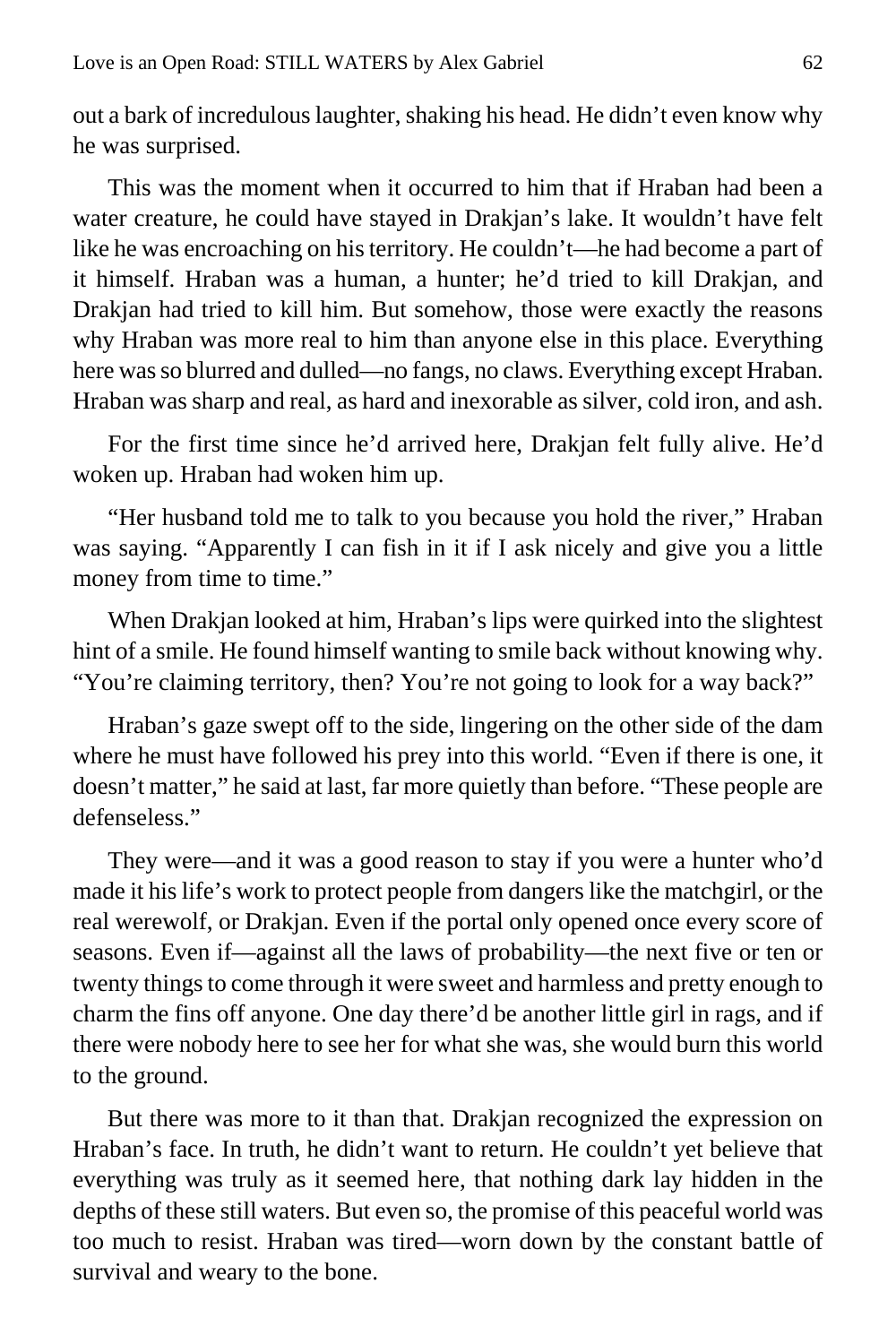out a bark of incredulous laughter, shaking his head. He didn't even know why he was surprised.

This was the moment when it occurred to him that if Hraban had been a water creature, he could have stayed in Drakjan's lake. It wouldn't have felt like he was encroaching on his territory. He couldn't—he had become a part of it himself. Hraban was a human, a hunter; he'd tried to kill Drakjan, and Drakjan had tried to kill him. But somehow, those were exactly the reasons why Hraban was more real to him than anyone else in this place. Everything here was so blurred and dulled—no fangs, no claws. Everything except Hraban. Hraban was sharp and real, as hard and inexorable as silver, cold iron, and ash.

For the first time since he'd arrived here, Drakjan felt fully alive. He'd woken up. Hraban had woken him up.

"Her husband told me to talk to you because you hold the river," Hraban was saying. "Apparently I can fish in it if I ask nicely and give you a little money from time to time."

When Drakjan looked at him, Hraban's lips were quirked into the slightest hint of a smile. He found himself wanting to smile back without knowing why. "You're claiming territory, then? You're not going to look for a way back?"

Hraban's gaze swept off to the side, lingering on the other side of the dam where he must have followed his prey into this world. "Even if there is one, it doesn't matter," he said at last, far more quietly than before. "These people are defenseless."

They were—and it was a good reason to stay if you were a hunter who'd made it his life's work to protect people from dangers like the matchgirl, or the real werewolf, or Drakjan. Even if the portal only opened once every score of seasons. Even if—against all the laws of probability—the next five or ten or twenty things to come through it were sweet and harmless and pretty enough to charm the fins off anyone. One day there'd be another little girl in rags, and if there were nobody here to see her for what she was, she would burn this world to the ground.

But there was more to it than that. Drakjan recognized the expression on Hraban's face. In truth, he didn't want to return. He couldn't yet believe that everything was truly as it seemed here, that nothing dark lay hidden in the depths of these still waters. But even so, the promise of this peaceful world was too much to resist. Hraban was tired—worn down by the constant battle of survival and weary to the bone.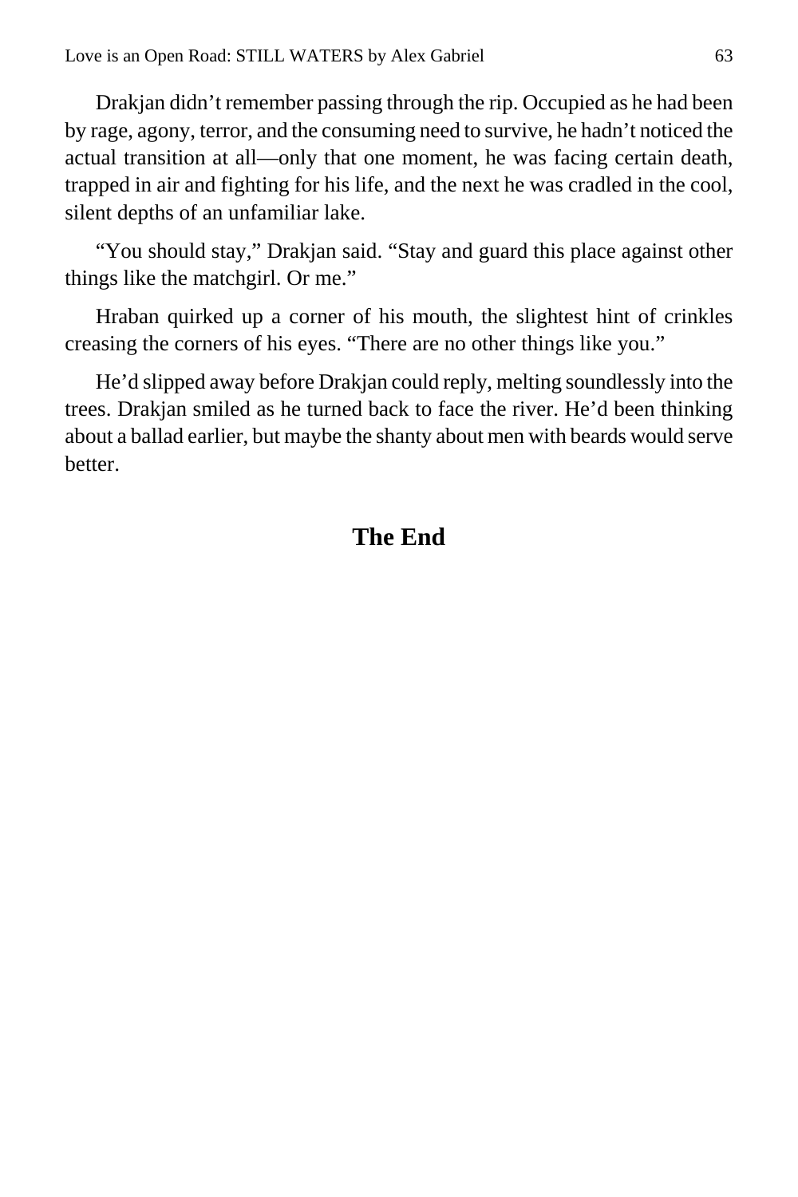Drakjan didn’t remember passing through the rip. Occupied as he had been by rage, agony, terror, and the consuming need to survive, he hadn’t noticed the actual transition at all—only that one moment, he was facing certain death, trapped in air and fighting for his life, and the next he was cradled in the cool, silent depths of an unfamiliar lake.

“You should stay,” Drakjan said. “Stay and guard this place against other things like the matchgirl. Or me.”

Hraban quirked up a corner of his mouth, the slightest hint of crinkles creasing the corners of his eyes. “There are no other things like you.”

He’d slipped away before Drakjan could reply, melting soundlessly into the trees. Drakjan smiled as he turned back to face the river. He’d been thinking about a ballad earlier, but maybe the shanty about men with beards would serve better.

## The End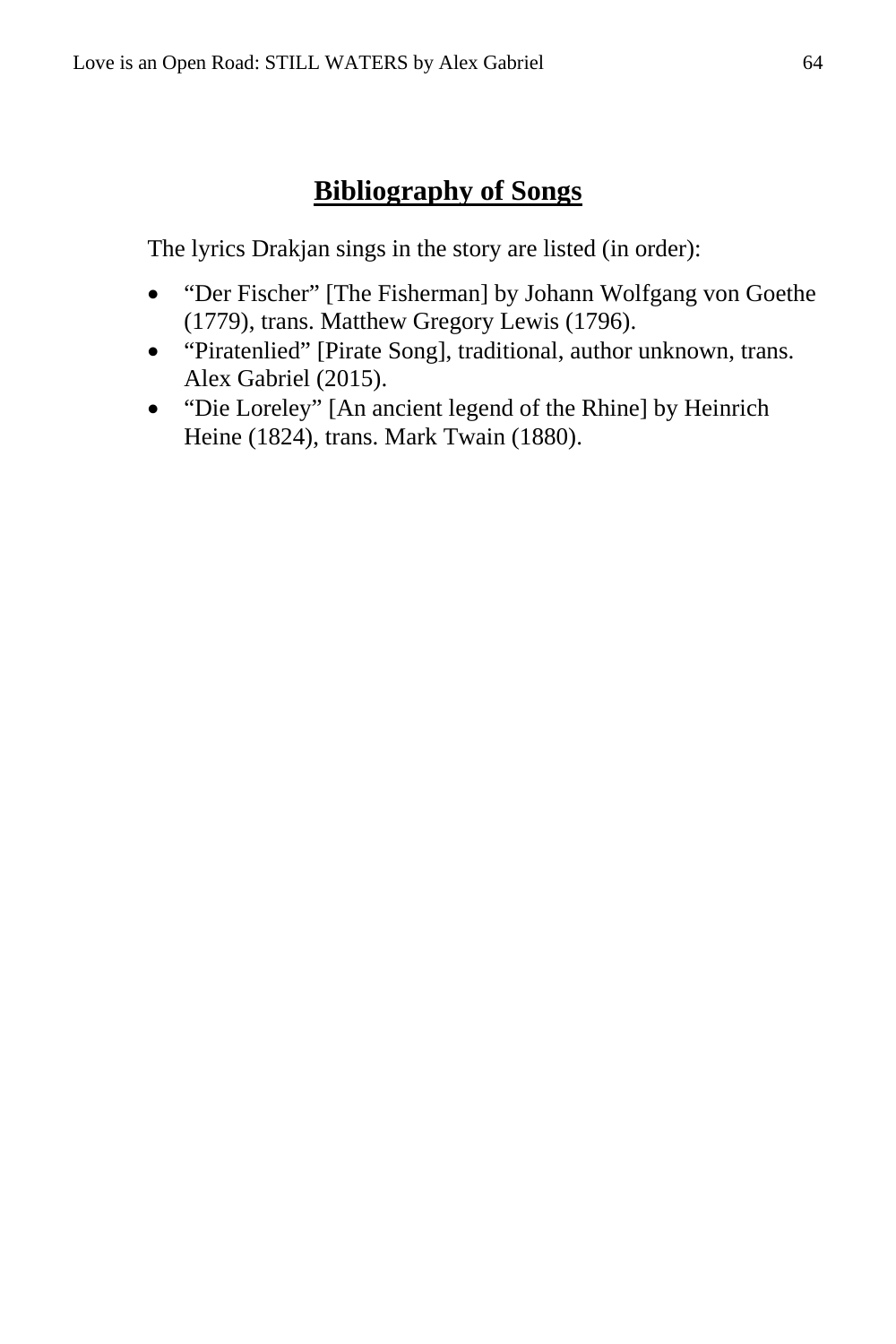## Bibliography of Songs

The lyrics Drakjan sings in the story are listed (in order):

- "Der Fischer" [The Fisherman] by Johann Wolfgang von Goethe (1779), trans. Matthew Gregory Lewis (1796).
- "Piratenlied" [Pirate Song], traditional, author unknown, trans. Alex Gabriel (2015).
- "Die Loreley" [An ancient legend of the Rhine] by Heinrich Heine (1824), trans. Mark Twain (1880).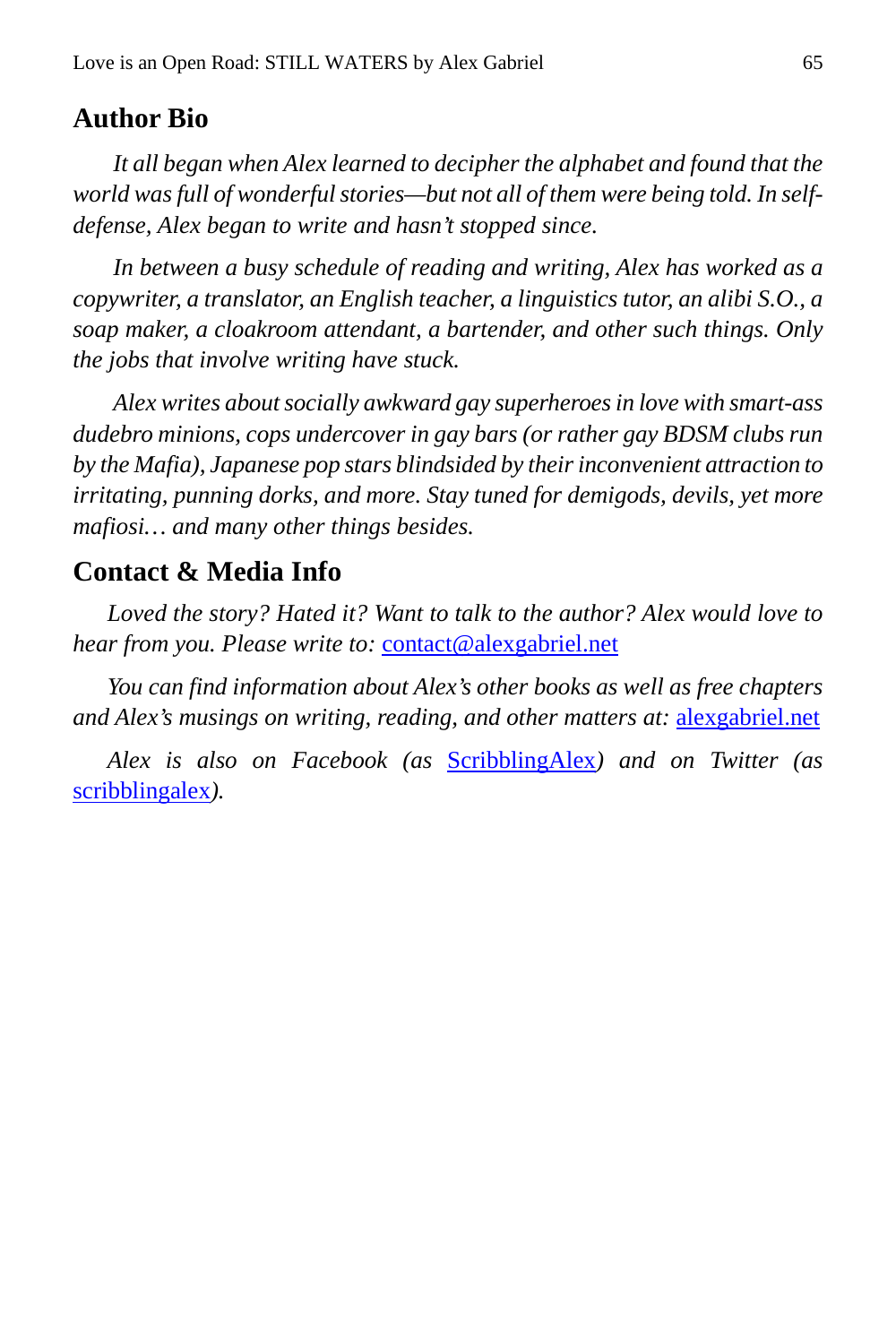## Author Bio

*It all began when Alex learned to decipher the alphabet and found that the world was full of wonderful stories—but not all of them were being told. In self-defense, Alex began to write and hasn't stopped since.*

*In between a busy schedule of reading and writing, Alex has worked as a copywriter, a translator, an English teacher, a linguistics tutor, an alibi S.O., a soap maker, a cloakroom attendant, a bartender, and other such things. Only the jobs that involve writing have stuck.*

*Alex writes about socially awkward gay superheroes in love with smart-ass dudebro minions, cops undercover in gay bars (or rather gay BDSM clubs run by the Mafia), Japanese pop stars blindsided by their inconvenient attraction to irritating, punning dorks, and more. Stay tuned for demigods, devils, yet more mafiosi… and many other things besides.*

## Contact & Media Info

*Loved the story? Hated it? Want to talk to the author? Alex would love to hear from you. Please write to:* contact@alexgabriel.net

*You can find information about Alex's other books as well as free chapters and Alex's musings on writing, reading, and other matters at:* alexgabriel.net

*Alex is also on Facebook (as* ScribblingAlex*) and on Twitter (as* scribblingalex*).*